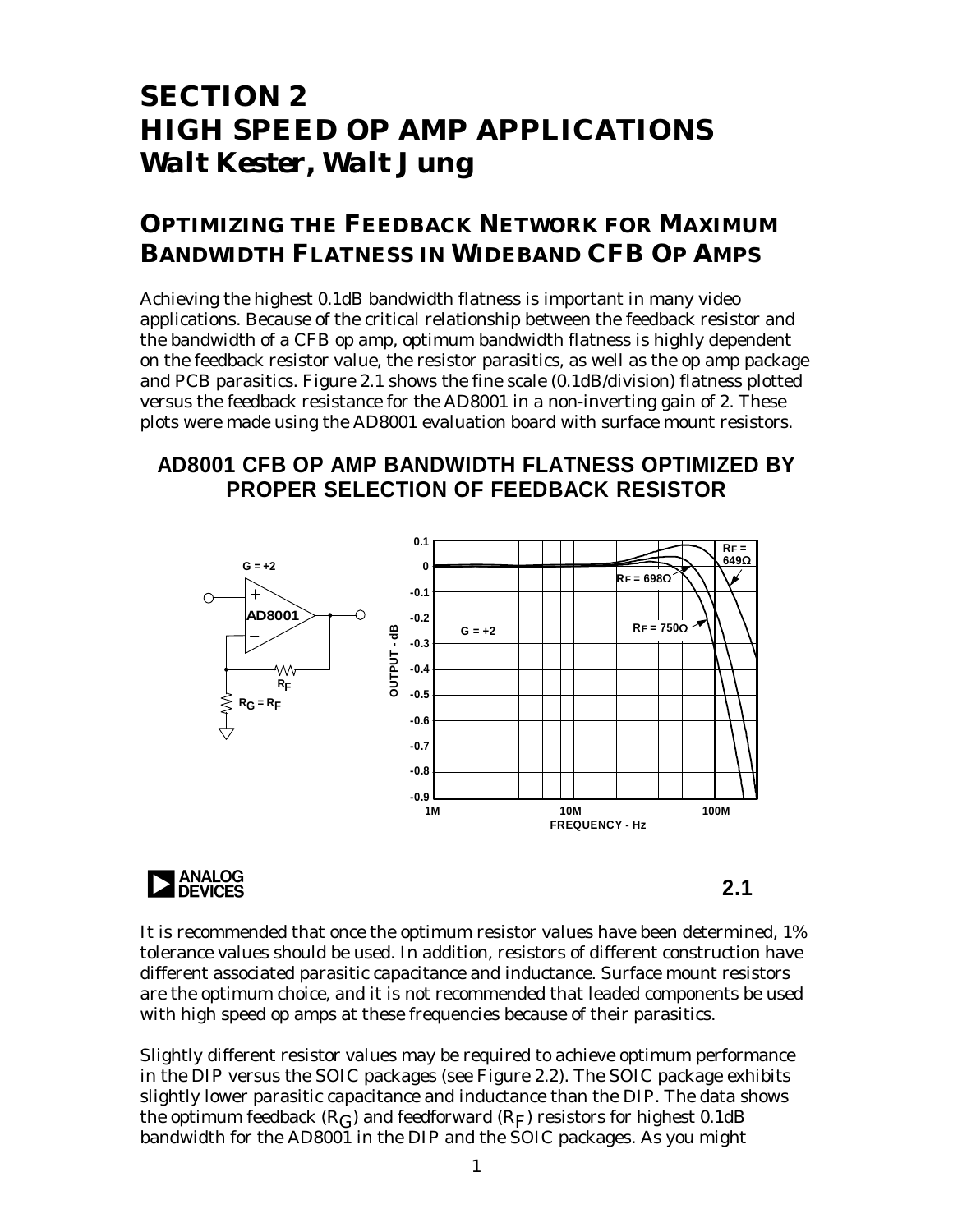# SECTION 2
# HIGH SPEED OP AMP APPLICATIONS
# *Walt Kester, Walt Jung*

## OPTIMIZING THE FEEDBACK NETWORK FOR MAXIMUM BANDWIDTH FLATNESS IN WIDEBAND CFB OP AMPS

Achieving the highest 0.1dB bandwidth flatness is important in many video applications. Because of the critical relationship between the feedback resistor and the bandwidth of a CFB op amp, optimum bandwidth flatness is highly dependent on the feedback resistor value, the resistor parasitics, as well as the op amp package and PCB parasitics. Figure 2.1 shows the fine scale (0.1dB/division) flatness plotted versus the feedback resistance for the AD8001 in a non-inverting gain of 2. These plots were made using the AD8001 evaluation board with surface mount resistors.

**AD8001 CFB OP AMP BANDWIDTH FLATNESS OPTIMIZED BY PROPER SELECTION OF FEEDBACK RESISTOR**

**2.1**

It is recommended that once the optimum resistor values have been determined, 1% tolerance values should be used. In addition, resistors of different construction have different associated parasitic capacitance and inductance. Surface mount resistors are the optimum choice, and it is not recommended that leaded components be used with high speed op amps at these frequencies because of their parasitics.

Slightly different resistor values may be required to achieve optimum performance in the DIP versus the SOIC packages (see Figure 2.2). The SOIC package exhibits slightly lower parasitic capacitance and inductance than the DIP. The data shows the optimum feedback ($R_G$) and feedforward ($R_F$) resistors for highest 0.1dB bandwidth for the AD8001 in the DIP and the SOIC packages. As you might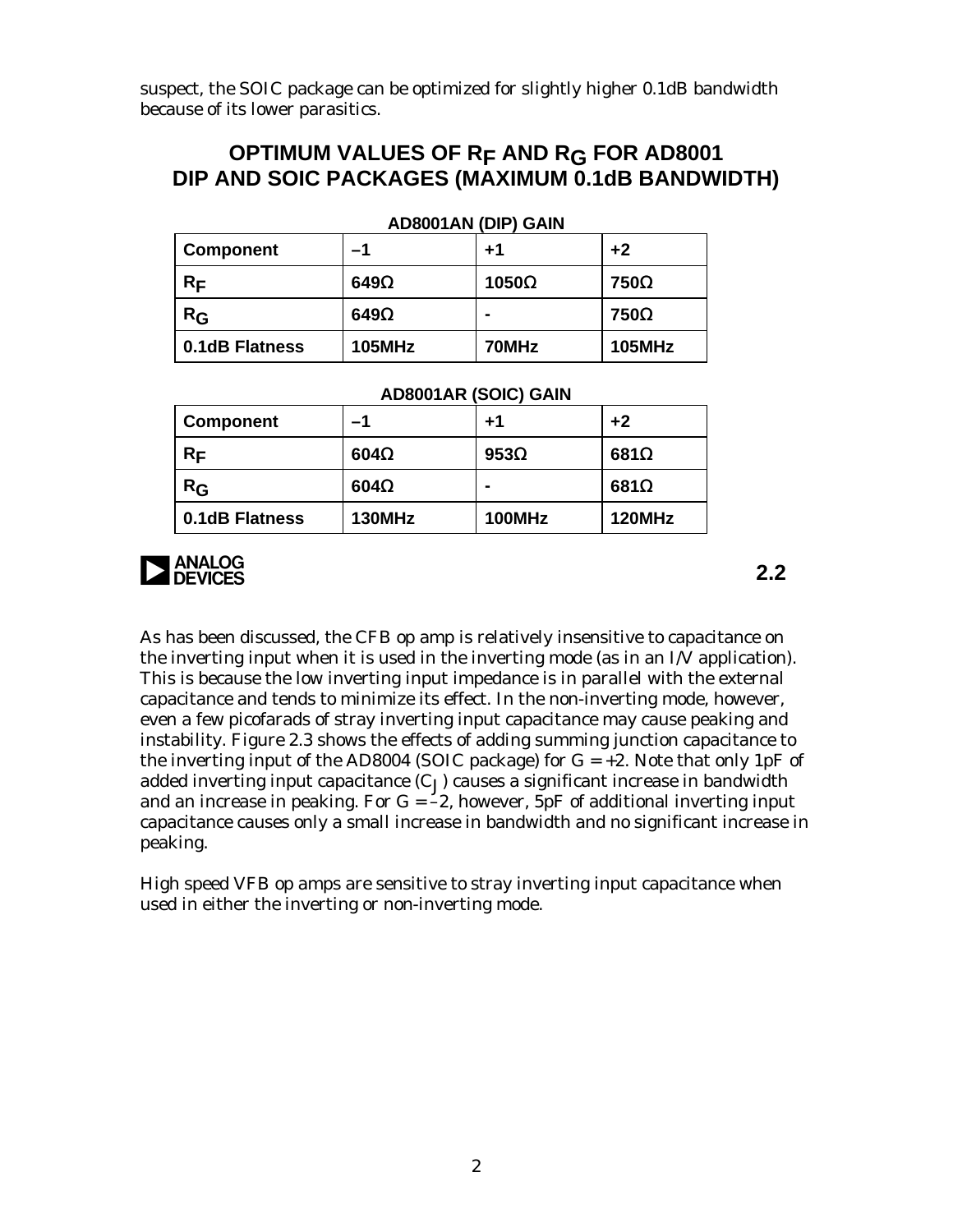suspect, the SOIC package can be optimized for slightly higher 0.1dB bandwidth because of its lower parasitics.

## OPTIMUM VALUES OF $R_F$ AND $R_G$ FOR AD8001 DIP AND SOIC PACKAGES (MAXIMUM 0.1dB BANDWIDTH)

**AD8001AN (DIP) GAIN**

| Component | –1 | +1 | +2 |
|---|---|---|---|
| $R_F$ | 649Ω | 1050Ω | 750Ω |
| $R_G$ | 649Ω | - | 750Ω |
| 0.1dB Flatness | 105MHz | 70MHz | 105MHz |

**AD8001AR (SOIC) GAIN**

| Component | –1 | +1 | +2 |
|---|---|---|---|
| $R_F$ | 604Ω | 953Ω | 681Ω |
| $R_G$ | 604Ω | - | 681Ω |
| 0.1dB Flatness | 130MHz | 100MHz | 120MHz |

ANALOG DEVICES

**2.2**

As has been discussed, the CFB op amp is relatively insensitive to capacitance on the inverting input when it is used in the inverting mode (as in an I/V application). This is because the low inverting input impedance is in parallel with the external capacitance and tends to minimize its effect. In the non-inverting mode, however, even a few picofarads of stray inverting input capacitance may cause peaking and instability. Figure 2.3 shows the effects of adding summing junction capacitance to the inverting input of the AD8004 (SOIC package) for G = +2. Note that only 1pF of added inverting input capacitance ($C_J$) causes a significant increase in bandwidth and an increase in peaking. For G = –2, however, 5pF of additional inverting input capacitance causes only a small increase in bandwidth and no significant increase in peaking.

High speed VFB op amps are sensitive to stray inverting input capacitance when used in either the inverting or non-inverting mode.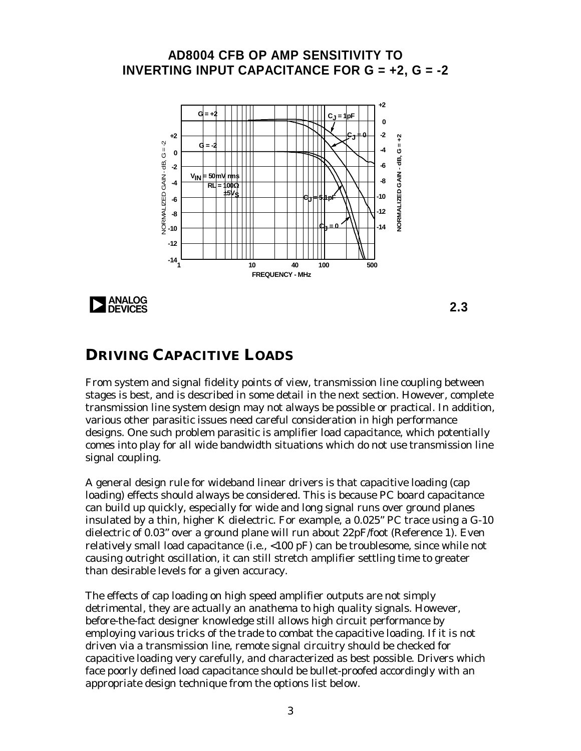## AD8004 CFB OP AMP SENSITIVITY TO INVERTING INPUT CAPACITANCE FOR G = +2, G = -2

G = +2

G = -2

$C_J$ = 1pF

$C_J$ = 0

$C_J$ = 5.1pF

$C_J$ = 0

$V_{IN}$ = 50mV rms
RL = 100Ω
±5$V_S$

NORMALIZED GAIN - dB, G = -2

NORMALIZED GAIN - dB, G = +2

FREQUENCY - MHz

2.3

# DRIVING CAPACITIVE LOADS

From system and signal fidelity points of view, transmission line coupling between stages is best, and is described in some detail in the next section. However, complete transmission line system design may not always be possible or practical. In addition, various other parasitic issues need careful consideration in high performance designs. One such problem parasitic is amplifier load capacitance, which potentially comes into play for all wide bandwidth situations which do not use transmission line signal coupling.

A general design rule for wideband linear drivers is that capacitive loading (cap loading) effects should always be considered. This is because PC board capacitance can build up quickly, especially for wide and long signal runs over ground planes insulated by a thin, higher K dielectric. For example, a 0.025" PC trace using a G-10 dielectric of 0.03" over a ground plane will run about 22pF/foot (Reference 1). Even relatively small load capacitance (i.e., <100 pF) can be troublesome, since while not causing outright oscillation, it can still stretch amplifier settling time to greater than desirable levels for a given accuracy.

The effects of cap loading on high speed amplifier outputs are not simply detrimental, they are actually an anathema to high quality signals. However, before-the-fact designer knowledge still allows high circuit performance by employing various tricks of the trade to combat the capacitive loading. If it is not driven via a transmission line, remote signal circuitry should be checked for capacitive loading very carefully, and characterized as best possible. Drivers which face poorly defined load capacitance should be bullet-proofed accordingly with an appropriate design technique from the options list below.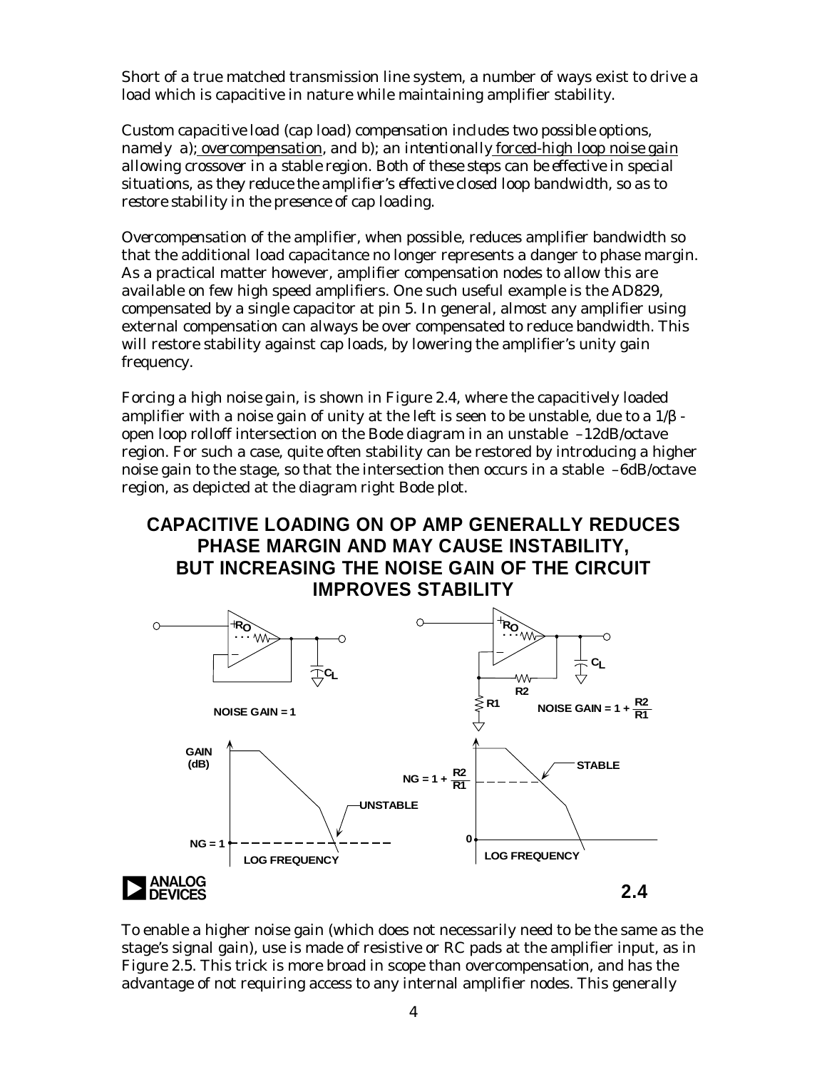Short of a true matched transmission line system, a number of ways exist to drive a load which is capacitive in nature while maintaining amplifier stability.

Custom capacitive load (cap load) compensation includes two possible options, namely a); overcompensation, and b); an intentionally forced-high loop noise gain allowing crossover in a stable region. Both of these steps can be effective in special situations, as they reduce the amplifier's effective closed loop bandwidth, so as to restore stability in the presence of cap loading.

Overcompensation of the amplifier, when possible, reduces amplifier bandwidth so that the additional load capacitance no longer represents a danger to phase margin. As a practical matter however, amplifier compensation nodes to allow this are available on few high speed amplifiers. One such useful example is the AD829, compensated by a single capacitor at pin 5. In general, almost any amplifier using external compensation can always be over compensated to reduce bandwidth. This will restore stability against cap loads, by lowering the amplifier's unity gain frequency.

Forcing a high noise gain, is shown in Figure 2.4, where the capacitively loaded amplifier with a noise gain of unity at the left is seen to be unstable, due to a $1/\beta$ - open loop rolloff intersection on the Bode diagram in an unstable –12dB/octave region. For such a case, quite often stability can be restored by introducing a higher noise gain to the stage, so that the intersection then occurs in a stable –6dB/octave region, as depicted at the diagram right Bode plot.

**CAPACITIVE LOADING ON OP AMP GENERALLY REDUCES PHASE MARGIN AND MAY CAUSE INSTABILITY, BUT INCREASING THE NOISE GAIN OF THE CIRCUIT IMPROVES STABILITY**

NOISE GAIN = 1

NOISE GAIN = $1 + \frac{R2}{R1}$

Figure 2.4

To enable a higher noise gain (which does not necessarily need to be the same as the stage's signal gain), use is made of resistive or RC pads at the amplifier input, as in Figure 2.5. This trick is more broad in scope than overcompensation, and has the advantage of not requiring access to any internal amplifier nodes. This generally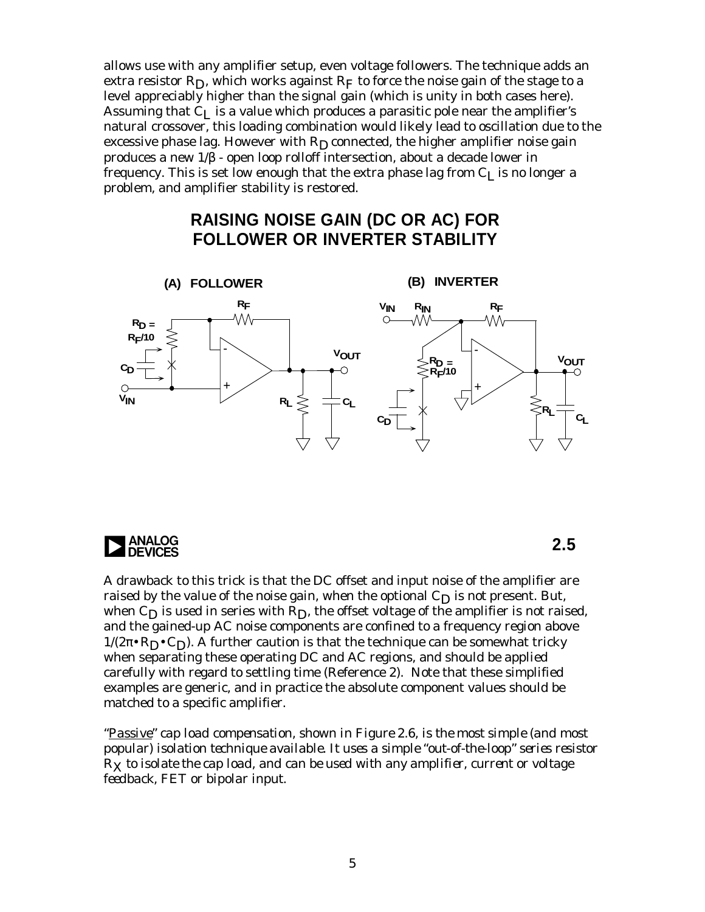allows use with any amplifier setup, even voltage followers. The technique adds an extra resistor $R_D$, which works against $R_F$ to force the noise gain of the stage to a level appreciably higher than the signal gain (which is unity in both cases here). Assuming that $C_L$ is a value which produces a parasitic pole near the amplifier's natural crossover, this loading combination would likely lead to oscillation due to the excessive phase lag. However with $R_D$ connected, the higher amplifier noise gain produces a new $1/\beta$ - open loop rolloff intersection, about a decade lower in frequency. This is set low enough that the extra phase lag from $C_L$ is no longer a problem, and amplifier stability is restored.

## RAISING NOISE GAIN (DC OR AC) FOR FOLLOWER OR INVERTER STABILITY

(A) FOLLOWER

(B) INVERTER

$R_F$, $R_D = R_F/10$, $C_D$, $V_{IN}$, $R_L$, $C_L$, $V_{OUT}$, $R_{IN}$

2.5

A drawback to this trick is that the DC offset and input noise of the amplifier are raised by the value of the noise gain, when the optional $C_D$ is not present. But, when $C_D$ is used in series with $R_D$, the offset voltage of the amplifier is not raised, and the gained-up AC noise components are confined to a frequency region above $1/(2\pi \bullet R_D \bullet C_D)$. A further caution is that the technique can be somewhat tricky when separating these operating DC and AC regions, and should be applied carefully with regard to settling time (Reference 2). Note that these simplified examples are generic, and in practice the absolute component values should be matched to a specific amplifier.

"Passive" cap load compensation, shown in Figure 2.6, is the most simple (and most popular) isolation technique available. It uses a simple "out-of-the-loop" series resistor $R_X$ to isolate the cap load, and can be used with any amplifier, current or voltage feedback, FET or bipolar input.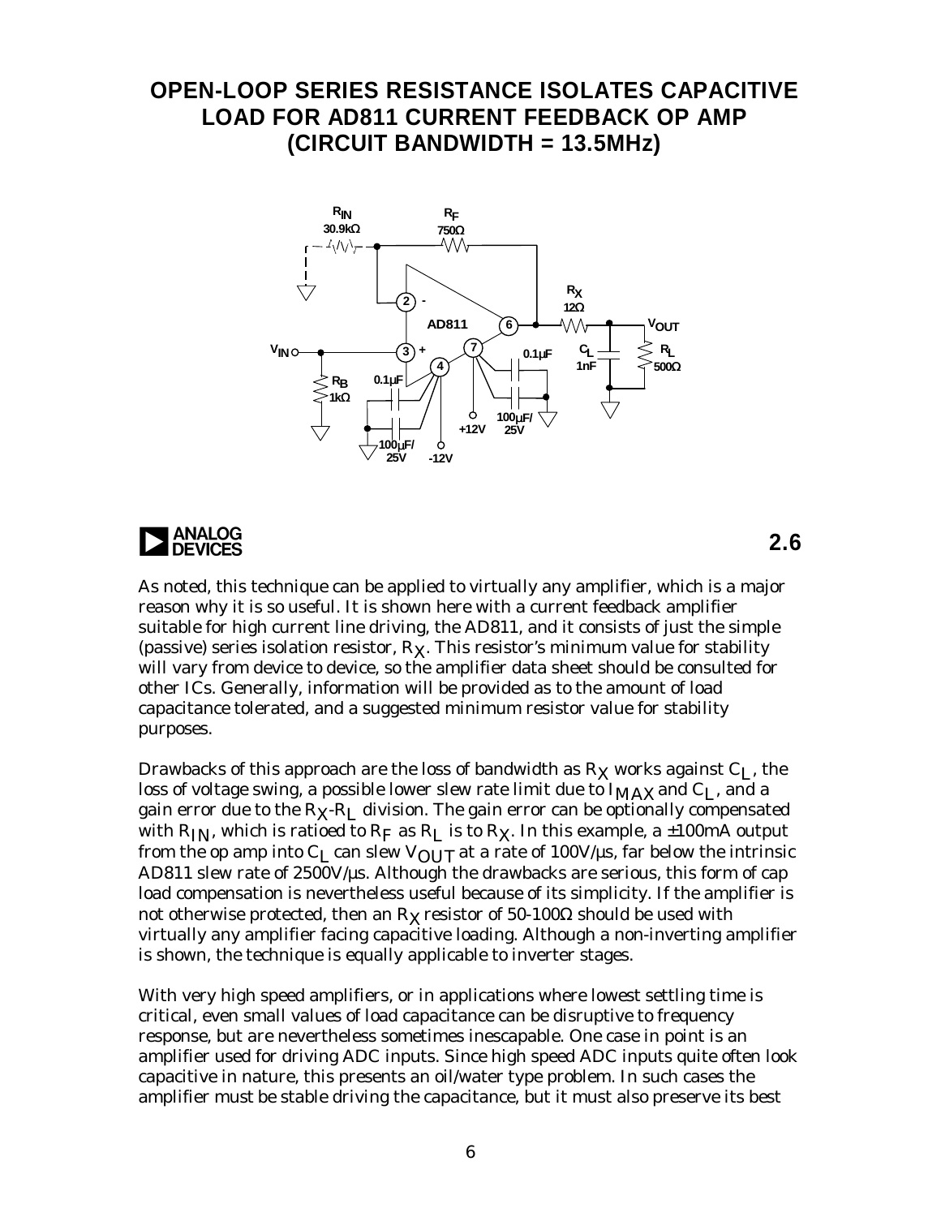## OPEN-LOOP SERIES RESISTANCE ISOLATES CAPACITIVE LOAD FOR AD811 CURRENT FEEDBACK OP AMP (CIRCUIT BANDWIDTH = 13.5MHz)

As noted, this technique can be applied to virtually any amplifier, which is a major reason why it is so useful. It is shown here with a current feedback amplifier suitable for high current line driving, the AD811, and it consists of just the simple (passive) series isolation resistor, $R_X$. This resistor's minimum value for stability will vary from device to device, so the amplifier data sheet should be consulted for other ICs. Generally, information will be provided as to the amount of load capacitance tolerated, and a suggested minimum resistor value for stability purposes.

Drawbacks of this approach are the loss of bandwidth as $R_X$ works against $C_L$, the loss of voltage swing, a possible lower slew rate limit due to $I_{MAX}$ and $C_L$, and a gain error due to the $R_X$-$R_L$ division. The gain error can be optionally compensated with $R_{IN}$, which is ratioed to $R_F$ as $R_L$ is to $R_X$. In this example, a ±100mA output from the op amp into $C_L$ can slew $V_{OUT}$ at a rate of 100V/µs, far below the intrinsic AD811 slew rate of 2500V/µs. Although the drawbacks are serious, this form of cap load compensation is nevertheless useful because of its simplicity. If the amplifier is not otherwise protected, then an $R_X$ resistor of 50-100Ω should be used with virtually any amplifier facing capacitive loading. Although a non-inverting amplifier is shown, the technique is equally applicable to inverter stages.

With very high speed amplifiers, or in applications where lowest settling time is critical, even small values of load capacitance can be disruptive to frequency response, but are nevertheless sometimes inescapable. One case in point is an amplifier used for driving ADC inputs. Since high speed ADC inputs quite often look capacitive in nature, this presents an oil/water type problem. In such cases the amplifier must be stable driving the capacitance, but it must also preserve its best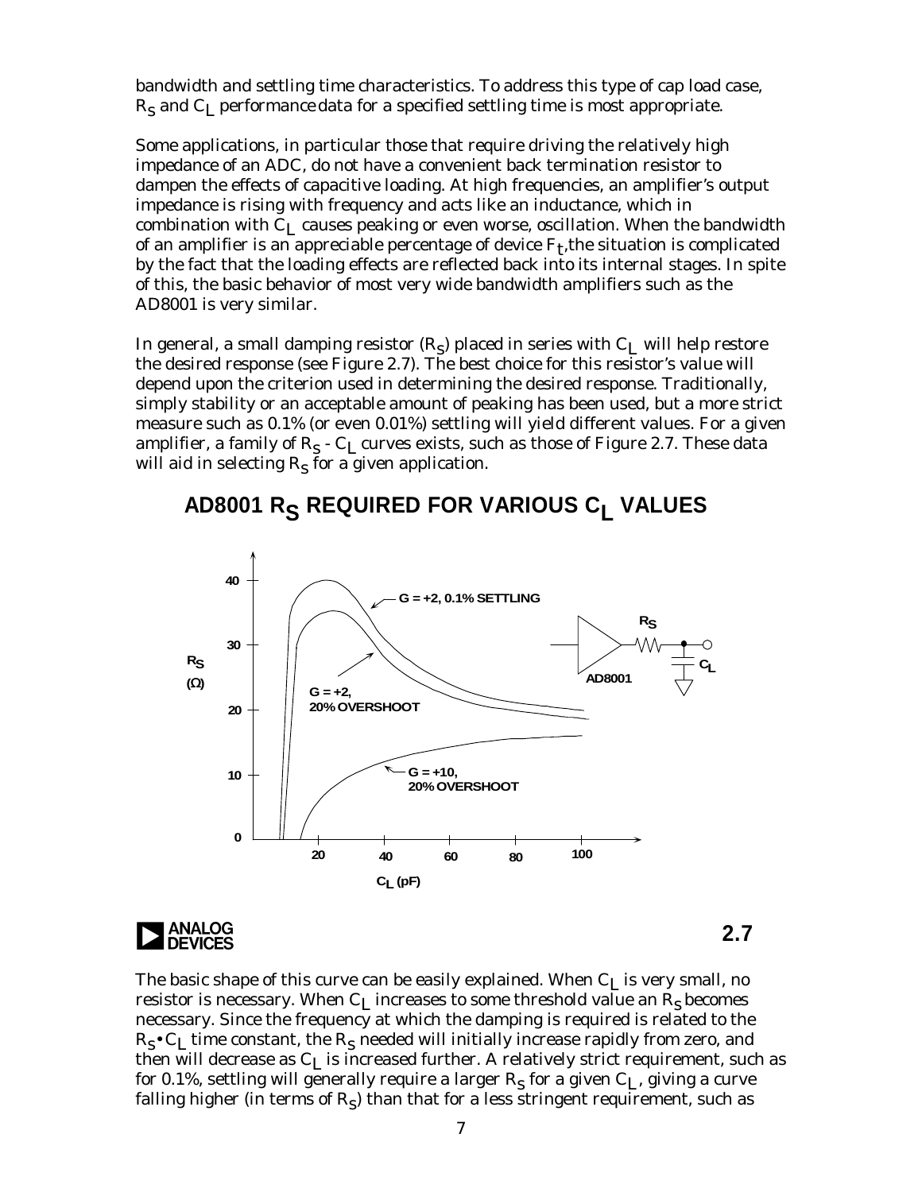bandwidth and settling time characteristics. To address this type of cap load case, $R_S$ and $C_L$ performance data for a specified settling time is most appropriate.

Some applications, in particular those that require driving the relatively high impedance of an ADC, do not have a convenient back termination resistor to dampen the effects of capacitive loading. At high frequencies, an amplifier's output impedance is rising with frequency and acts like an inductance, which in combination with $C_L$ causes peaking or even worse, oscillation. When the bandwidth of an amplifier is an appreciable percentage of device $F_t$, the situation is complicated by the fact that the loading effects are reflected back into its internal stages. In spite of this, the basic behavior of most very wide bandwidth amplifiers such as the AD8001 is very similar.

In general, a small damping resistor ($R_S$) placed in series with $C_L$ will help restore the desired response (see Figure 2.7). The best choice for this resistor's value will depend upon the criterion used in determining the desired response. Traditionally, simply stability or an acceptable amount of peaking has been used, but a more strict measure such as 0.1% (or even 0.01%) settling will yield different values. For a given amplifier, a family of $R_S$ - $C_L$ curves exists, such as those of Figure 2.7. These data will aid in selecting $R_S$ for a given application.

**AD8001 $R_S$ REQUIRED FOR VARIOUS $C_L$ VALUES**

2.7

The basic shape of this curve can be easily explained. When $C_L$ is very small, no resistor is necessary. When $C_L$ increases to some threshold value an $R_S$ becomes necessary. Since the frequency at which the damping is required is related to the $R_S \bullet C_L$ time constant, the $R_S$ needed will initially increase rapidly from zero, and then will decrease as $C_L$ is increased further. A relatively strict requirement, such as for 0.1%, settling will generally require a larger $R_S$ for a given $C_L$, giving a curve falling higher (in terms of $R_S$) than that for a less stringent requirement, such as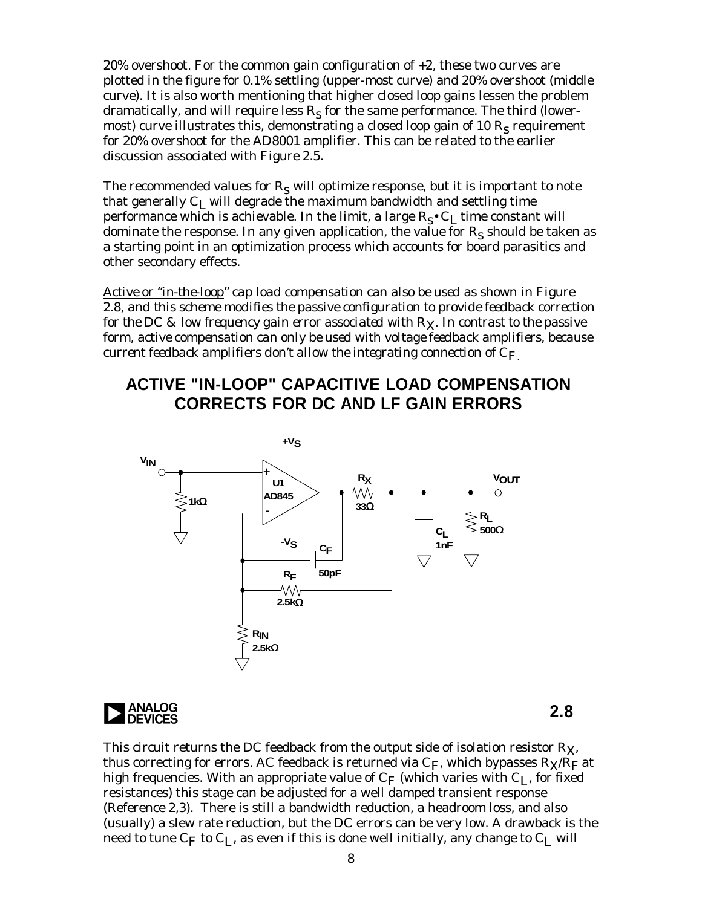20% overshoot. For the common gain configuration of +2, these two curves are plotted in the figure for 0.1% settling (upper-most curve) and 20% overshoot (middle curve). It is also worth mentioning that higher closed loop gains lessen the problem dramatically, and will require less $R_S$ for the same performance. The third (lower-most) curve illustrates this, demonstrating a closed loop gain of 10 $R_S$ requirement for 20% overshoot for the AD8001 amplifier. This can be related to the earlier discussion associated with Figure 2.5.

The recommended values for $R_S$ will optimize response, but it is important to note that generally $C_L$ will degrade the maximum bandwidth and settling time performance which is achievable. In the limit, a large $R_S \cdot C_L$ time constant will dominate the response. In any given application, the value for $R_S$ should be taken as a starting point in an optimization process which accounts for board parasitics and other secondary effects.

Active or "in-the-loop" cap load compensation can also be used as shown in Figure 2.8, and this scheme modifies the passive configuration to provide feedback correction for the DC & low frequency gain error associated with $R_X$. In contrast to the passive form, active compensation can only be used with voltage feedback amplifiers, because current feedback amplifiers don't allow the integrating connection of $C_F$.

## ACTIVE "IN-LOOP" CAPACITIVE LOAD COMPENSATION CORRECTS FOR DC AND LF GAIN ERRORS

2.8

This circuit returns the DC feedback from the output side of isolation resistor $R_X$, thus correcting for errors. AC feedback is returned via $C_F$, which bypasses $R_X/R_F$ at high frequencies. With an appropriate value of $C_F$ (which varies with $C_L$, for fixed resistances) this stage can be adjusted for a well damped transient response (Reference 2,3). There is still a bandwidth reduction, a headroom loss, and also (usually) a slew rate reduction, but the DC errors can be very low. A drawback is the need to tune $C_F$ to $C_L$, as even if this is done well initially, any change to $C_L$ will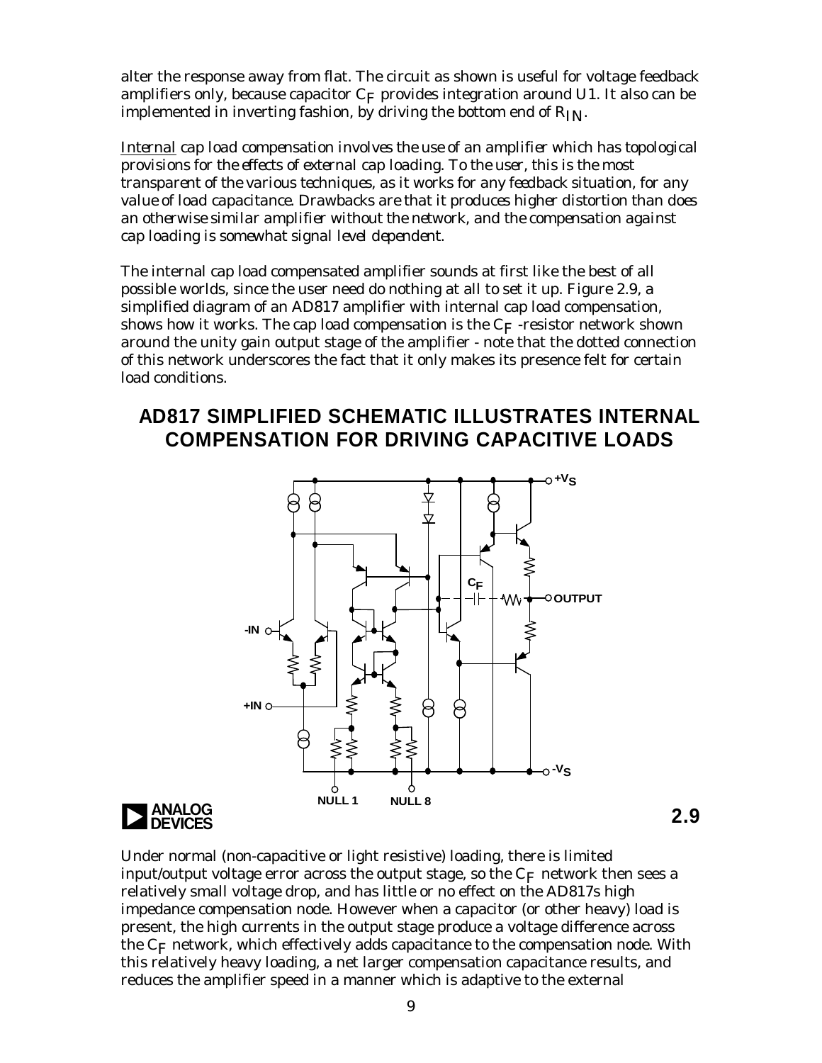alter the response away from flat. The circuit as shown is useful for voltage feedback amplifiers only, because capacitor $C_F$ provides integration around U1. It also can be implemented in inverting fashion, by driving the bottom end of $R_{IN}$.

Internal cap load compensation involves the use of an amplifier which has topological provisions for the effects of external cap loading. To the user, this is the most transparent of the various techniques, as it works for any feedback situation, for any value of load capacitance. Drawbacks are that it produces higher distortion than does an otherwise similar amplifier without the network, and the compensation against cap loading is somewhat signal level dependent.

The internal cap load compensated amplifier sounds at first like the best of all possible worlds, since the user need do nothing at all to set it up. Figure 2.9, a simplified diagram of an AD817 amplifier with internal cap load compensation, shows how it works. The cap load compensation is the $C_F$ -resistor network shown around the unity gain output stage of the amplifier - note that the dotted connection of this network underscores the fact that it only makes its presence felt for certain load conditions.

## AD817 SIMPLIFIED SCHEMATIC ILLUSTRATES INTERNAL COMPENSATION FOR DRIVING CAPACITIVE LOADS

2.9

Under normal (non-capacitive or light resistive) loading, there is limited input/output voltage error across the output stage, so the $C_F$ network then sees a relatively small voltage drop, and has little or no effect on the AD817s high impedance compensation node. However when a capacitor (or other heavy) load is present, the high currents in the output stage produce a voltage difference across the $C_F$ network, which effectively adds capacitance to the compensation node. With this relatively heavy loading, a net larger compensation capacitance results, and reduces the amplifier speed in a manner which is adaptive to the external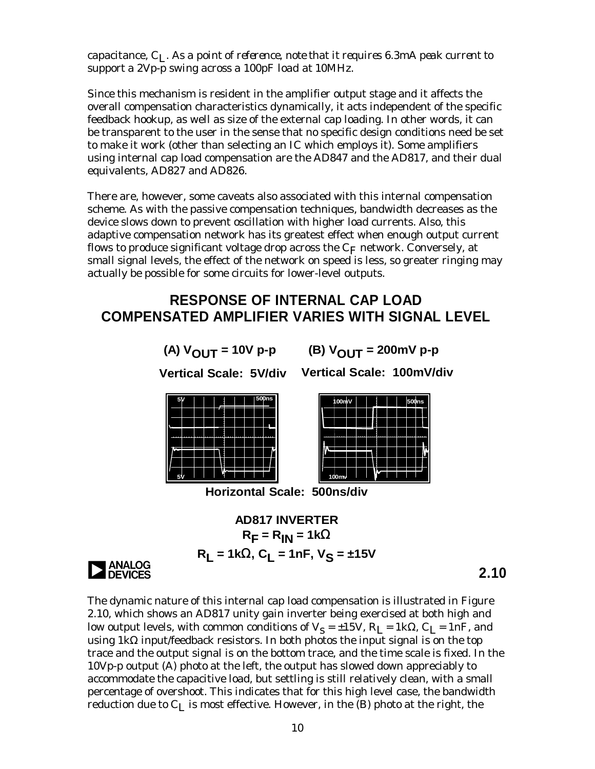capacitance, $C_L$. As a point of reference, note that it requires 6.3mA peak current to support a 2Vp-p swing across a 100pF load at 10MHz.

Since this mechanism is resident in the amplifier output stage and it affects the overall compensation characteristics dynamically, it acts independent of the specific feedback hookup, as well as size of the external cap loading. In other words, it can be transparent to the user in the sense that no specific design conditions need be set to make it work (other than selecting an IC which employs it). Some amplifiers using internal cap load compensation are the AD847 and the AD817, and their dual equivalents, AD827 and AD826.

There are, however, some caveats also associated with this internal compensation scheme. As with the passive compensation techniques, bandwidth decreases as the device slows down to prevent oscillation with higher load currents. Also, this adaptive compensation network has its greatest effect when enough output current flows to produce significant voltage drop across the $C_F$ network. Conversely, at small signal levels, the effect of the network on speed is less, so greater ringing may actually be possible for some circuits for lower-level outputs.

## RESPONSE OF INTERNAL CAP LOAD COMPENSATED AMPLIFIER VARIES WITH SIGNAL LEVEL

**(A) $V_{OUT}$ = 10V p-p** — **Vertical Scale: 5V/div**

**(B) $V_{OUT}$ = 200mV p-p** — **Vertical Scale: 100mV/div**

**Horizontal Scale: 500ns/div**

**AD817 INVERTER**
**$R_F = R_{IN} = 1k\Omega$**
**$R_L = 1k\Omega$, $C_L = 1nF$, $V_S = \pm15V$**

**2.10**

The dynamic nature of this internal cap load compensation is illustrated in Figure 2.10, which shows an AD817 unity gain inverter being exercised at both high and low output levels, with common conditions of $V_S = \pm15V$, $R_L = 1k\Omega$, $C_L = 1nF$, and using 1kΩ input/feedback resistors. In both photos the input signal is on the top trace and the output signal is on the bottom trace, and the time scale is fixed. In the 10Vp-p output (A) photo at the left, the output has slowed down appreciably to accommodate the capacitive load, but settling is still relatively clean, with a small percentage of overshoot. This indicates that for this high level case, the bandwidth reduction due to $C_L$ is most effective. However, in the (B) photo at the right, the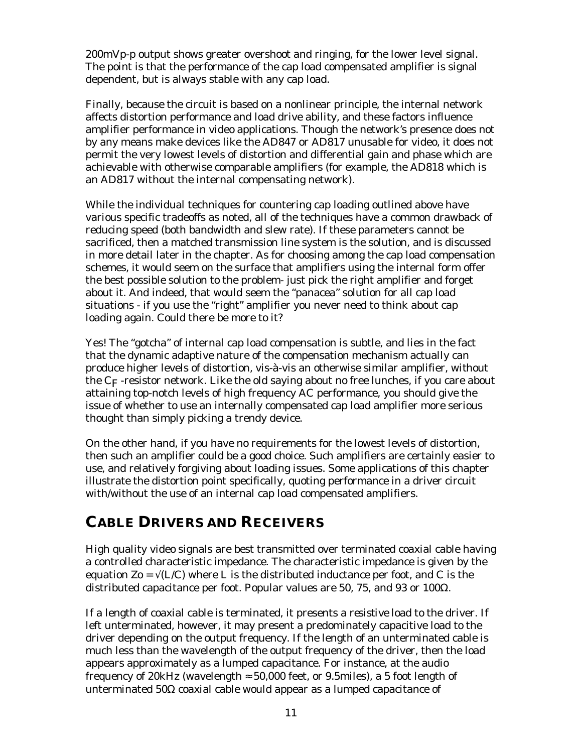200mVp-p output shows greater overshoot and ringing, for the lower level signal. The point is that the performance of the cap load compensated amplifier is signal dependent, but is always stable with any cap load.

Finally, because the circuit is based on a nonlinear principle, the internal network affects distortion performance and load drive ability, and these factors influence amplifier performance in video applications. Though the network's presence does not by any means make devices like the AD847 or AD817 unusable for video, it does not permit the very lowest levels of distortion and differential gain and phase which are achievable with otherwise comparable amplifiers (for example, the AD818 which is an AD817 without the internal compensating network).

While the individual techniques for countering cap loading outlined above have various specific tradeoffs as noted, all of the techniques have a common drawback of reducing speed (both bandwidth and slew rate). If these parameters cannot be sacrificed, then a matched transmission line system is the solution, and is discussed in more detail later in the chapter. As for choosing among the cap load compensation schemes, it would seem on the surface that amplifiers using the internal form offer the best possible solution to the problem- just pick the right amplifier and forget about it. And indeed, that would seem the "panacea" solution for all cap load situations - if you use the "right" amplifier you never need to think about cap loading again. Could there be more to it?

Yes! The "gotcha" of internal cap load compensation is subtle, and lies in the fact that the dynamic adaptive nature of the compensation mechanism actually can produce higher levels of distortion, vis-à-vis an otherwise similar amplifier, without the $C_F$ -resistor network. Like the old saying about no free lunches, if you care about attaining top-notch levels of high frequency AC performance, you should give the issue of whether to use an internally compensated cap load amplifier more serious thought than simply picking a trendy device.

On the other hand, if you have no requirements for the lowest levels of distortion, then such an amplifier could be a good choice. Such amplifiers are certainly easier to use, and relatively forgiving about loading issues. Some applications of this chapter illustrate the distortion point specifically, quoting performance in a driver circuit with/without the use of an internal cap load compensated amplifiers.

## CABLE DRIVERS AND RECEIVERS

High quality video signals are best transmitted over terminated coaxial cable having a controlled characteristic impedance. The characteristic impedance is given by the equation $Zo = \sqrt{(L/C)}$ where L is the distributed inductance per foot, and C is the distributed capacitance per foot. Popular values are 50, 75, and 93 or 100Ω.

If a length of coaxial cable is terminated, it presents a resistive load to the driver. If left unterminated, however, it may present a predominately capacitive load to the driver depending on the output frequency. If the length of an unterminated cable is much less than the wavelength of the output frequency of the driver, then the load appears approximately as a lumped capacitance. For instance, at the audio frequency of 20kHz (wavelength ≈ 50,000 feet, or 9.5miles), a 5 foot length of unterminated 50Ω coaxial cable would appear as a lumped capacitance of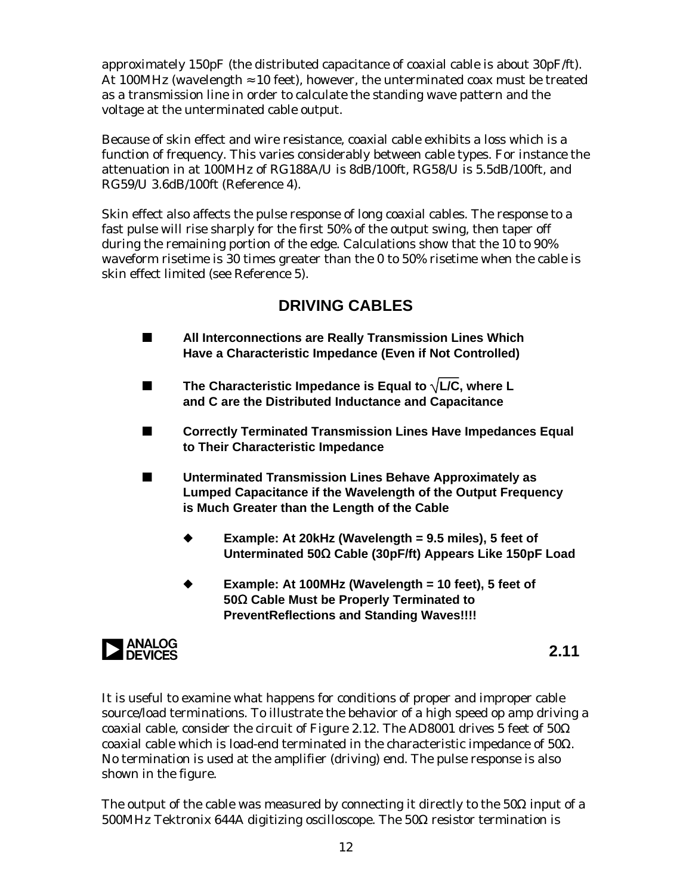approximately 150pF (the distributed capacitance of coaxial cable is about 30pF/ft). At 100MHz (wavelength ≈ 10 feet), however, the unterminated coax must be treated as a transmission line in order to calculate the standing wave pattern and the voltage at the unterminated cable output.

Because of skin effect and wire resistance, coaxial cable exhibits a loss which is a function of frequency. This varies considerably between cable types. For instance the attenuation in at 100MHz of RG188A/U is 8dB/100ft, RG58/U is 5.5dB/100ft, and RG59/U 3.6dB/100ft (Reference 4).

Skin effect also affects the pulse response of long coaxial cables. The response to a fast pulse will rise sharply for the first 50% of the output swing, then taper off during the remaining portion of the edge. Calculations show that the 10 to 90% waveform risetime is 30 times greater than the 0 to 50% risetime when the cable is skin effect limited (see Reference 5).

## DRIVING CABLES

- **All Interconnections are Really Transmission Lines Which Have a Characteristic Impedance (Even if Not Controlled)**
- **The Characteristic Impedance is Equal to $\sqrt{L/C}$, where L and C are the Distributed Inductance and Capacitance**
- **Correctly Terminated Transmission Lines Have Impedances Equal to Their Characteristic Impedance**
- **Unterminated Transmission Lines Behave Approximately as Lumped Capacitance if the Wavelength of the Output Frequency is Much Greater than the Length of the Cable**
  - **Example: At 20kHz (Wavelength = 9.5 miles), 5 feet of Unterminated 50Ω Cable (30pF/ft) Appears Like 150pF Load**
  - **Example: At 100MHz (Wavelength = 10 feet), 5 feet of 50Ω Cable Must be Properly Terminated to PreventReflections and Standing Waves!!!!**

**2.11**

It is useful to examine what happens for conditions of proper and improper cable source/load terminations. To illustrate the behavior of a high speed op amp driving a coaxial cable, consider the circuit of Figure 2.12. The AD8001 drives 5 feet of 50Ω coaxial cable which is load-end terminated in the characteristic impedance of 50Ω. No termination is used at the amplifier (driving) end. The pulse response is also shown in the figure.

The output of the cable was measured by connecting it directly to the 50Ω input of a 500MHz Tektronix 644A digitizing oscilloscope. The 50Ω resistor termination is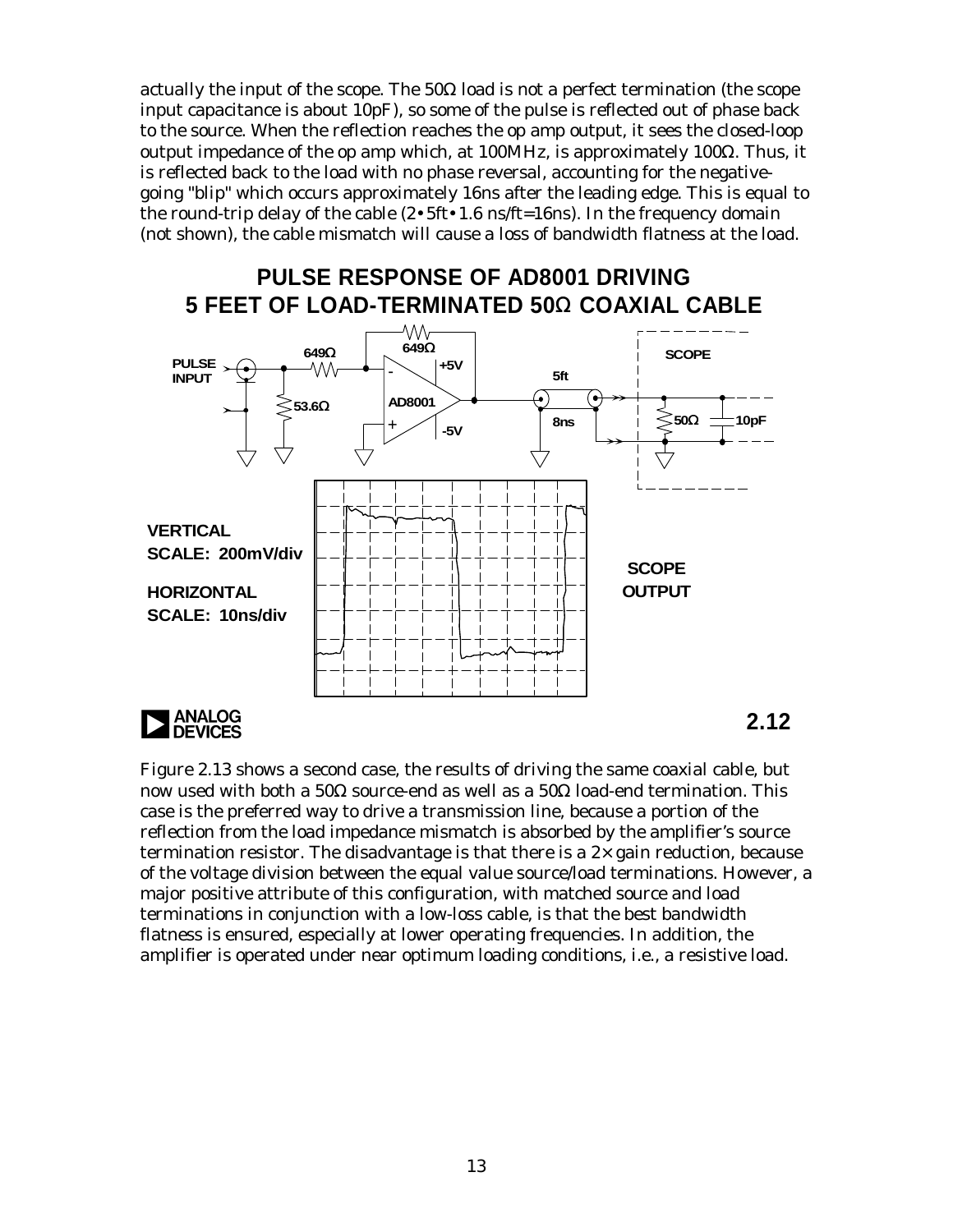actually the input of the scope. The 50Ω load is not a perfect termination (the scope input capacitance is about 10pF), so some of the pulse is reflected out of phase back to the source. When the reflection reaches the op amp output, it sees the closed-loop output impedance of the op amp which, at 100MHz, is approximately 100Ω. Thus, it is reflected back to the load with no phase reversal, accounting for the negative-going "blip" which occurs approximately 16ns after the leading edge. This is equal to the round-trip delay of the cable (2•5ft•1.6 ns/ft=16ns). In the frequency domain (not shown), the cable mismatch will cause a loss of bandwidth flatness at the load.

## PULSE RESPONSE OF AD8001 DRIVING 5 FEET OF LOAD-TERMINATED 50Ω COAXIAL CABLE

PULSE INPUT, 649Ω, 649Ω, 53.6Ω, AD8001, +5V, -5V, 5ft, 8ns, SCOPE, 50Ω, 10pF

VERTICAL SCALE: 200mV/div

HORIZONTAL SCALE: 10ns/div

SCOPE OUTPUT

2.12

Figure 2.13 shows a second case, the results of driving the same coaxial cable, but now used with both a 50Ω source-end as well as a 50Ω load-end termination. This case is the preferred way to drive a transmission line, because a portion of the reflection from the load impedance mismatch is absorbed by the amplifier's source termination resistor. The disadvantage is that there is a 2× gain reduction, because of the voltage division between the equal value source/load terminations. However, a major positive attribute of this configuration, with matched source and load terminations in conjunction with a low-loss cable, is that the best bandwidth flatness is ensured, especially at lower operating frequencies. In addition, the amplifier is operated under near optimum loading conditions, i.e., a resistive load.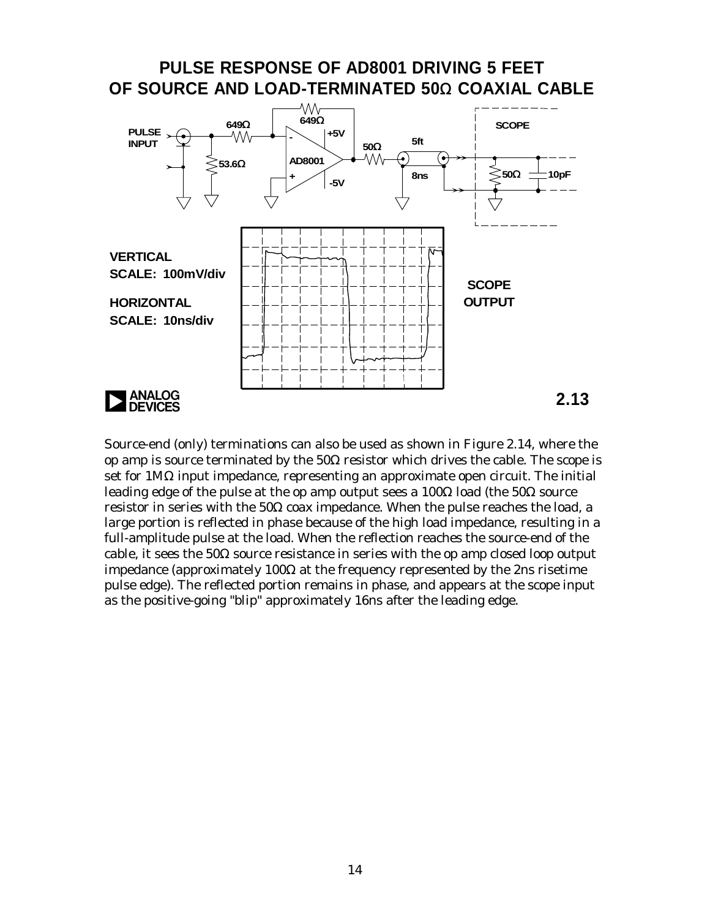## PULSE RESPONSE OF AD8001 DRIVING 5 FEET OF SOURCE AND LOAD-TERMINATED 50Ω COAXIAL CABLE

PULSE INPUT

649Ω

649Ω

53.6Ω

+5V

-5V

AD8001

50Ω

5ft

8ns

SCOPE

50Ω

10pF

VERTICAL SCALE: 100mV/div

HORIZONTAL SCALE: 10ns/div

SCOPE OUTPUT

2.13

Source-end (only) terminations can also be used as shown in Figure 2.14, where the op amp is source terminated by the 50Ω resistor which drives the cable. The scope is set for 1MΩ input impedance, representing an approximate open circuit. The initial leading edge of the pulse at the op amp output sees a 100Ω load (the 50Ω source resistor in series with the 50Ω coax impedance. When the pulse reaches the load, a large portion is reflected in phase because of the high load impedance, resulting in a full-amplitude pulse at the load. When the reflection reaches the source-end of the cable, it sees the 50Ω source resistance in series with the op amp closed loop output impedance (approximately 100Ω at the frequency represented by the 2ns risetime pulse edge). The reflected portion remains in phase, and appears at the scope input as the positive-going "blip" approximately 16ns after the leading edge.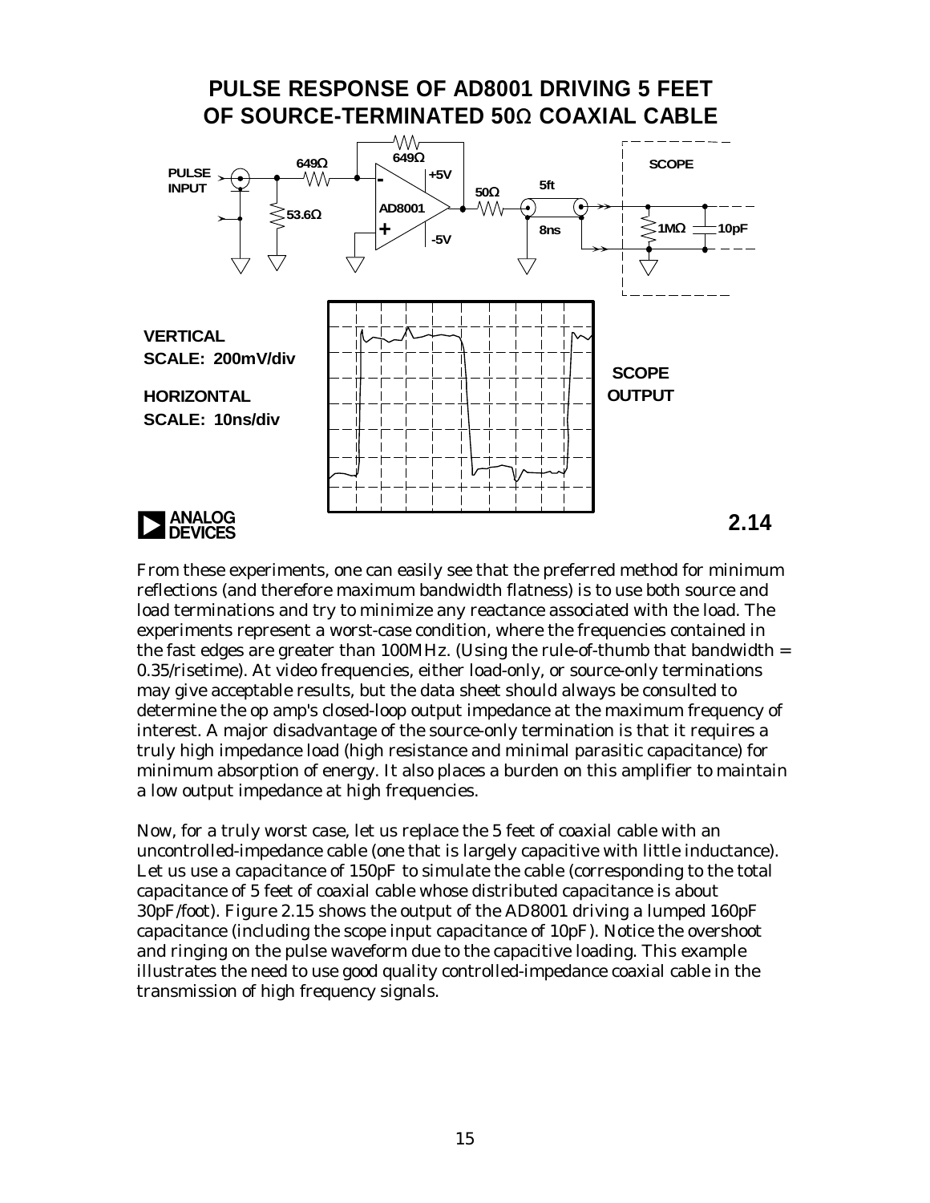## PULSE RESPONSE OF AD8001 DRIVING 5 FEET OF SOURCE-TERMINATED 50Ω COAXIAL CABLE

PULSE INPUT

649Ω

649Ω

53.6Ω

AD8001

+5V

-5V

50Ω

5ft

8ns

SCOPE

1MΩ

10pF

VERTICAL SCALE: 200mV/div

HORIZONTAL SCALE: 10ns/div

SCOPE OUTPUT

2.14

From these experiments, one can easily see that the preferred method for minimum reflections (and therefore maximum bandwidth flatness) is to use both source and load terminations and try to minimize any reactance associated with the load. The experiments represent a worst-case condition, where the frequencies contained in the fast edges are greater than 100MHz. (Using the rule-of-thumb that bandwidth = 0.35/risetime). At video frequencies, either load-only, or source-only terminations may give acceptable results, but the data sheet should always be consulted to determine the op amp's closed-loop output impedance at the maximum frequency of interest. A major disadvantage of the source-only termination is that it requires a truly high impedance load (high resistance and minimal parasitic capacitance) for minimum absorption of energy. It also places a burden on this amplifier to maintain a low output impedance at high frequencies.

Now, for a truly worst case, let us replace the 5 feet of coaxial cable with an uncontrolled-impedance cable (one that is largely capacitive with little inductance). Let us use a capacitance of 150pF to simulate the cable (corresponding to the total capacitance of 5 feet of coaxial cable whose distributed capacitance is about 30pF/foot). Figure 2.15 shows the output of the AD8001 driving a lumped 160pF capacitance (including the scope input capacitance of 10pF). Notice the overshoot and ringing on the pulse waveform due to the capacitive loading. This example illustrates the need to use good quality controlled-impedance coaxial cable in the transmission of high frequency signals.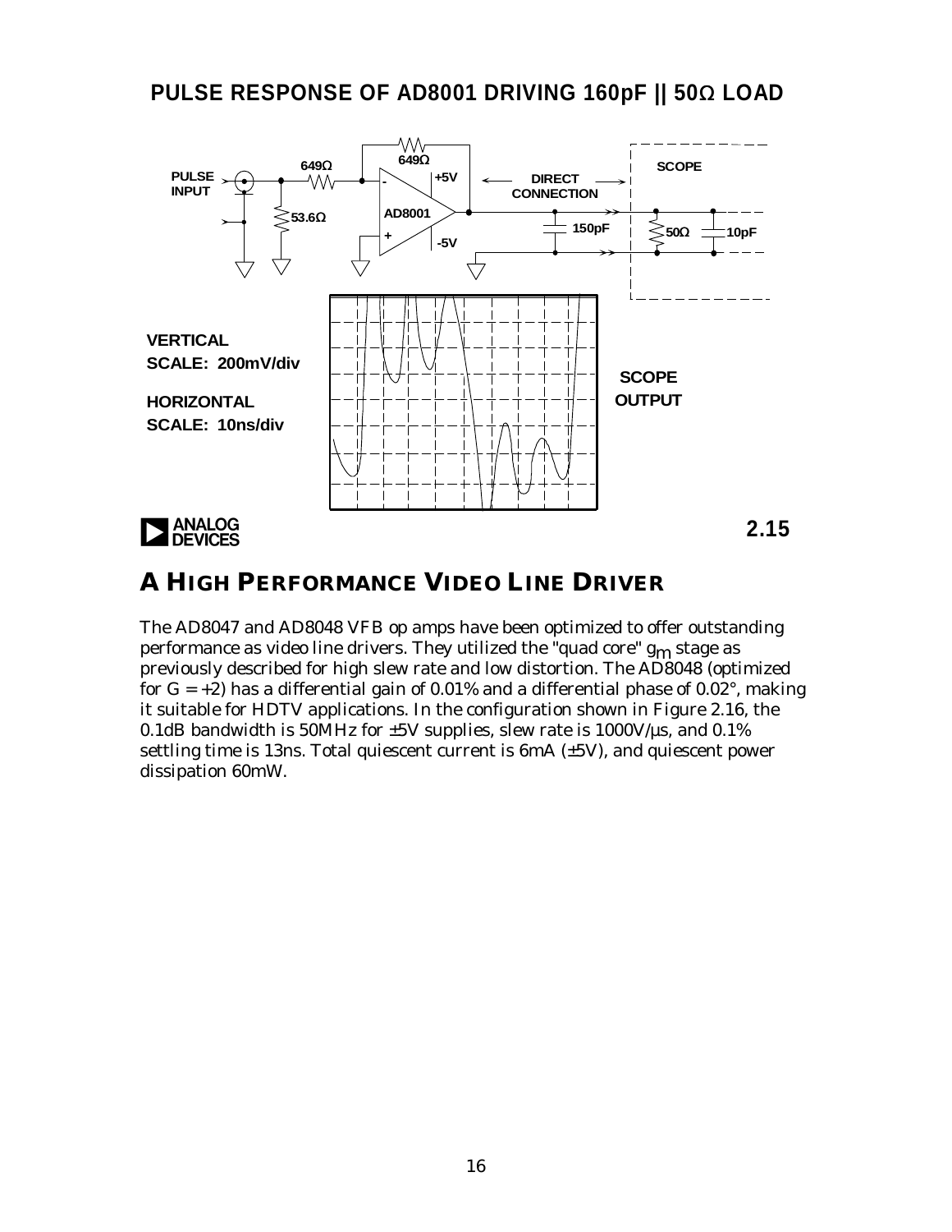## PULSE RESPONSE OF AD8001 DRIVING 160pF || 50Ω LOAD

PULSE INPUT

649Ω

649Ω

53.6Ω

AD8001

+5V

-5V

DIRECT CONNECTION

150pF

SCOPE

50Ω

10pF

VERTICAL SCALE: 200mV/div

HORIZONTAL SCALE: 10ns/div

SCOPE OUTPUT

2.15

## A HIGH PERFORMANCE VIDEO LINE DRIVER

The AD8047 and AD8048 VFB op amps have been optimized to offer outstanding performance as video line drivers. They utilized the "quad core" $g_m$ stage as previously described for high slew rate and low distortion. The AD8048 (optimized for G = +2) has a differential gain of 0.01% and a differential phase of 0.02°, making it suitable for HDTV applications. In the configuration shown in Figure 2.16, the 0.1dB bandwidth is 50MHz for ±5V supplies, slew rate is 1000V/µs, and 0.1% settling time is 13ns. Total quiescent current is 6mA (±5V), and quiescent power dissipation 60mW.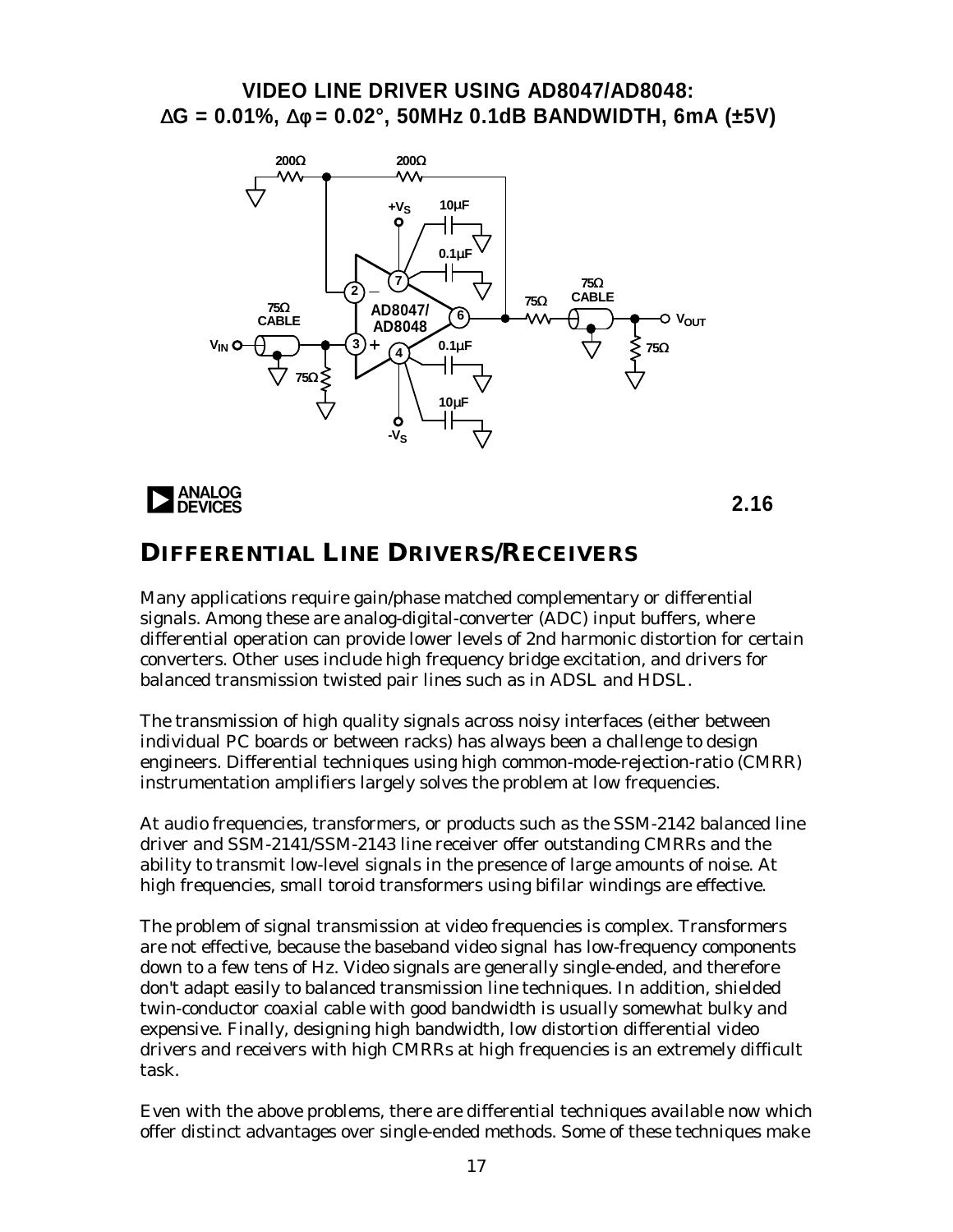### VIDEO LINE DRIVER USING AD8047/AD8048: ΔG = 0.01%, Δφ = 0.02°, 50MHz 0.1dB BANDWIDTH, 6mA (±5V)

2.16

## DIFFERENTIAL LINE DRIVERS/RECEIVERS

Many applications require gain/phase matched complementary or differential signals. Among these are analog-digital-converter (ADC) input buffers, where differential operation can provide lower levels of 2nd harmonic distortion for certain converters. Other uses include high frequency bridge excitation, and drivers for balanced transmission twisted pair lines such as in ADSL and HDSL.

The transmission of high quality signals across noisy interfaces (either between individual PC boards or between racks) has always been a challenge to design engineers. Differential techniques using high common-mode-rejection-ratio (CMRR) instrumentation amplifiers largely solves the problem at low frequencies.

At audio frequencies, transformers, or products such as the SSM-2142 balanced line driver and SSM-2141/SSM-2143 line receiver offer outstanding CMRRs and the ability to transmit low-level signals in the presence of large amounts of noise. At high frequencies, small toroid transformers using bifilar windings are effective.

The problem of signal transmission at video frequencies is complex. Transformers are not effective, because the baseband video signal has low-frequency components down to a few tens of Hz. Video signals are generally single-ended, and therefore don't adapt easily to balanced transmission line techniques. In addition, shielded twin-conductor coaxial cable with good bandwidth is usually somewhat bulky and expensive. Finally, designing high bandwidth, low distortion differential video drivers and receivers with high CMRRs at high frequencies is an extremely difficult task.

Even with the above problems, there are differential techniques available now which offer distinct advantages over single-ended methods. Some of these techniques make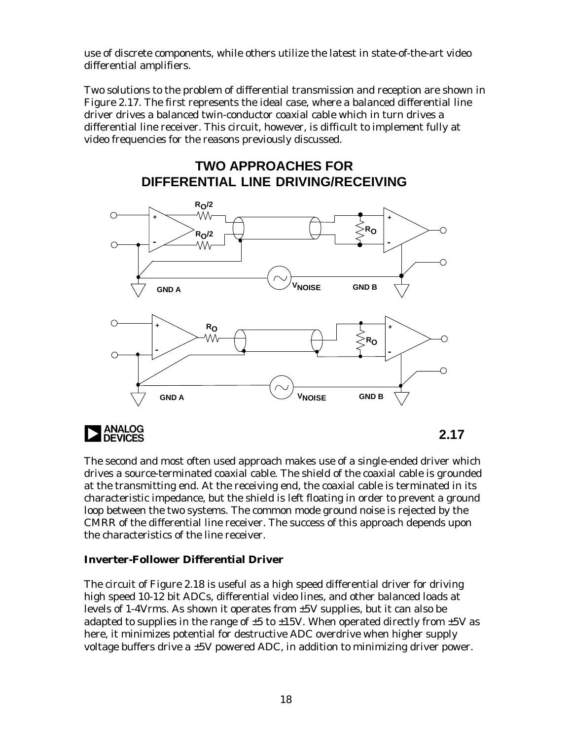use of discrete components, while others utilize the latest in state-of-the-art video differential amplifiers.

Two solutions to the problem of differential transmission and reception are shown in Figure 2.17. The first represents the ideal case, where a balanced differential line driver drives a balanced twin-conductor coaxial cable which in turn drives a differential line receiver. This circuit, however, is difficult to implement fully at video frequencies for the reasons previously discussed.

**TWO APPROACHES FOR DIFFERENTIAL LINE DRIVING/RECEIVING**

$R_O/2$ $R_O/2$ $R_O$ GND A $V_{NOISE}$ GND B

$R_O$ $R_O$ GND A $V_{NOISE}$ GND B

2.17

The second and most often used approach makes use of a single-ended driver which drives a source-terminated coaxial cable. The shield of the coaxial cable is grounded at the transmitting end. At the receiving end, the coaxial cable is terminated in its characteristic impedance, but the shield is left floating in order to prevent a ground loop between the two systems. The common mode ground noise is rejected by the CMRR of the differential line receiver. The success of this approach depends upon the characteristics of the line receiver.

### Inverter-Follower Differential Driver

The circuit of Figure 2.18 is useful as a high speed differential driver for driving high speed 10-12 bit ADCs, differential video lines, and other balanced loads at levels of 1-4Vrms. As shown it operates from ±5V supplies, but it can also be adapted to supplies in the range of ±5 to ±15V. When operated directly from ±5V as here, it minimizes potential for destructive ADC overdrive when higher supply voltage buffers drive a ±5V powered ADC, in addition to minimizing driver power.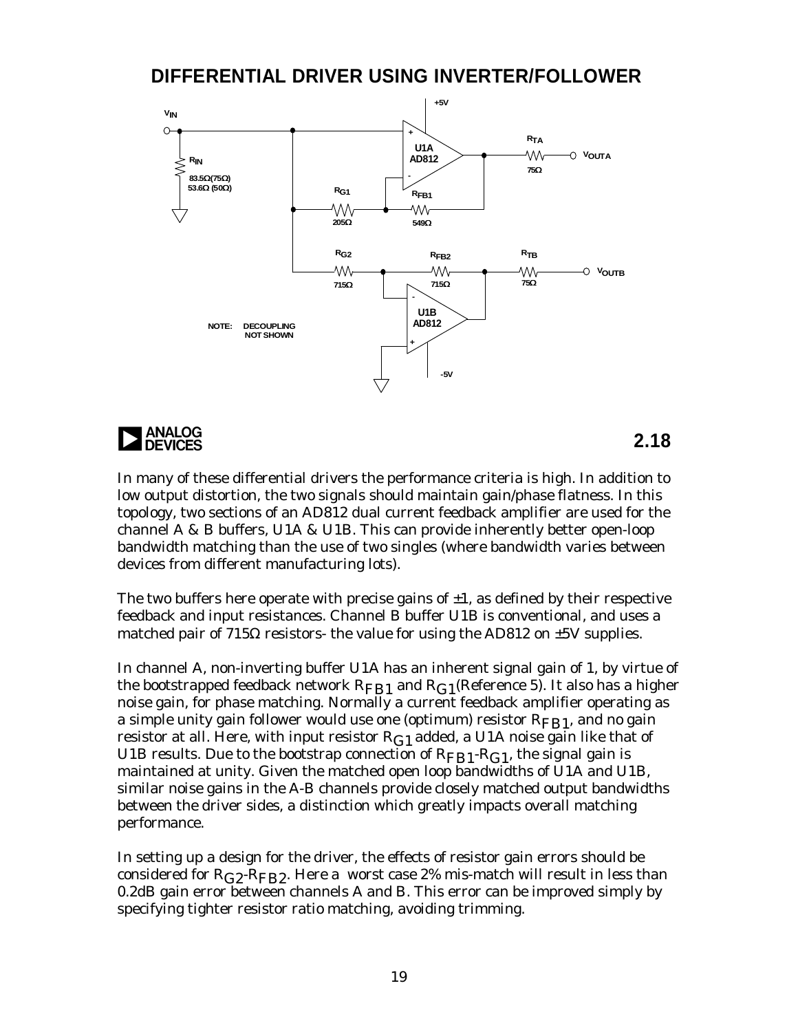## DIFFERENTIAL DRIVER USING INVERTER/FOLLOWER

NOTE: DECOUPLING NOT SHOWN

2.18

In many of these differential drivers the performance criteria is high. In addition to low output distortion, the two signals should maintain gain/phase flatness. In this topology, two sections of an AD812 dual current feedback amplifier are used for the channel A & B buffers, U1A & U1B. This can provide inherently better open-loop bandwidth matching than the use of two singles (where bandwidth varies between devices from different manufacturing lots).

The two buffers here operate with precise gains of ±1, as defined by their respective feedback and input resistances. Channel B buffer U1B is conventional, and uses a matched pair of 715Ω resistors- the value for using the AD812 on ±5V supplies.

In channel A, non-inverting buffer U1A has an inherent signal gain of 1, by virtue of the bootstrapped feedback network $R_{FB1}$ and $R_{G1}$(Reference 5). It also has a higher noise gain, for phase matching. Normally a current feedback amplifier operating as a simple unity gain follower would use one (optimum) resistor $R_{FB1}$, and no gain resistor at all. Here, with input resistor $R_{G1}$ added, a U1A noise gain like that of U1B results. Due to the bootstrap connection of $R_{FB1}$-$R_{G1}$, the signal gain is maintained at unity. Given the matched open loop bandwidths of U1A and U1B, similar noise gains in the A-B channels provide closely matched output bandwidths between the driver sides, a distinction which greatly impacts overall matching performance.

In setting up a design for the driver, the effects of resistor gain errors should be considered for $R_{G2}$-$R_{FB2}$. Here a worst case 2% mis-match will result in less than 0.2dB gain error between channels A and B. This error can be improved simply by specifying tighter resistor ratio matching, avoiding trimming.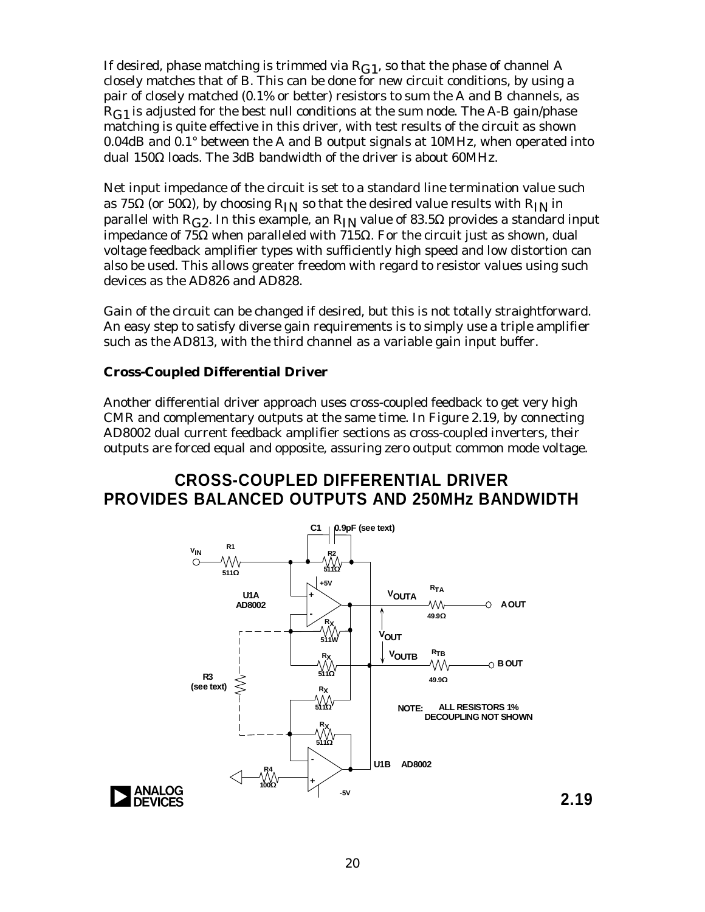If desired, phase matching is trimmed via $R_{G1}$, so that the phase of channel A closely matches that of B. This can be done for new circuit conditions, by using a pair of closely matched (0.1% or better) resistors to sum the A and B channels, as $R_{G1}$ is adjusted for the best null conditions at the sum node. The A-B gain/phase matching is quite effective in this driver, with test results of the circuit as shown 0.04dB and 0.1° between the A and B output signals at 10MHz, when operated into dual 150Ω loads. The 3dB bandwidth of the driver is about 60MHz.

Net input impedance of the circuit is set to a standard line termination value such as 75Ω (or 50Ω), by choosing $R_{IN}$ so that the desired value results with $R_{IN}$ in parallel with $R_{G2}$. In this example, an $R_{IN}$ value of 83.5Ω provides a standard input impedance of 75Ω when paralleled with 715Ω. For the circuit just as shown, dual voltage feedback amplifier types with sufficiently high speed and low distortion can also be used. This allows greater freedom with regard to resistor values using such devices as the AD826 and AD828.

Gain of the circuit can be changed if desired, but this is not totally straightforward. An easy step to satisfy diverse gain requirements is to simply use a triple amplifier such as the AD813, with the third channel as a variable gain input buffer.

### Cross-Coupled Differential Driver

Another differential driver approach uses cross-coupled feedback to get very high CMR and complementary outputs at the same time. In Figure 2.19, by connecting AD8002 dual current feedback amplifier sections as cross-coupled inverters, their outputs are forced equal and opposite, assuring zero output common mode voltage.

## CROSS-COUPLED DIFFERENTIAL DRIVER PROVIDES BALANCED OUTPUTS AND 250MHz BANDWIDTH

$V_{IN}$, R1 511Ω, C1 0.9pF (see text), R2 511Ω, U1A AD8002, +5V, $V_{OUTA}$, $R_{TA}$ 49.9Ω, A OUT, $R_X$ 511Ω, $V_{OUT}$, $V_{OUTB}$, $R_{TB}$ 49.9Ω, B OUT, R3 (see text), R4 100Ω, U1B AD8002, -5V

NOTE: ALL RESISTORS 1% DECOUPLING NOT SHOWN

2.19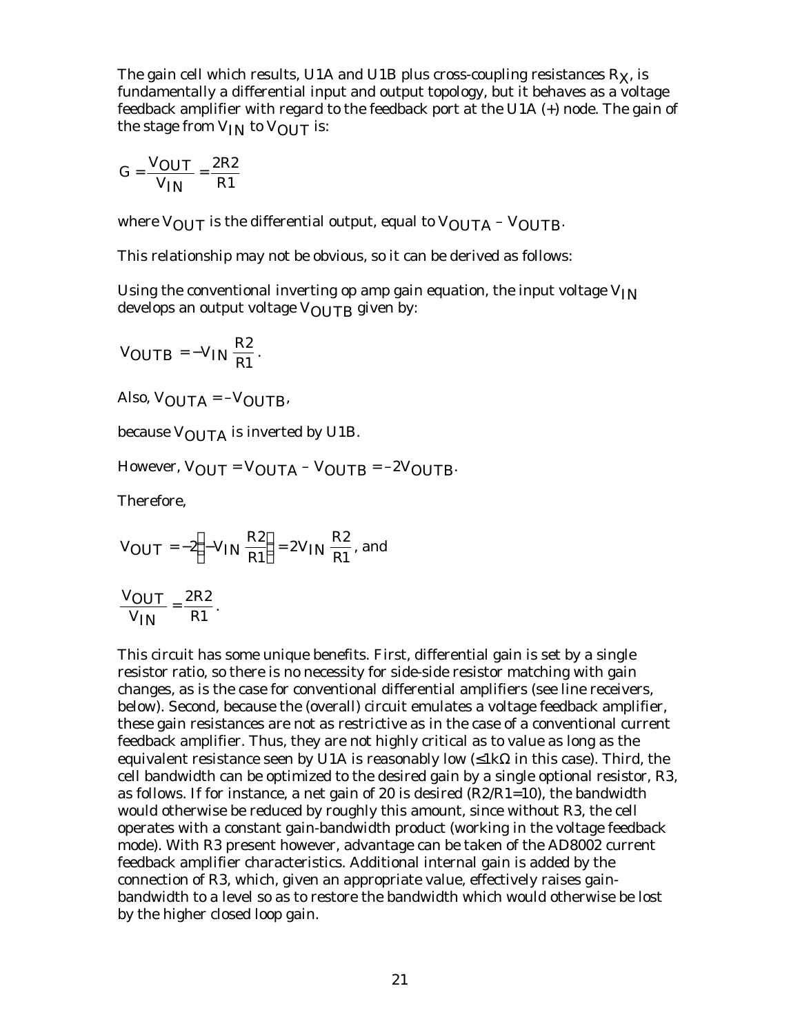The gain cell which results, U1A and U1B plus cross-coupling resistances $R_X$, is fundamentally a differential input and output topology, but it behaves as a voltage feedback amplifier with regard to the feedback port at the U1A (+) node. The gain of the stage from $V_{IN}$ to $V_{OUT}$ is:

$$G = \frac{V_{OUT}}{V_{IN}} = \frac{2R2}{R1}$$

where $V_{OUT}$ is the differential output, equal to $V_{OUTA} - V_{OUTB}$.

This relationship may not be obvious, so it can be derived as follows:

Using the conventional inverting op amp gain equation, the input voltage $V_{IN}$ develops an output voltage $V_{OUTB}$ given by:

$$V_{OUTB} = -V_{IN}\frac{R2}{R1}.$$

Also, $V_{OUTA} = -V_{OUTB}$,

because $V_{OUTA}$ is inverted by U1B.

However, $V_{OUT} = V_{OUTA} - V_{OUTB} = -2V_{OUTB}$.

Therefore,

$$V_{OUT} = -2\left(-V_{IN}\frac{R2}{R1}\right) = 2V_{IN}\frac{R2}{R1}, \text{ and}$$

$$\frac{V_{OUT}}{V_{IN}} = \frac{2R2}{R1}.$$

This circuit has some unique benefits. First, differential gain is set by a single resistor ratio, so there is no necessity for side-side resistor matching with gain changes, as is the case for conventional differential amplifiers (see line receivers, below). Second, because the (overall) circuit emulates a voltage feedback amplifier, these gain resistances are not as restrictive as in the case of a conventional current feedback amplifier. Thus, they are not highly critical as to value as long as the equivalent resistance seen by U1A is reasonably low (≤1kΩ in this case). Third, the cell bandwidth can be optimized to the desired gain by a single optional resistor, R3, as follows. If for instance, a net gain of 20 is desired (R2/R1=10), the bandwidth would otherwise be reduced by roughly this amount, since without R3, the cell operates with a constant gain-bandwidth product (working in the voltage feedback mode). With R3 present however, advantage can be taken of the AD8002 current feedback amplifier characteristics. Additional internal gain is added by the connection of R3, which, given an appropriate value, effectively raises gain-bandwidth to a level so as to restore the bandwidth which would otherwise be lost by the higher closed loop gain.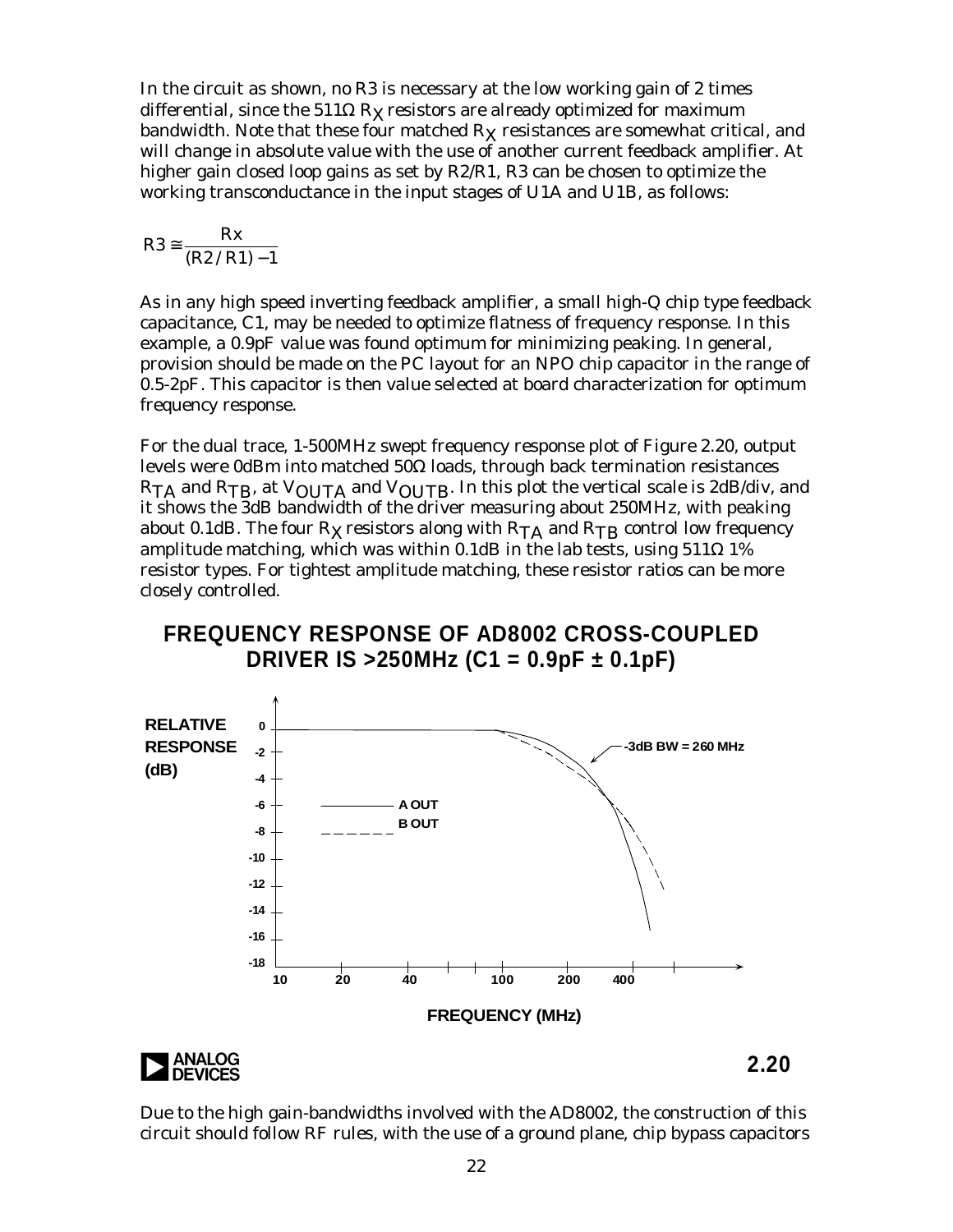In the circuit as shown, no R3 is necessary at the low working gain of 2 times differential, since the 511Ω $R_X$ resistors are already optimized for maximum bandwidth. Note that these four matched $R_X$ resistances are somewhat critical, and will change in absolute value with the use of another current feedback amplifier. At higher gain closed loop gains as set by R2/R1, R3 can be chosen to optimize the working transconductance in the input stages of U1A and U1B, as follows:

$$R3 \cong \frac{Rx}{(R2/R1)-1}$$

As in any high speed inverting feedback amplifier, a small high-Q chip type feedback capacitance, C1, may be needed to optimize flatness of frequency response. In this example, a 0.9pF value was found optimum for minimizing peaking. In general, provision should be made on the PC layout for an NPO chip capacitor in the range of 0.5-2pF. This capacitor is then value selected at board characterization for optimum frequency response.

For the dual trace, 1-500MHz swept frequency response plot of Figure 2.20, output levels were 0dBm into matched 50Ω loads, through back termination resistances $R_{TA}$ and $R_{TB}$, at $V_{OUTA}$ and $V_{OUTB}$. In this plot the vertical scale is 2dB/div, and it shows the 3dB bandwidth of the driver measuring about 250MHz, with peaking about 0.1dB. The four $R_X$ resistors along with $R_{TA}$ and $R_{TB}$ control low frequency amplitude matching, which was within 0.1dB in the lab tests, using 511Ω 1% resistor types. For tightest amplitude matching, these resistor ratios can be more closely controlled.

## FREQUENCY RESPONSE OF AD8002 CROSS-COUPLED DRIVER IS >250MHz (C1 = 0.9pF ± 0.1pF)

RELATIVE RESPONSE (dB)

0, -2, -4, -6, -8, -10, -12, -14, -16, -18

A OUT

B OUT

-3dB BW = 260 MHz

10 20 40 100 200 400

FREQUENCY (MHz)

ANALOG DEVICES

2.20

Due to the high gain-bandwidths involved with the AD8002, the construction of this circuit should follow RF rules, with the use of a ground plane, chip bypass capacitors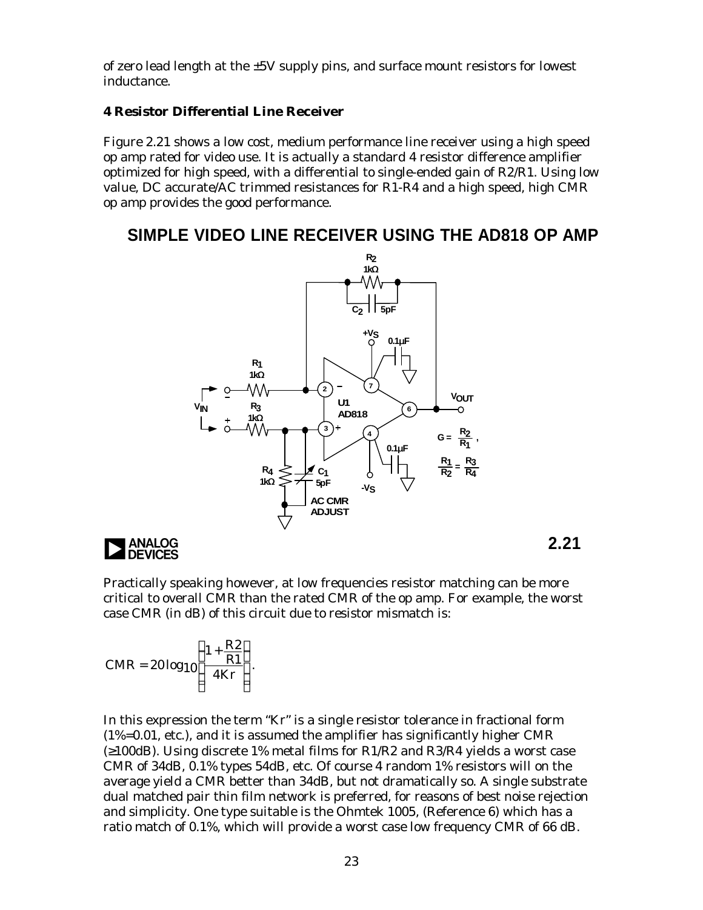of zero lead length at the ±5V supply pins, and surface mount resistors for lowest inductance.

**4 Resistor Differential Line Receiver**

Figure 2.21 shows a low cost, medium performance line receiver using a high speed op amp rated for video use. It is actually a standard 4 resistor difference amplifier optimized for high speed, with a differential to single-ended gain of R2/R1. Using low value, DC accurate/AC trimmed resistances for R1-R4 and a high speed, high CMR op amp provides the good performance.

## SIMPLE VIDEO LINE RECEIVER USING THE AD818 OP AMP

$R_2$ 1kΩ, $C_2$ 5pF, +$V_S$, 0.1µF, $R_1$ 1kΩ, $R_3$ 1kΩ, $V_{IN}$, U1 AD818, $V_{OUT}$, $R_4$ 1kΩ, $C_1$ 5pF, AC CMR ADJUST, -$V_S$, 0.1µF

$G = \frac{R_2}{R_1}$, $\frac{R_1}{R_2} = \frac{R_3}{R_4}$

2.21

Practically speaking however, at low frequencies resistor matching can be more critical to overall CMR than the rated CMR of the op amp. For example, the worst case CMR (in dB) of this circuit due to resistor mismatch is:

$$CMR = 20\log_{10}\left(\frac{1+\frac{R2}{R1}}{4Kr}\right).$$

In this expression the term "Kr" is a single resistor tolerance in fractional form (1%=0.01, etc.), and it is assumed the amplifier has significantly higher CMR (≥100dB). Using discrete 1% metal films for R1/R2 and R3/R4 yields a worst case CMR of 34dB, 0.1% types 54dB, etc. Of course 4 random 1% resistors will on the average yield a CMR better than 34dB, but not dramatically so. A single substrate dual matched pair thin film network is preferred, for reasons of best noise rejection and simplicity. One type suitable is the Ohmtek 1005, (Reference 6) which has a ratio match of 0.1%, which will provide a worst case low frequency CMR of 66 dB.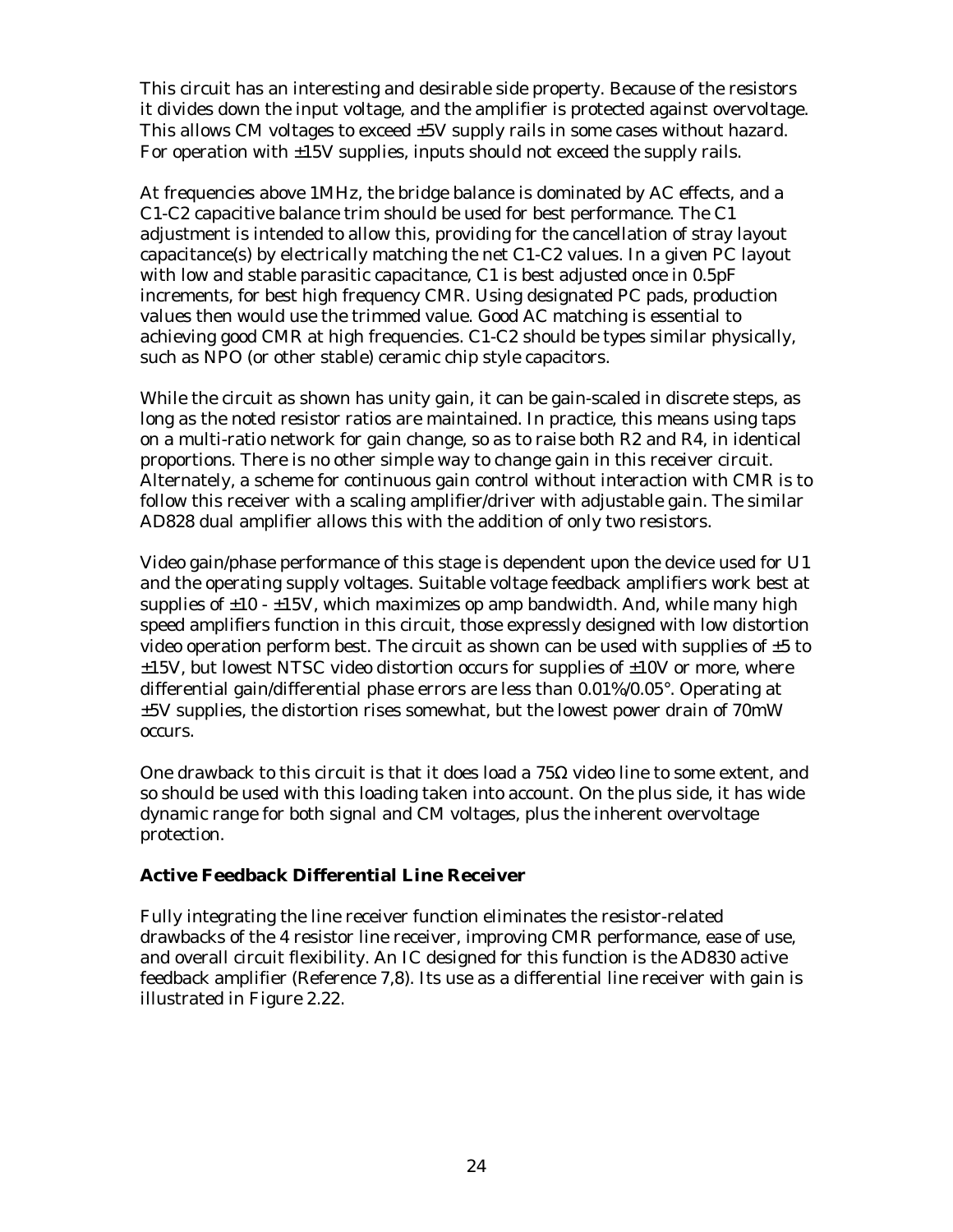This circuit has an interesting and desirable side property. Because of the resistors it divides down the input voltage, and the amplifier is protected against overvoltage. This allows CM voltages to exceed ±5V supply rails in some cases without hazard. For operation with ±15V supplies, inputs should not exceed the supply rails.

At frequencies above 1MHz, the bridge balance is dominated by AC effects, and a C1-C2 capacitive balance trim should be used for best performance. The C1 adjustment is intended to allow this, providing for the cancellation of stray layout capacitance(s) by electrically matching the net C1-C2 values. In a given PC layout with low and stable parasitic capacitance, C1 is best adjusted once in 0.5pF increments, for best high frequency CMR. Using designated PC pads, production values then would use the trimmed value. Good AC matching is essential to achieving good CMR at high frequencies. C1-C2 should be types similar physically, such as NPO (or other stable) ceramic chip style capacitors.

While the circuit as shown has unity gain, it can be gain-scaled in discrete steps, as long as the noted resistor ratios are maintained. In practice, this means using taps on a multi-ratio network for gain change, so as to raise both R2 and R4, in identical proportions. There is no other simple way to change gain in this receiver circuit. Alternately, a scheme for continuous gain control without interaction with CMR is to follow this receiver with a scaling amplifier/driver with adjustable gain. The similar AD828 dual amplifier allows this with the addition of only two resistors.

Video gain/phase performance of this stage is dependent upon the device used for U1 and the operating supply voltages. Suitable voltage feedback amplifiers work best at supplies of ±10 - ±15V, which maximizes op amp bandwidth. And, while many high speed amplifiers function in this circuit, those expressly designed with low distortion video operation perform best. The circuit as shown can be used with supplies of ±5 to ±15V, but lowest NTSC video distortion occurs for supplies of ±10V or more, where differential gain/differential phase errors are less than 0.01%/0.05°. Operating at ±5V supplies, the distortion rises somewhat, but the lowest power drain of 70mW occurs.

One drawback to this circuit is that it does load a 75Ω video line to some extent, and so should be used with this loading taken into account. On the plus side, it has wide dynamic range for both signal and CM voltages, plus the inherent overvoltage protection.

### Active Feedback Differential Line Receiver

Fully integrating the line receiver function eliminates the resistor-related drawbacks of the 4 resistor line receiver, improving CMR performance, ease of use, and overall circuit flexibility. An IC designed for this function is the AD830 active feedback amplifier (Reference 7,8). Its use as a differential line receiver with gain is illustrated in Figure 2.22.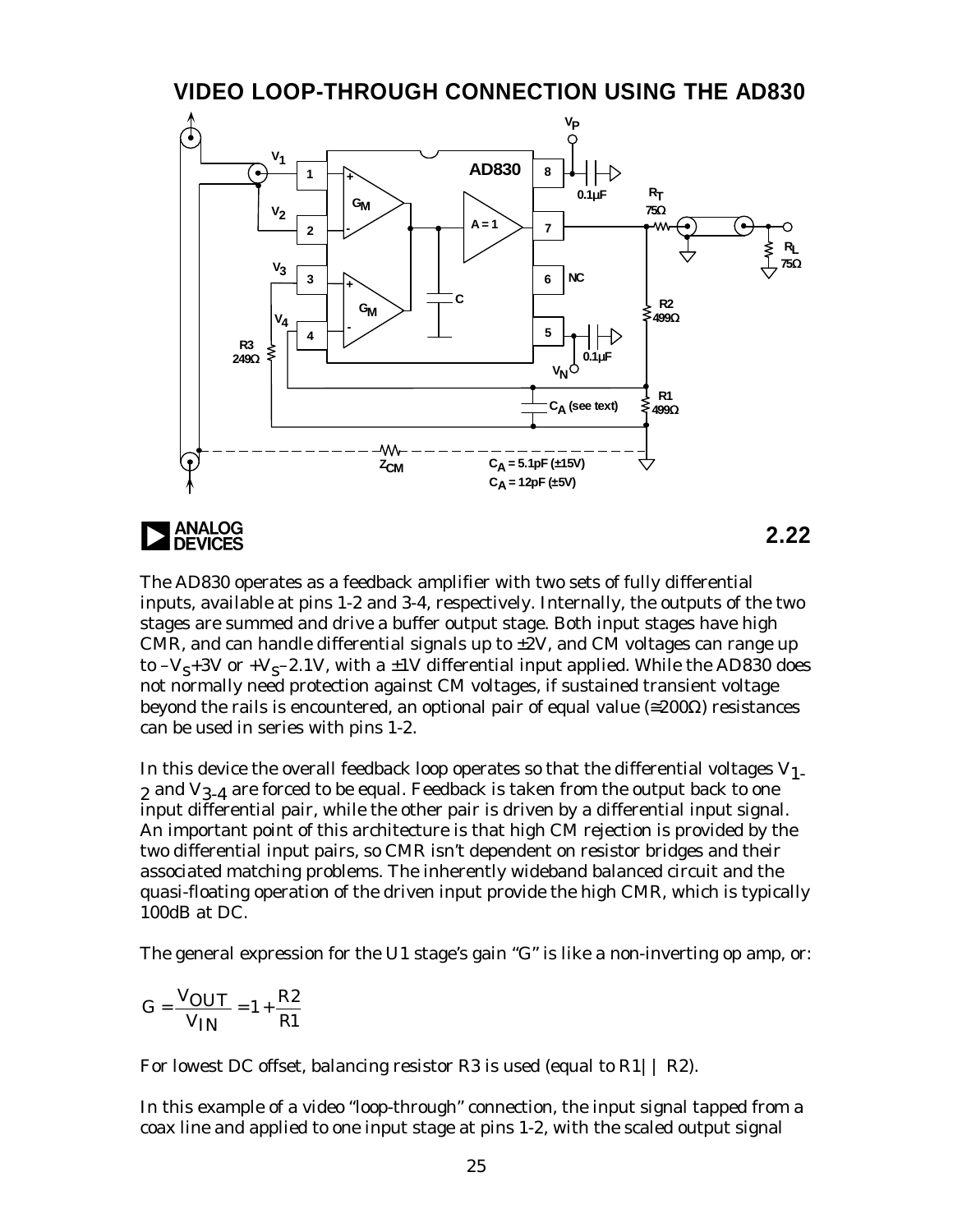## VIDEO LOOP-THROUGH CONNECTION USING THE AD830

2.22

The AD830 operates as a feedback amplifier with two sets of fully differential inputs, available at pins 1-2 and 3-4, respectively. Internally, the outputs of the two stages are summed and drive a buffer output stage. Both input stages have high CMR, and can handle differential signals up to ±2V, and CM voltages can range up to $-V_S$+3V or $+V_S$–2.1V, with a ±1V differential input applied. While the AD830 does not normally need protection against CM voltages, if sustained transient voltage beyond the rails is encountered, an optional pair of equal value (≅200Ω) resistances can be used in series with pins 1-2.

In this device the overall feedback loop operates so that the differential voltages $V_{1-2}$ and $V_{3-4}$ are forced to be equal. Feedback is taken from the output back to one input differential pair, while the other pair is driven by a differential input signal. An important point of this architecture is that high CM rejection is provided by the two differential input pairs, so CMR isn't dependent on resistor bridges and their associated matching problems. The inherently wideband balanced circuit and the quasi-floating operation of the driven input provide the high CMR, which is typically 100dB at DC.

The general expression for the U1 stage's gain "G" is like a non-inverting op amp, or:

$$G = \frac{V_{OUT}}{V_{IN}} = 1 + \frac{R2}{R1}$$

For lowest DC offset, balancing resistor R3 is used (equal to R1|| R2).

In this example of a video "loop-through" connection, the input signal tapped from a coax line and applied to one input stage at pins 1-2, with the scaled output signal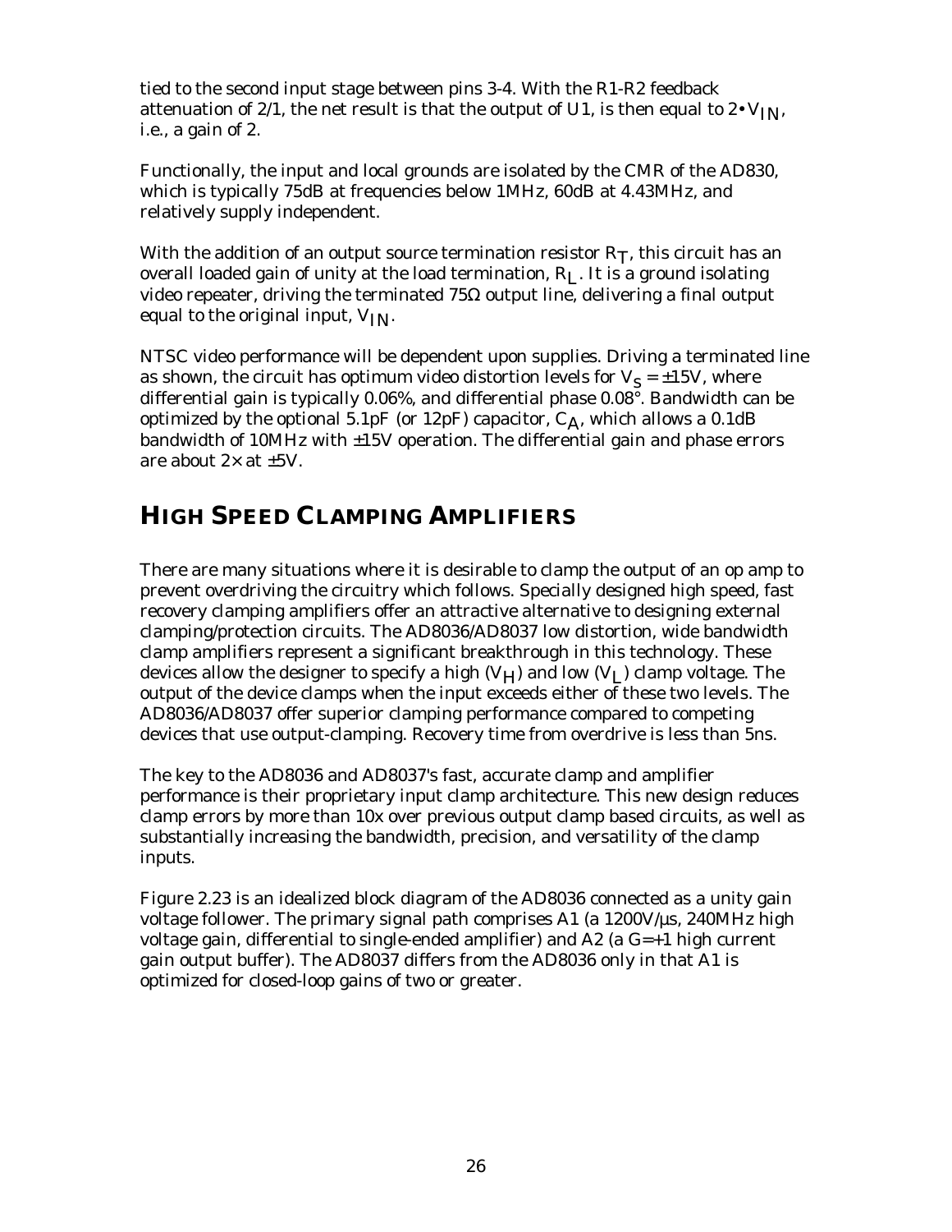tied to the second input stage between pins 3-4. With the R1-R2 feedback attenuation of 2/1, the net result is that the output of U1, is then equal to $2 \bullet V_{IN}$, i.e., a gain of 2.

Functionally, the input and local grounds are isolated by the CMR of the AD830, which is typically 75dB at frequencies below 1MHz, 60dB at 4.43MHz, and relatively supply independent.

With the addition of an output source termination resistor $R_T$, this circuit has an overall loaded gain of unity at the load termination, $R_L$. It is a ground isolating video repeater, driving the terminated 75Ω output line, delivering a final output equal to the original input, $V_{IN}$.

NTSC video performance will be dependent upon supplies. Driving a terminated line as shown, the circuit has optimum video distortion levels for $V_S = \pm 15V$, where differential gain is typically 0.06%, and differential phase 0.08°. Bandwidth can be optimized by the optional 5.1pF (or 12pF) capacitor, $C_A$, which allows a 0.1dB bandwidth of 10MHz with ±15V operation. The differential gain and phase errors are about 2× at ±5V.

## HIGH SPEED CLAMPING AMPLIFIERS

There are many situations where it is desirable to clamp the output of an op amp to prevent overdriving the circuitry which follows. Specially designed high speed, fast recovery clamping amplifiers offer an attractive alternative to designing external clamping/protection circuits. The AD8036/AD8037 low distortion, wide bandwidth clamp amplifiers represent a significant breakthrough in this technology. These devices allow the designer to specify a high ($V_H$) and low ($V_L$) clamp voltage. The output of the device clamps when the input exceeds either of these two levels. The AD8036/AD8037 offer superior clamping performance compared to competing devices that use output-clamping. Recovery time from overdrive is less than 5ns.

The key to the AD8036 and AD8037's fast, accurate clamp and amplifier performance is their proprietary input clamp architecture. This new design reduces clamp errors by more than 10x over previous output clamp based circuits, as well as substantially increasing the bandwidth, precision, and versatility of the clamp inputs.

Figure 2.23 is an idealized block diagram of the AD8036 connected as a unity gain voltage follower. The primary signal path comprises A1 (a 1200V/µs, 240MHz high voltage gain, differential to single-ended amplifier) and A2 (a G=+1 high current gain output buffer). The AD8037 differs from the AD8036 only in that A1 is optimized for closed-loop gains of two or greater.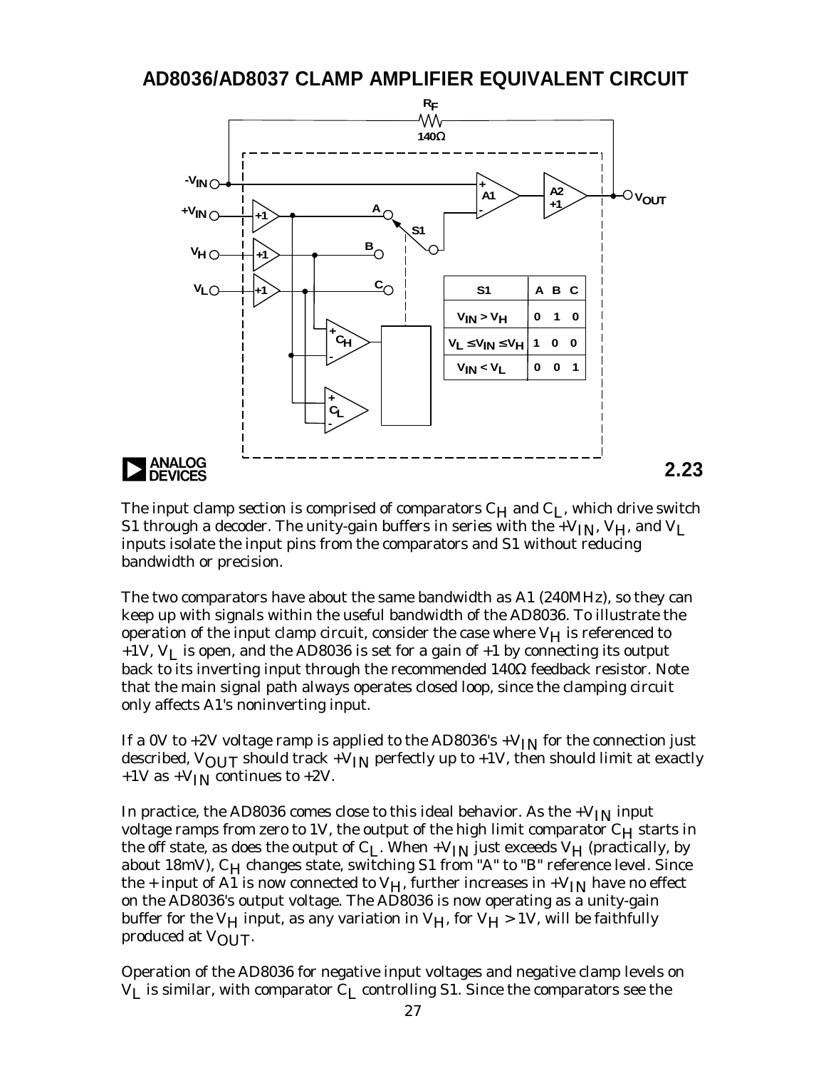## AD8036/AD8037 CLAMP AMPLIFIER EQUIVALENT CIRCUIT

| S1 | A | B | C |
|---|---|---|---|
| $V_{IN} > V_H$ | 0 | 1 | 0 |
| $V_L \leq V_{IN} \leq V_H$ | 1 | 0 | 0 |
| $V_{IN} < V_L$ | 0 | 0 | 1 |

2.23

The input clamp section is comprised of comparators $C_H$ and $C_L$, which drive switch S1 through a decoder. The unity-gain buffers in series with the $+V_{IN}$, $V_H$, and $V_L$ inputs isolate the input pins from the comparators and S1 without reducing bandwidth or precision.

The two comparators have about the same bandwidth as A1 (240MHz), so they can keep up with signals within the useful bandwidth of the AD8036. To illustrate the operation of the input clamp circuit, consider the case where $V_H$ is referenced to +1V, $V_L$ is open, and the AD8036 is set for a gain of +1 by connecting its output back to its inverting input through the recommended 140Ω feedback resistor. Note that the main signal path always operates closed loop, since the clamping circuit only affects A1's noninverting input.

If a 0V to +2V voltage ramp is applied to the AD8036's $+V_{IN}$ for the connection just described, $V_{OUT}$ should track $+V_{IN}$ perfectly up to +1V, then should limit at exactly +1V as $+V_{IN}$ continues to +2V.

In practice, the AD8036 comes close to this ideal behavior. As the $+V_{IN}$ input voltage ramps from zero to 1V, the output of the high limit comparator $C_H$ starts in the off state, as does the output of $C_L$. When $+V_{IN}$ just exceeds $V_H$ (practically, by about 18mV), $C_H$ changes state, switching S1 from "A" to "B" reference level. Since the + input of A1 is now connected to $V_H$, further increases in $+V_{IN}$ have no effect on the AD8036's output voltage. The AD8036 is now operating as a unity-gain buffer for the $V_H$ input, as any variation in $V_H$, for $V_H$ > 1V, will be faithfully produced at $V_{OUT}$.

Operation of the AD8036 for negative input voltages and negative clamp levels on $V_L$ is similar, with comparator $C_L$ controlling S1. Since the comparators see the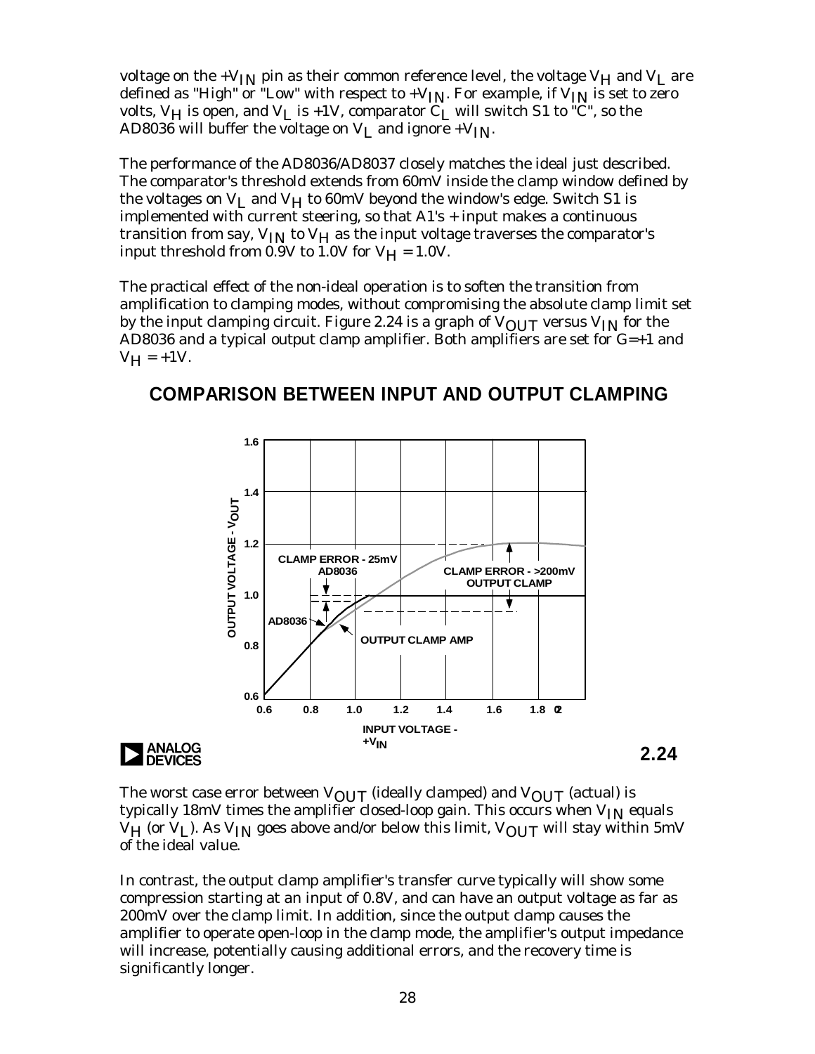voltage on the $+V_{IN}$ pin as their common reference level, the voltage $V_H$ and $V_L$ are defined as "High" or "Low" with respect to $+V_{IN}$. For example, if $V_{IN}$ is set to zero volts, $V_H$ is open, and $V_L$ is +1V, comparator $C_L$ will switch S1 to "C", so the AD8036 will buffer the voltage on $V_L$ and ignore $+V_{IN}$.

The performance of the AD8036/AD8037 closely matches the ideal just described. The comparator's threshold extends from 60mV inside the clamp window defined by the voltages on $V_L$ and $V_H$ to 60mV beyond the window's edge. Switch S1 is implemented with current steering, so that A1's + input makes a continuous transition from say, $V_{IN}$ to $V_H$ as the input voltage traverses the comparator's input threshold from 0.9V to 1.0V for $V_H$ = 1.0V.

The practical effect of the non-ideal operation is to soften the transition from amplification to clamping modes, without compromising the absolute clamp limit set by the input clamping circuit. Figure 2.24 is a graph of $V_{OUT}$ versus $V_{IN}$ for the AD8036 and a typical output clamp amplifier. Both amplifiers are set for G=+1 and $V_H$ = +1V.

## COMPARISON BETWEEN INPUT AND OUTPUT CLAMPING

2.24

The worst case error between $V_{OUT}$ (ideally clamped) and $V_{OUT}$ (actual) is typically 18mV times the amplifier closed-loop gain. This occurs when $V_{IN}$ equals $V_H$ (or $V_L$). As $V_{IN}$ goes above and/or below this limit, $V_{OUT}$ will stay within 5mV of the ideal value.

In contrast, the output clamp amplifier's transfer curve typically will show some compression starting at an input of 0.8V, and can have an output voltage as far as 200mV over the clamp limit. In addition, since the output clamp causes the amplifier to operate open-loop in the clamp mode, the amplifier's output impedance will increase, potentially causing additional errors, and the recovery time is significantly longer.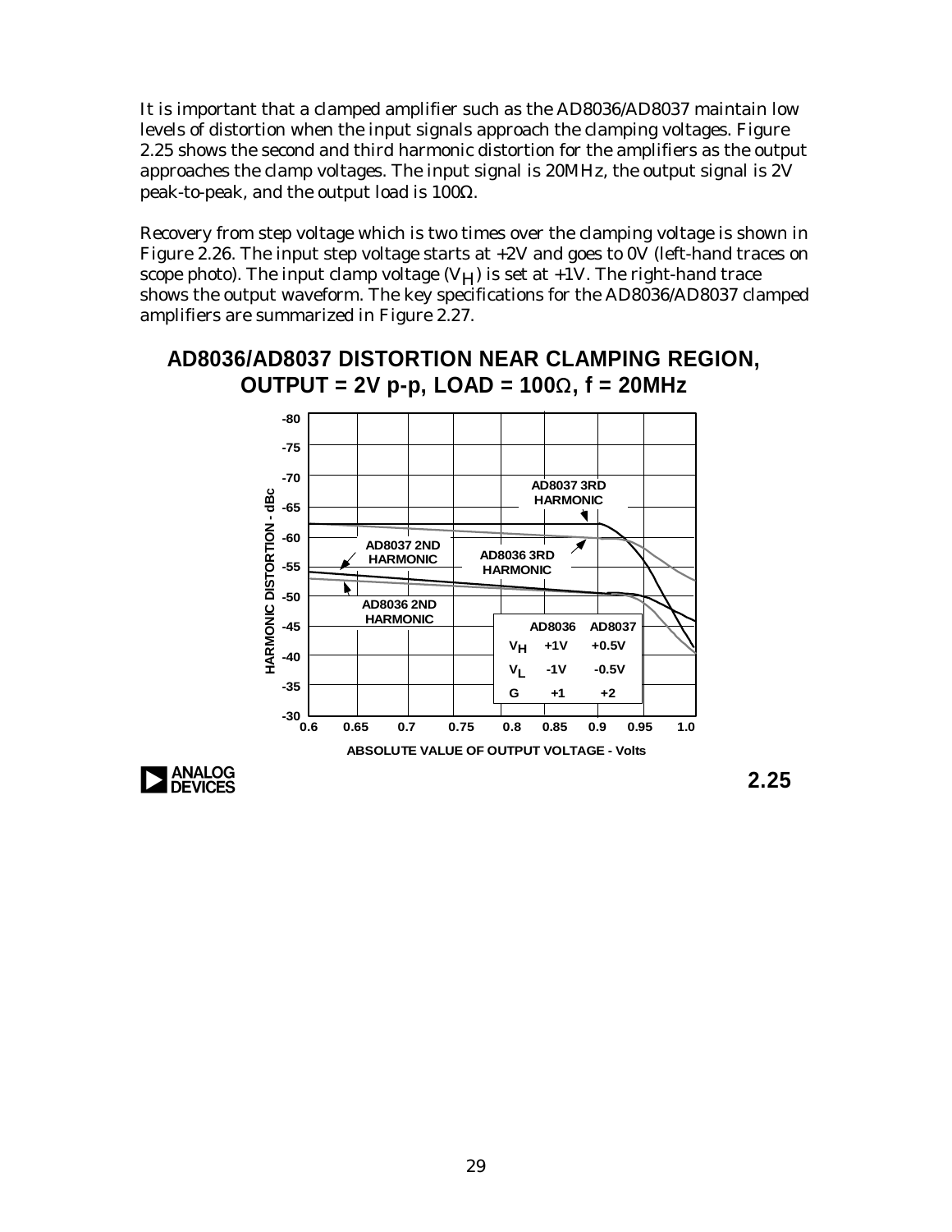It is important that a clamped amplifier such as the AD8036/AD8037 maintain low levels of distortion when the input signals approach the clamping voltages. Figure 2.25 shows the second and third harmonic distortion for the amplifiers as the output approaches the clamp voltages. The input signal is 20MHz, the output signal is 2V peak-to-peak, and the output load is 100Ω.

Recovery from step voltage which is two times over the clamping voltage is shown in Figure 2.26. The input step voltage starts at +2V and goes to 0V (left-hand traces on scope photo). The input clamp voltage ($V_H$) is set at +1V. The right-hand trace shows the output waveform. The key specifications for the AD8036/AD8037 clamped amplifiers are summarized in Figure 2.27.

## AD8036/AD8037 DISTORTION NEAR CLAMPING REGION, OUTPUT = 2V p-p, LOAD = 100Ω, f = 20MHz

HARMONIC DISTORTION - dBc (-80 to -30) vs. ABSOLUTE VALUE OF OUTPUT VOLTAGE - Volts (0.6 to 1.0)

Curves: AD8037 3RD HARMONIC, AD8036 3RD HARMONIC, AD8037 2ND HARMONIC, AD8036 2ND HARMONIC

| | AD8036 | AD8037 |
|---|---|---|
| $V_H$ | +1V | +0.5V |
| $V_L$ | -1V | -0.5V |
| G | +1 | +2 |

2.25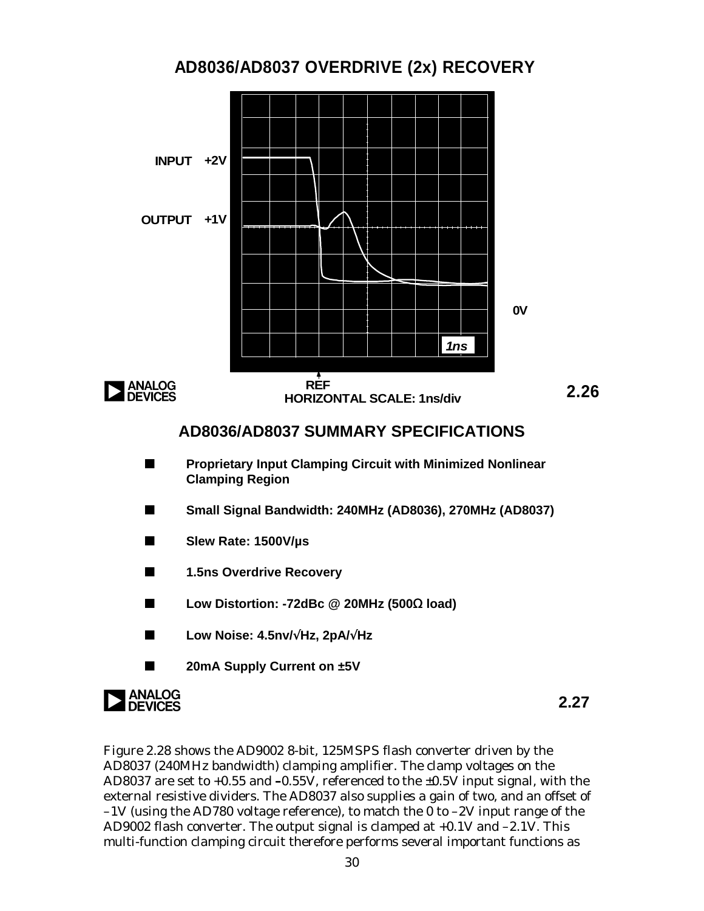## AD8036/AD8037 OVERDRIVE (2x) RECOVERY

INPUT +2V

OUTPUT +1V

0V

1ns

REF

HORIZONTAL SCALE: 1ns/div

2.26

## AD8036/AD8037 SUMMARY SPECIFICATIONS

- **Proprietary Input Clamping Circuit with Minimized Nonlinear Clamping Region**
- **Small Signal Bandwidth: 240MHz (AD8036), 270MHz (AD8037)**
- **Slew Rate: 1500V/µs**
- **1.5ns Overdrive Recovery**
- **Low Distortion: -72dBc @ 20MHz (500Ω load)**
- **Low Noise: 4.5nv/√Hz, 2pA/√Hz**
- **20mA Supply Current on ±5V**

2.27

Figure 2.28 shows the AD9002 8-bit, 125MSPS flash converter driven by the AD8037 (240MHz bandwidth) clamping amplifier. The clamp voltages on the AD8037 are set to +0.55 and –0.55V, referenced to the ±0.5V input signal, with the external resistive dividers. The AD8037 also supplies a gain of two, and an offset of –1V (using the AD780 voltage reference), to match the 0 to –2V input range of the AD9002 flash converter. The output signal is clamped at +0.1V and –2.1V. This multi-function clamping circuit therefore performs several important functions as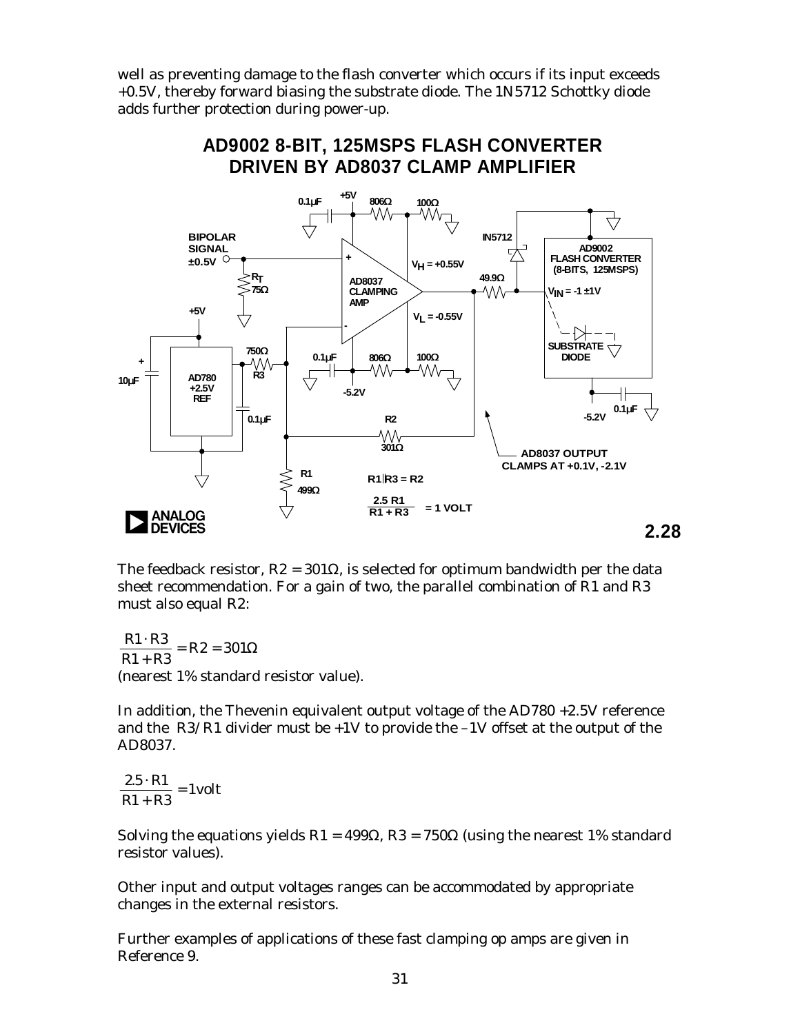well as preventing damage to the flash converter which occurs if its input exceeds +0.5V, thereby forward biasing the substrate diode. The 1N5712 Schottky diode adds further protection during power-up.

**AD9002 8-BIT, 125MSPS FLASH CONVERTER DRIVEN BY AD8037 CLAMP AMPLIFIER**

BIPOLAR SIGNAL ±0.5V

$R_T$ 75Ω

+5V

AD780 +2.5V REF

10µF

0.1µF

750Ω R3

AD8037 CLAMPING AMP

$V_H$ = +0.55V

$V_L$ = -0.55V

806Ω 100Ω

-5.2V

R2 301Ω

R1 499Ω

R1||R3 = R2

$$\frac{2.5\ R1}{R1 + R3} = 1\ \text{VOLT}$$

49.9Ω

IN5712

AD9002 FLASH CONVERTER (8-BITS, 125MSPS)

$V_{IN}$ = -1 ±1V

SUBSTRATE DIODE

AD8037 OUTPUT CLAMPS AT +0.1V, -2.1V

2.28

The feedback resistor, R2 = 301Ω, is selected for optimum bandwidth per the data sheet recommendation. For a gain of two, the parallel combination of R1 and R3 must also equal R2:

$$\frac{R1 \cdot R3}{R1 + R3} = R2 = 301\Omega$$

(nearest 1% standard resistor value).

In addition, the Thevenin equivalent output voltage of the AD780 +2.5V reference and the R3/R1 divider must be +1V to provide the –1V offset at the output of the AD8037.

$$\frac{2.5 \cdot R1}{R1 + R3} = 1\text{volt}$$

Solving the equations yields R1 = 499Ω, R3 = 750Ω (using the nearest 1% standard resistor values).

Other input and output voltages ranges can be accommodated by appropriate changes in the external resistors.

Further examples of applications of these fast clamping op amps are given in Reference 9.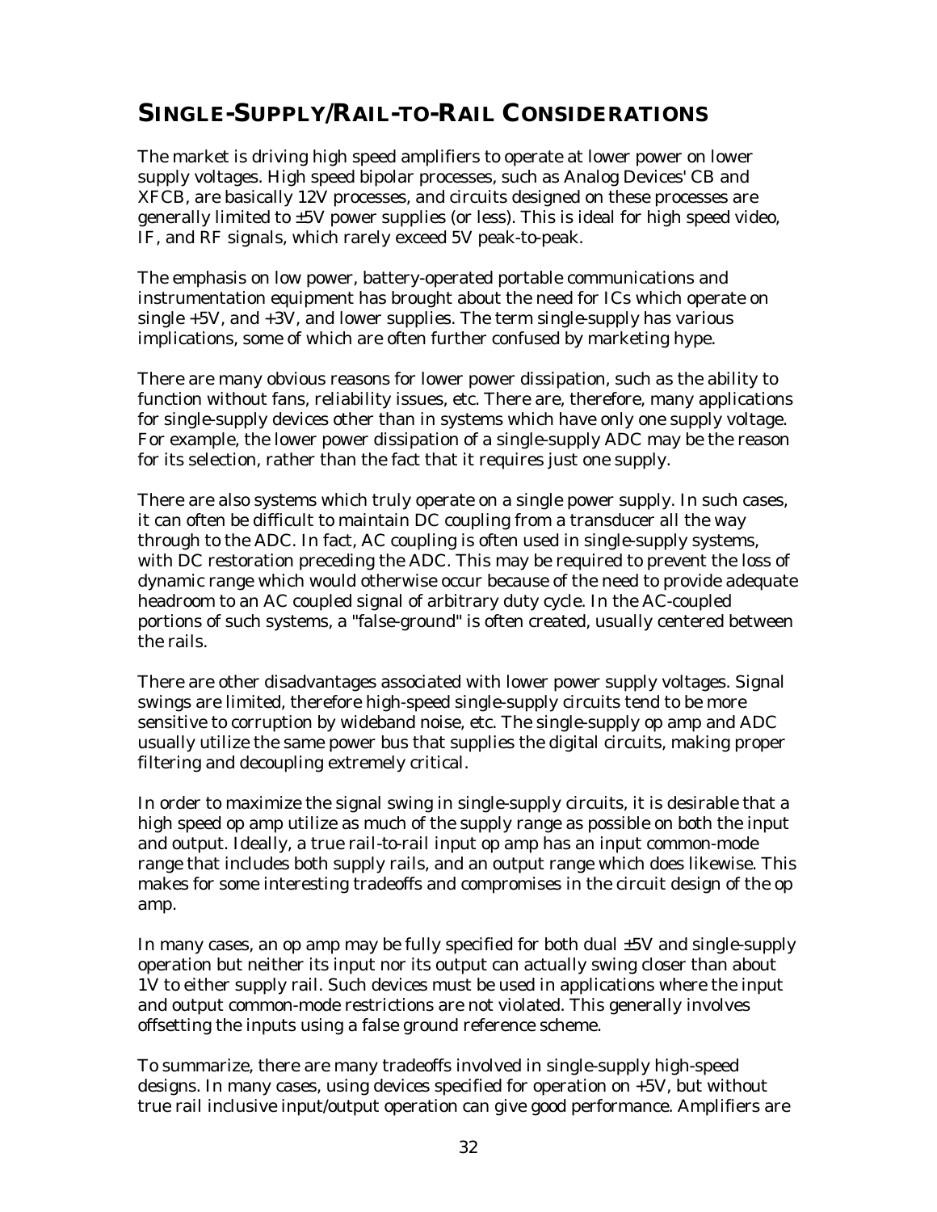## SINGLE-SUPPLY/RAIL-TO-RAIL CONSIDERATIONS

The market is driving high speed amplifiers to operate at lower power on lower supply voltages. High speed bipolar processes, such as Analog Devices' CB and XFCB, are basically 12V processes, and circuits designed on these processes are generally limited to ±5V power supplies (or less). This is ideal for high speed video, IF, and RF signals, which rarely exceed 5V peak-to-peak.

The emphasis on low power, battery-operated portable communications and instrumentation equipment has brought about the need for ICs which operate on single +5V, and +3V, and lower supplies. The term single-supply has various implications, some of which are often further confused by marketing hype.

There are many obvious reasons for lower power dissipation, such as the ability to function without fans, reliability issues, etc. There are, therefore, many applications for single-supply devices other than in systems which have only one supply voltage. For example, the lower power dissipation of a single-supply ADC may be the reason for its selection, rather than the fact that it requires just one supply.

There are also systems which truly operate on a single power supply. In such cases, it can often be difficult to maintain DC coupling from a transducer all the way through to the ADC. In fact, AC coupling is often used in single-supply systems, with DC restoration preceding the ADC. This may be required to prevent the loss of dynamic range which would otherwise occur because of the need to provide adequate headroom to an AC coupled signal of arbitrary duty cycle. In the AC-coupled portions of such systems, a "false-ground" is often created, usually centered between the rails.

There are other disadvantages associated with lower power supply voltages. Signal swings are limited, therefore high-speed single-supply circuits tend to be more sensitive to corruption by wideband noise, etc. The single-supply op amp and ADC usually utilize the same power bus that supplies the digital circuits, making proper filtering and decoupling extremely critical.

In order to maximize the signal swing in single-supply circuits, it is desirable that a high speed op amp utilize as much of the supply range as possible on both the input and output. Ideally, a true rail-to-rail input op amp has an input common-mode range that includes both supply rails, and an output range which does likewise. This makes for some interesting tradeoffs and compromises in the circuit design of the op amp.

In many cases, an op amp may be fully specified for both dual ±5V and single-supply operation but neither its input nor its output can actually swing closer than about 1V to either supply rail. Such devices must be used in applications where the input and output common-mode restrictions are not violated. This generally involves offsetting the inputs using a false ground reference scheme.

To summarize, there are many tradeoffs involved in single-supply high-speed designs. In many cases, using devices specified for operation on +5V, but without true rail inclusive input/output operation can give good performance. Amplifiers are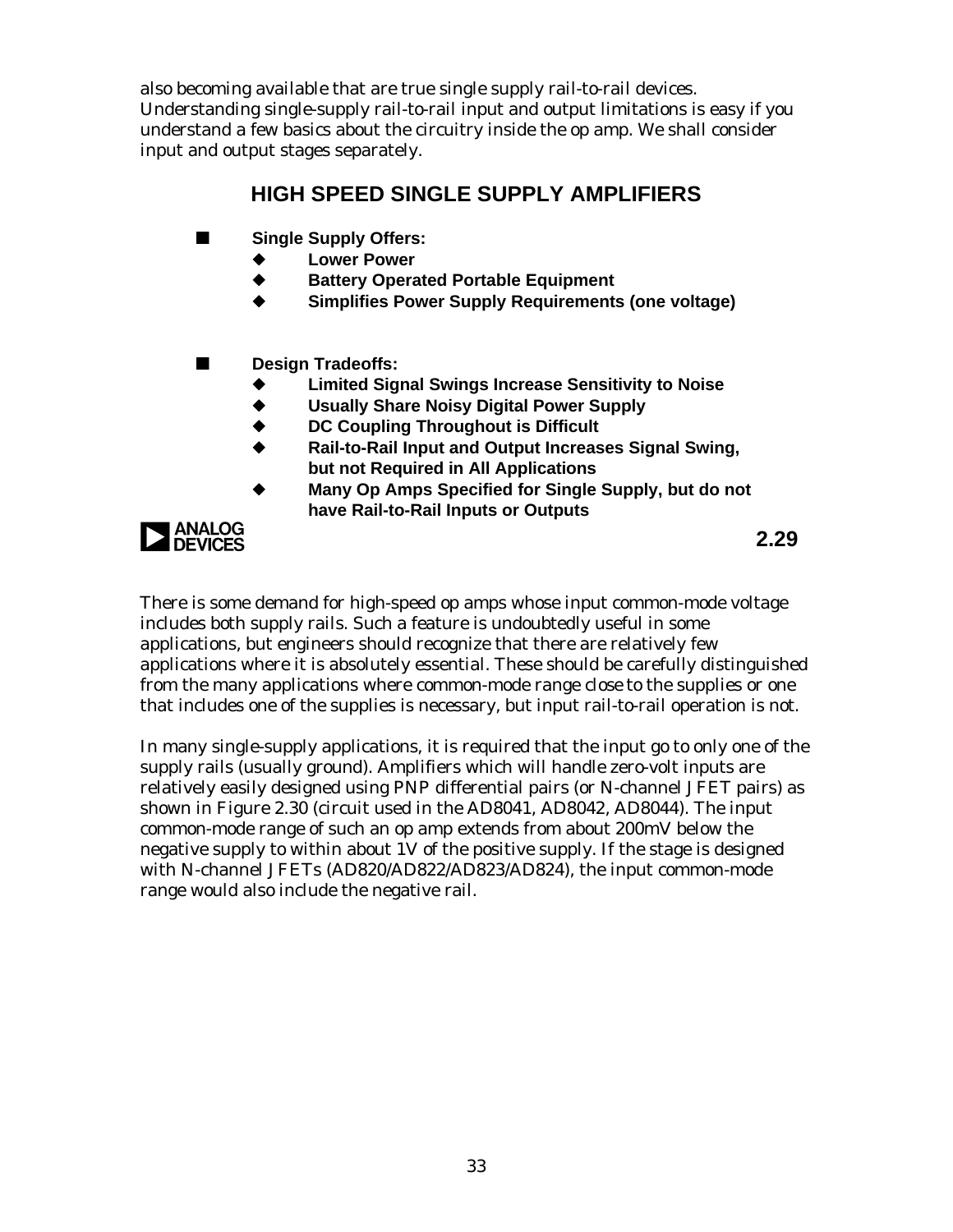also becoming available that are true single supply rail-to-rail devices. Understanding single-supply rail-to-rail input and output limitations is easy if you understand a few basics about the circuitry inside the op amp. We shall consider input and output stages separately.

## HIGH SPEED SINGLE SUPPLY AMPLIFIERS

- **Single Supply Offers:**
  - **Lower Power**
  - **Battery Operated Portable Equipment**
  - **Simplifies Power Supply Requirements (one voltage)**

- **Design Tradeoffs:**
  - **Limited Signal Swings Increase Sensitivity to Noise**
  - **Usually Share Noisy Digital Power Supply**
  - **DC Coupling Throughout is Difficult**
  - **Rail-to-Rail Input and Output Increases Signal Swing, but not Required in All Applications**
  - **Many Op Amps Specified for Single Supply, but do not have Rail-to-Rail Inputs or Outputs**

ANALOG DEVICES **2.29**

There is some demand for high-speed op amps whose input common-mode voltage includes both supply rails. Such a feature is undoubtedly useful in some applications, but engineers should recognize that there are relatively few applications where it is absolutely essential. These should be carefully distinguished from the many applications where common-mode range close to the supplies or one that includes one of the supplies is necessary, but input rail-to-rail operation is not.

In many single-supply applications, it is required that the input go to only one of the supply rails (usually ground). Amplifiers which will handle zero-volt inputs are relatively easily designed using PNP differential pairs (or N-channel JFET pairs) as shown in Figure 2.30 (circuit used in the AD8041, AD8042, AD8044). The input common-mode range of such an op amp extends from about 200mV below the negative supply to within about 1V of the positive supply. If the stage is designed with N-channel JFETs (AD820/AD822/AD823/AD824), the input common-mode range would also include the negative rail.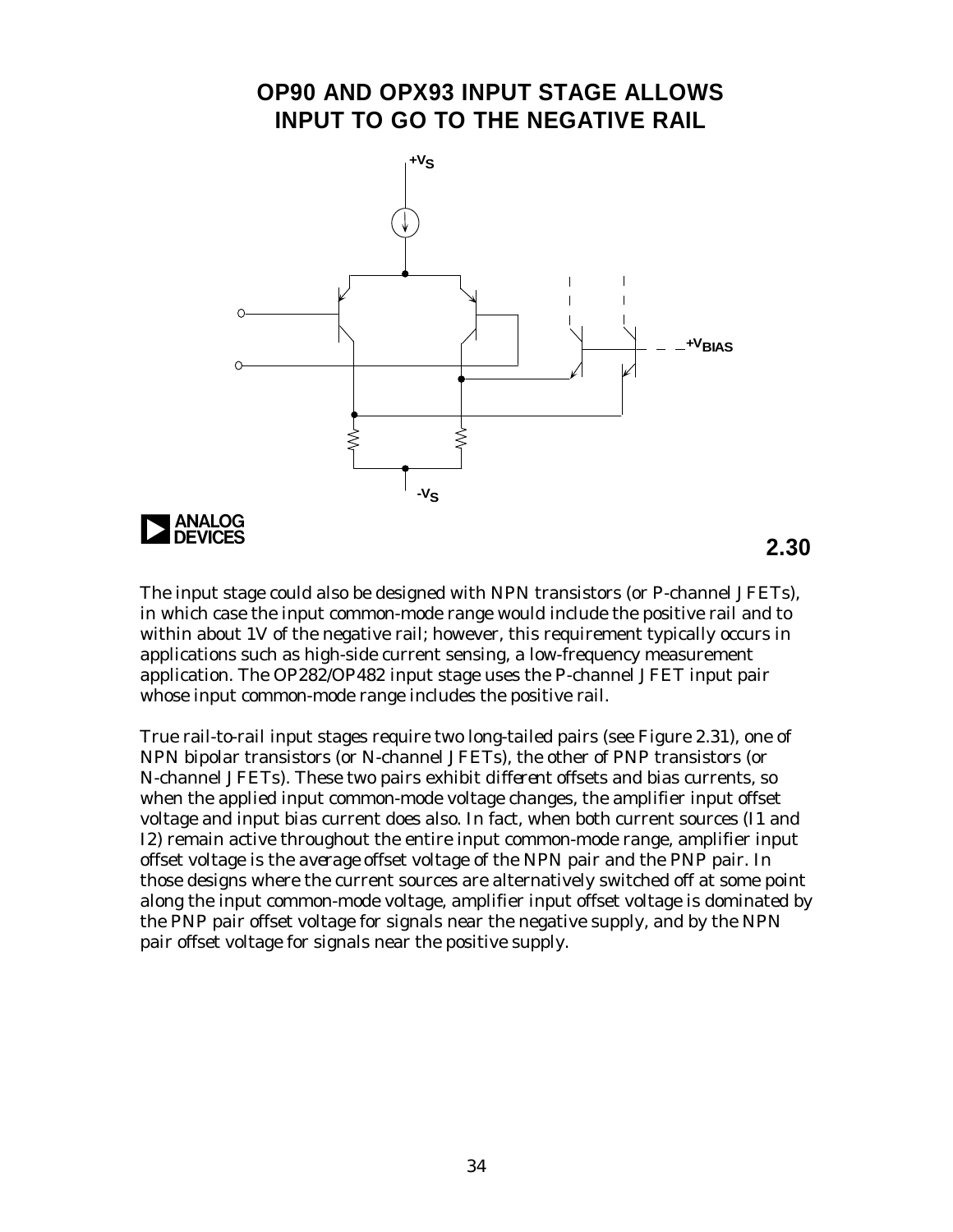## OP90 AND OPX93 INPUT STAGE ALLOWS INPUT TO GO TO THE NEGATIVE RAIL

2.30

The input stage could also be designed with NPN transistors (or P-channel JFETs), in which case the input common-mode range would include the positive rail and to within about 1V of the negative rail; however, this requirement typically occurs in applications such as high-side current sensing, a low-frequency measurement application. The OP282/OP482 input stage uses the P-channel JFET input pair whose input common-mode range includes the positive rail.

True rail-to-rail input stages require two long-tailed pairs (see Figure 2.31), one of NPN bipolar transistors (or N-channel JFETs), the other of PNP transistors (or N-channel JFETs). These two pairs exhibit *different* offsets and bias currents, so when the applied input common-mode voltage changes, the amplifier input offset voltage and input bias current does also. In fact, when both current sources (I1 and I2) remain active throughout the entire input common-mode range, amplifier input offset voltage is the *average* offset voltage of the NPN pair and the PNP pair. In those designs where the current sources are alternatively switched off at some point along the input common-mode voltage, amplifier input offset voltage is dominated by the PNP pair offset voltage for signals near the negative supply, and by the NPN pair offset voltage for signals near the positive supply.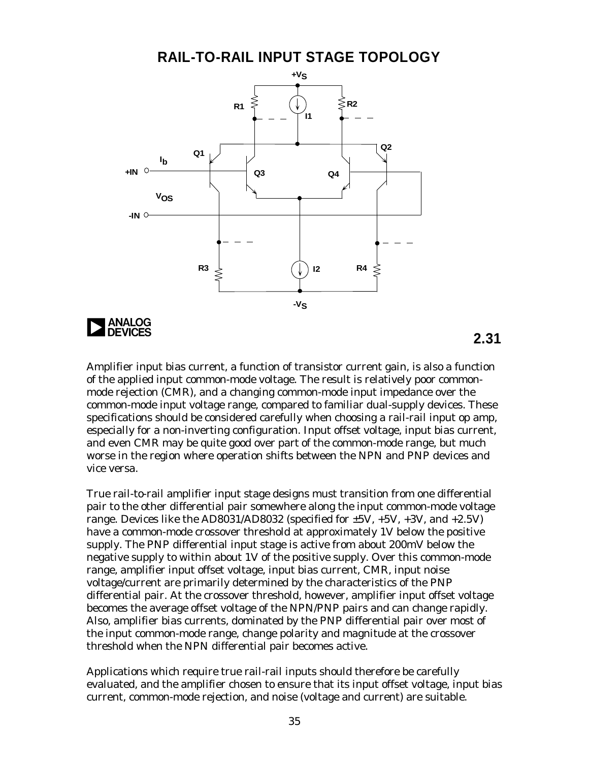## RAIL-TO-RAIL INPUT STAGE TOPOLOGY

+VS
R1
R2
I1
Q1
Q2
Ib
+IN
Q3
Q4
VOS
-IN
R3
I2
R4
-VS

ANALOG DEVICES

2.31

Amplifier input bias current, a function of transistor current gain, is also a function of the applied input common-mode voltage. The result is relatively poor common-mode rejection (CMR), and a changing common-mode input impedance over the common-mode input voltage range, compared to familiar dual-supply devices. These specifications should be considered carefully when choosing a rail-rail input op amp, especially for a non-inverting configuration. Input offset voltage, input bias current, and even CMR may be quite good over part of the common-mode range, but much worse in the region where operation shifts between the NPN and PNP devices and vice versa.

True rail-to-rail amplifier input stage designs must transition from one differential pair to the other differential pair somewhere along the input common-mode voltage range. Devices like the AD8031/AD8032 (specified for ±5V, +5V, +3V, and +2.5V) have a common-mode crossover threshold at approximately 1V below the positive supply. The PNP differential input stage is active from about 200mV below the negative supply to within about 1V of the positive supply. Over this common-mode range, amplifier input offset voltage, input bias current, CMR, input noise voltage/current are primarily determined by the characteristics of the PNP differential pair. At the crossover threshold, however, amplifier input offset voltage becomes the average offset voltage of the NPN/PNP pairs and can change rapidly. Also, amplifier bias currents, dominated by the PNP differential pair over most of the input common-mode range, change polarity and magnitude at the crossover threshold when the NPN differential pair becomes active.

Applications which require true rail-rail inputs should therefore be carefully evaluated, and the amplifier chosen to ensure that its input offset voltage, input bias current, common-mode rejection, and noise (voltage and current) are suitable.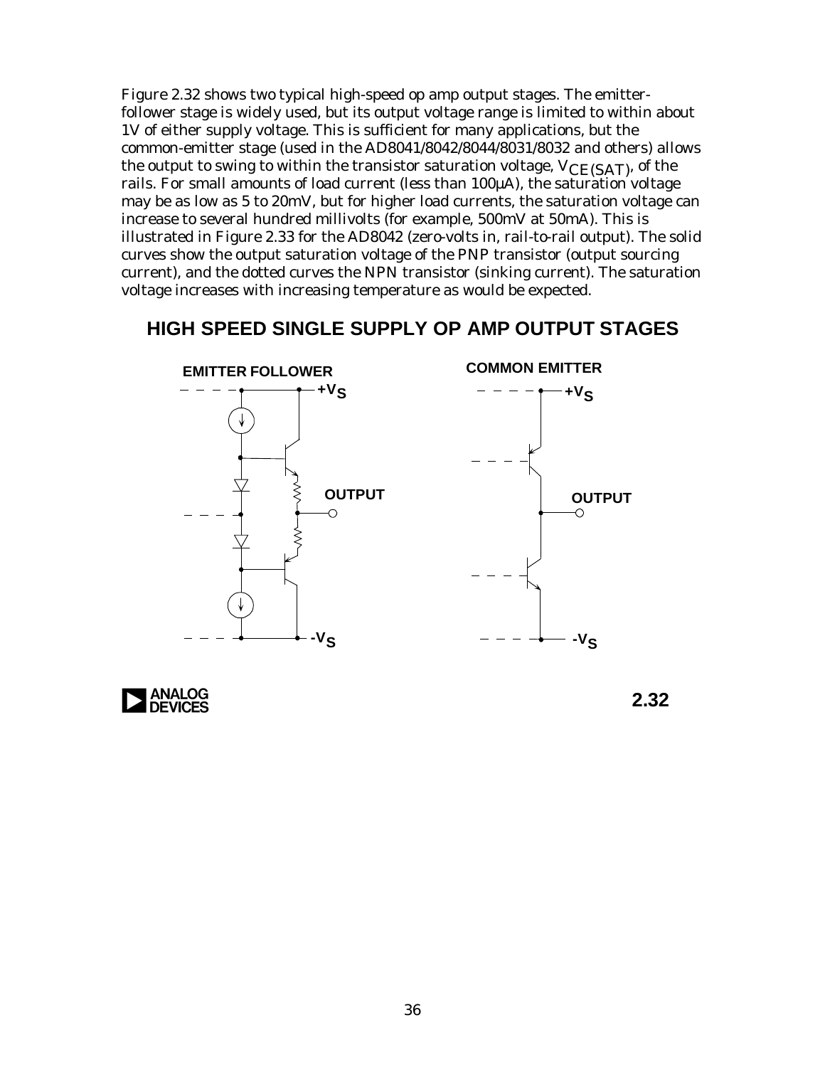Figure 2.32 shows two typical high-speed op amp output stages. The emitter-follower stage is widely used, but its output voltage range is limited to within about 1V of either supply voltage. This is sufficient for many applications, but the common-emitter stage (used in the AD8041/8042/8044/8031/8032 and others) allows the output to swing to within the transistor saturation voltage, $V_{CE(SAT)}$, of the rails. For small amounts of load current (less than 100µA), the saturation voltage may be as low as 5 to 20mV, but for higher load currents, the saturation voltage can increase to several hundred millivolts (for example, 500mV at 50mA). This is illustrated in Figure 2.33 for the AD8042 (zero-volts in, rail-to-rail output). The solid curves show the output saturation voltage of the PNP transistor (output sourcing current), and the dotted curves the NPN transistor (sinking current). The saturation voltage increases with increasing temperature as would be expected.

## HIGH SPEED SINGLE SUPPLY OP AMP OUTPUT STAGES

**EMITTER FOLLOWER** — $+V_S$, OUTPUT, $-V_S$

**COMMON EMITTER** — $+V_S$, OUTPUT, $-V_S$

2.32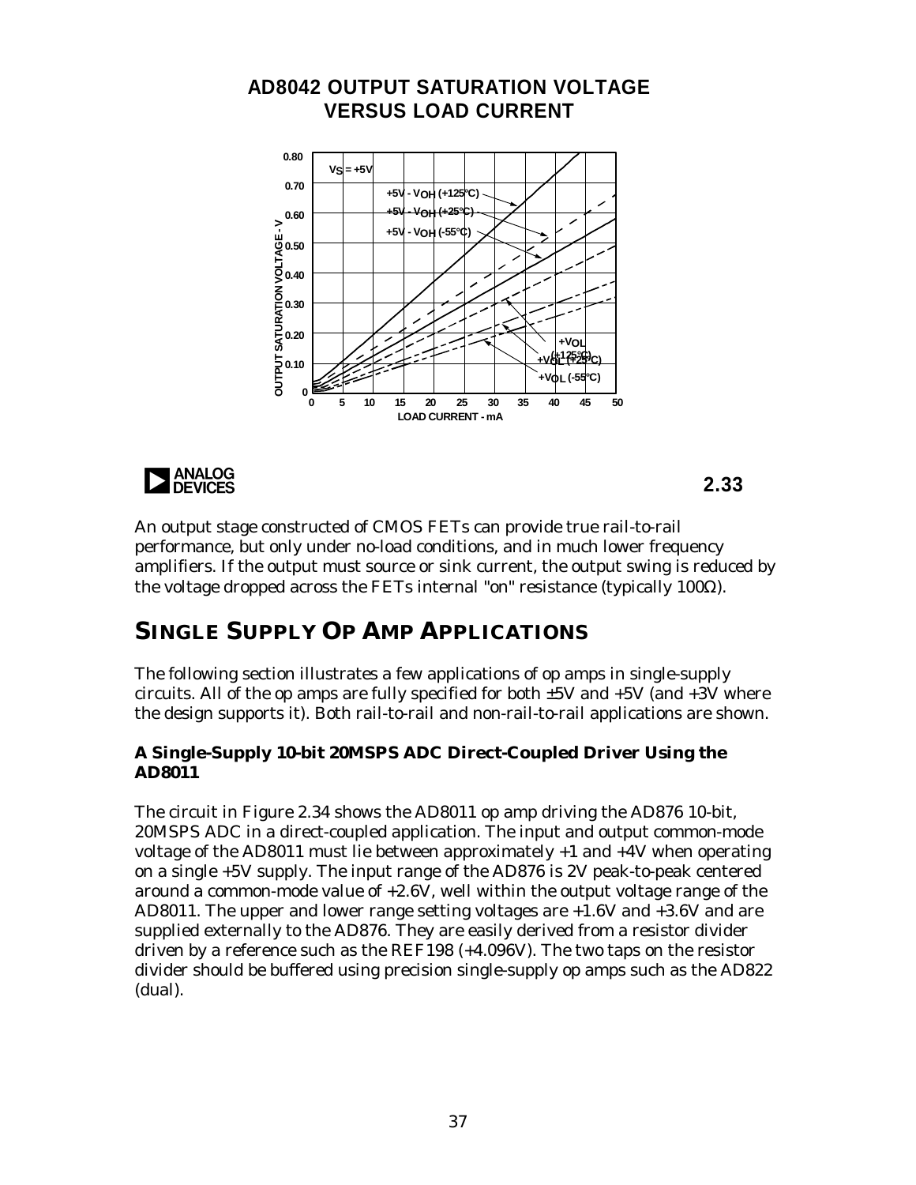## AD8042 OUTPUT SATURATION VOLTAGE VERSUS LOAD CURRENT

2.33

An output stage constructed of CMOS FETs can provide true rail-to-rail performance, but only under no-load conditions, and in much lower frequency amplifiers. If the output must source or sink current, the output swing is reduced by the voltage dropped across the FETs internal "on" resistance (typically 100Ω).

# SINGLE SUPPLY OP AMP APPLICATIONS

The following section illustrates a few applications of op amps in single-supply circuits. All of the op amps are fully specified for both ±5V and +5V (and +3V where the design supports it). Both rail-to-rail and non-rail-to-rail applications are shown.

### A Single-Supply 10-bit 20MSPS ADC Direct-Coupled Driver Using the AD8011

The circuit in Figure 2.34 shows the AD8011 op amp driving the AD876 10-bit, 20MSPS ADC in a direct-coupled application. The input and output common-mode voltage of the AD8011 must lie between approximately +1 and +4V when operating on a single +5V supply. The input range of the AD876 is 2V peak-to-peak centered around a common-mode value of +2.6V, well within the output voltage range of the AD8011. The upper and lower range setting voltages are +1.6V and +3.6V and are supplied externally to the AD876. They are easily derived from a resistor divider driven by a reference such as the REF198 (+4.096V). The two taps on the resistor divider should be buffered using precision single-supply op amps such as the AD822 (dual).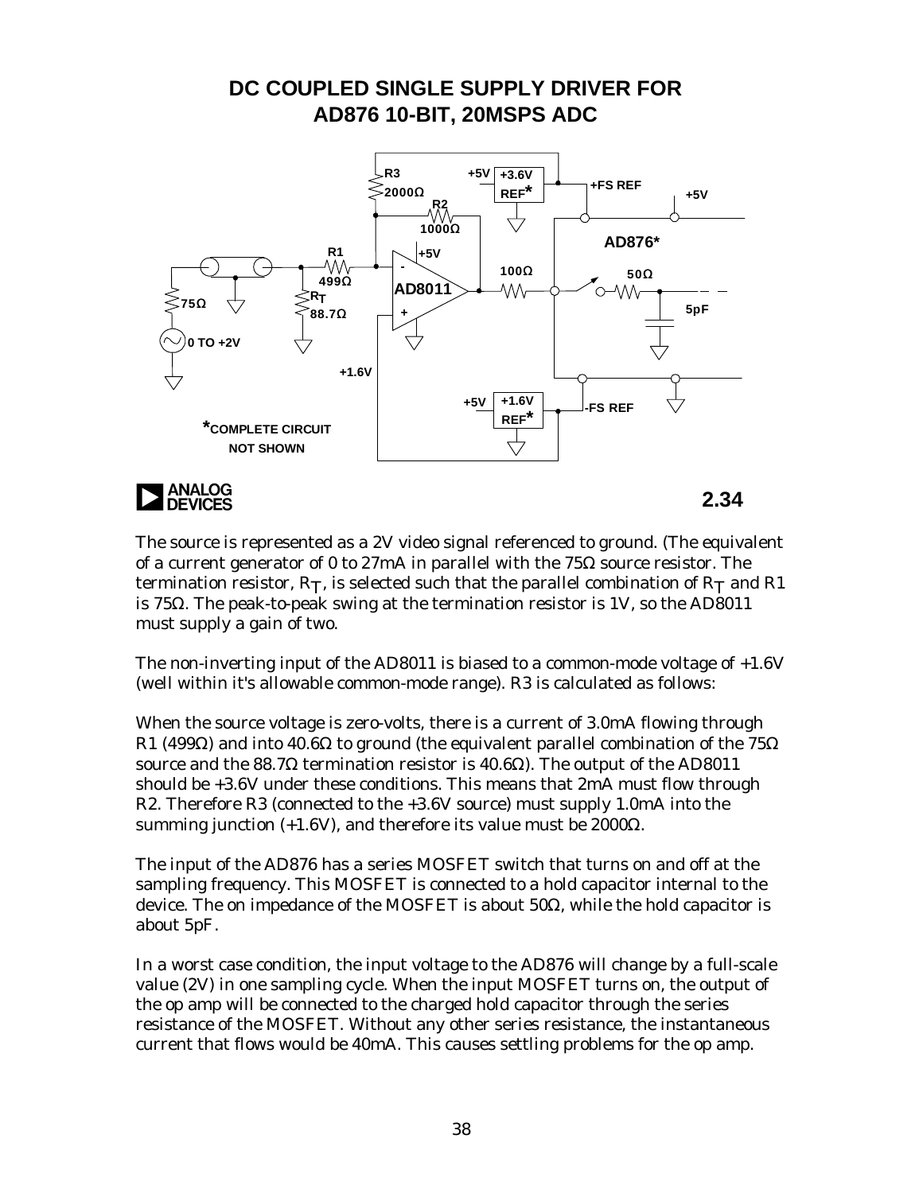## DC COUPLED SINGLE SUPPLY DRIVER FOR AD876 10-BIT, 20MSPS ADC

R3 2000Ω, +5V, +3.6V REF*, +FS REF, +5V, R2 1000Ω, AD876*, R1 499Ω, +5V, 100Ω, 50Ω, 75Ω, $R_T$ 88.7Ω, AD8011, 5pF, 0 TO +2V, +1.6V, +5V, +1.6V REF*, -FS REF

*COMPLETE CIRCUIT NOT SHOWN

2.34

The source is represented as a 2V video signal referenced to ground. (The equivalent of a current generator of 0 to 27mA in parallel with the 75Ω source resistor. The termination resistor, $R_T$, is selected such that the parallel combination of $R_T$ and R1 is 75Ω. The peak-to-peak swing at the termination resistor is 1V, so the AD8011 must supply a gain of two.

The non-inverting input of the AD8011 is biased to a common-mode voltage of +1.6V (well within it's allowable common-mode range). R3 is calculated as follows:

When the source voltage is zero-volts, there is a current of 3.0mA flowing through R1 (499Ω) and into 40.6Ω to ground (the equivalent parallel combination of the 75Ω source and the 88.7Ω termination resistor is 40.6Ω). The output of the AD8011 should be +3.6V under these conditions. This means that 2mA must flow through R2. Therefore R3 (connected to the +3.6V source) must supply 1.0mA into the summing junction (+1.6V), and therefore its value must be 2000Ω.

The input of the AD876 has a series MOSFET switch that turns on and off at the sampling frequency. This MOSFET is connected to a hold capacitor internal to the device. The on impedance of the MOSFET is about 50Ω, while the hold capacitor is about 5pF.

In a worst case condition, the input voltage to the AD876 will change by a full-scale value (2V) in one sampling cycle. When the input MOSFET turns on, the output of the op amp will be connected to the charged hold capacitor through the series resistance of the MOSFET. Without any other series resistance, the instantaneous current that flows would be 40mA. This causes settling problems for the op amp.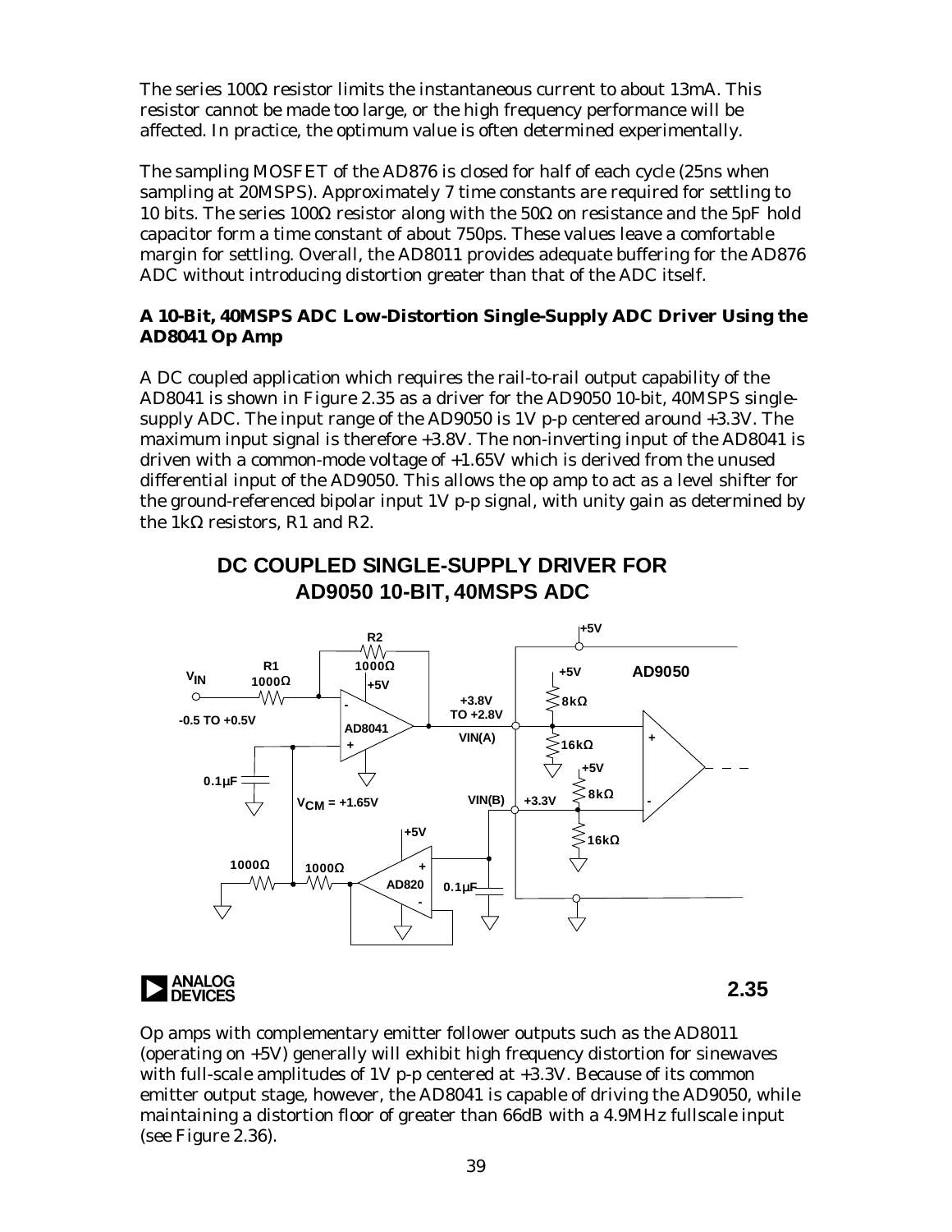The series 100Ω resistor limits the instantaneous current to about 13mA. This resistor cannot be made too large, or the high frequency performance will be affected. In practice, the optimum value is often determined experimentally.

The sampling MOSFET of the AD876 is closed for half of each cycle (25ns when sampling at 20MSPS). Approximately 7 time constants are required for settling to 10 bits. The series 100Ω resistor along with the 50Ω on resistance and the 5pF hold capacitor form a time constant of about 750ps. These values leave a comfortable margin for settling. Overall, the AD8011 provides adequate buffering for the AD876 ADC without introducing distortion greater than that of the ADC itself.

**A 10-Bit, 40MSPS ADC Low-Distortion Single-Supply ADC Driver Using the AD8041 Op Amp**

A DC coupled application which requires the rail-to-rail output capability of the AD8041 is shown in Figure 2.35 as a driver for the AD9050 10-bit, 40MSPS single-supply ADC. The input range of the AD9050 is 1V p-p centered around +3.3V. The maximum input signal is therefore +3.8V. The non-inverting input of the AD8041 is driven with a common-mode voltage of +1.65V which is derived from the unused differential input of the AD9050. This allows the op amp to act as a level shifter for the ground-referenced bipolar input 1V p-p signal, with unity gain as determined by the 1kΩ resistors, R1 and R2.

**DC COUPLED SINGLE-SUPPLY DRIVER FOR AD9050 10-BIT, 40MSPS ADC**

2.35

Op amps with complementary emitter follower outputs such as the AD8011 (operating on +5V) generally will exhibit high frequency distortion for sinewaves with full-scale amplitudes of 1V p-p centered at +3.3V. Because of its common emitter output stage, however, the AD8041 is capable of driving the AD9050, while maintaining a distortion floor of greater than 66dB with a 4.9MHz fullscale input (see Figure 2.36).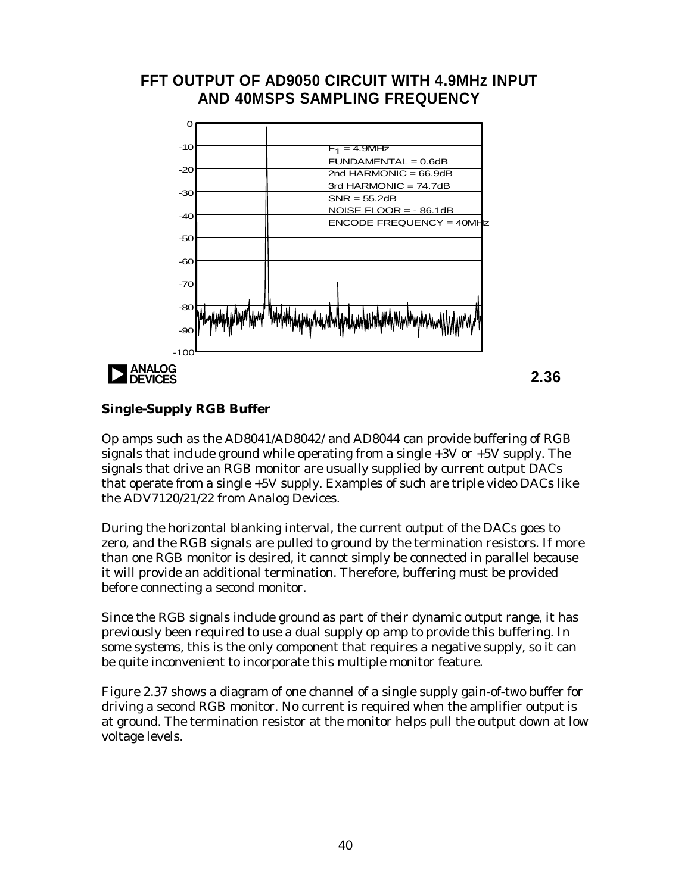**FFT OUTPUT OF AD9050 CIRCUIT WITH 4.9MHz INPUT AND 40MSPS SAMPLING FREQUENCY**

$F_1$ = 4.9MHz
FUNDAMENTAL = 0.6dB
2nd HARMONIC = 66.9dB
3rd HARMONIC = 74.7dB
SNR = 55.2dB
NOISE FLOOR = - 86.1dB
ENCODE FREQUENCY = 40MHz

2.36

### Single-Supply RGB Buffer

Op amps such as the AD8041/AD8042/ and AD8044 can provide buffering of RGB signals that include ground while operating from a single +3V or +5V supply. The signals that drive an RGB monitor are usually supplied by current output DACs that operate from a single +5V supply. Examples of such are triple video DACs like the ADV7120/21/22 from Analog Devices.

During the horizontal blanking interval, the current output of the DACs goes to zero, and the RGB signals are pulled to ground by the termination resistors. If more than one RGB monitor is desired, it cannot simply be connected in parallel because it will provide an additional termination. Therefore, buffering must be provided before connecting a second monitor.

Since the RGB signals include ground as part of their dynamic output range, it has previously been required to use a dual supply op amp to provide this buffering. In some systems, this is the only component that requires a negative supply, so it can be quite inconvenient to incorporate this multiple monitor feature.

Figure 2.37 shows a diagram of one channel of a single supply gain-of-two buffer for driving a second RGB monitor. No current is required when the amplifier output is at ground. The termination resistor at the monitor helps pull the output down at low voltage levels.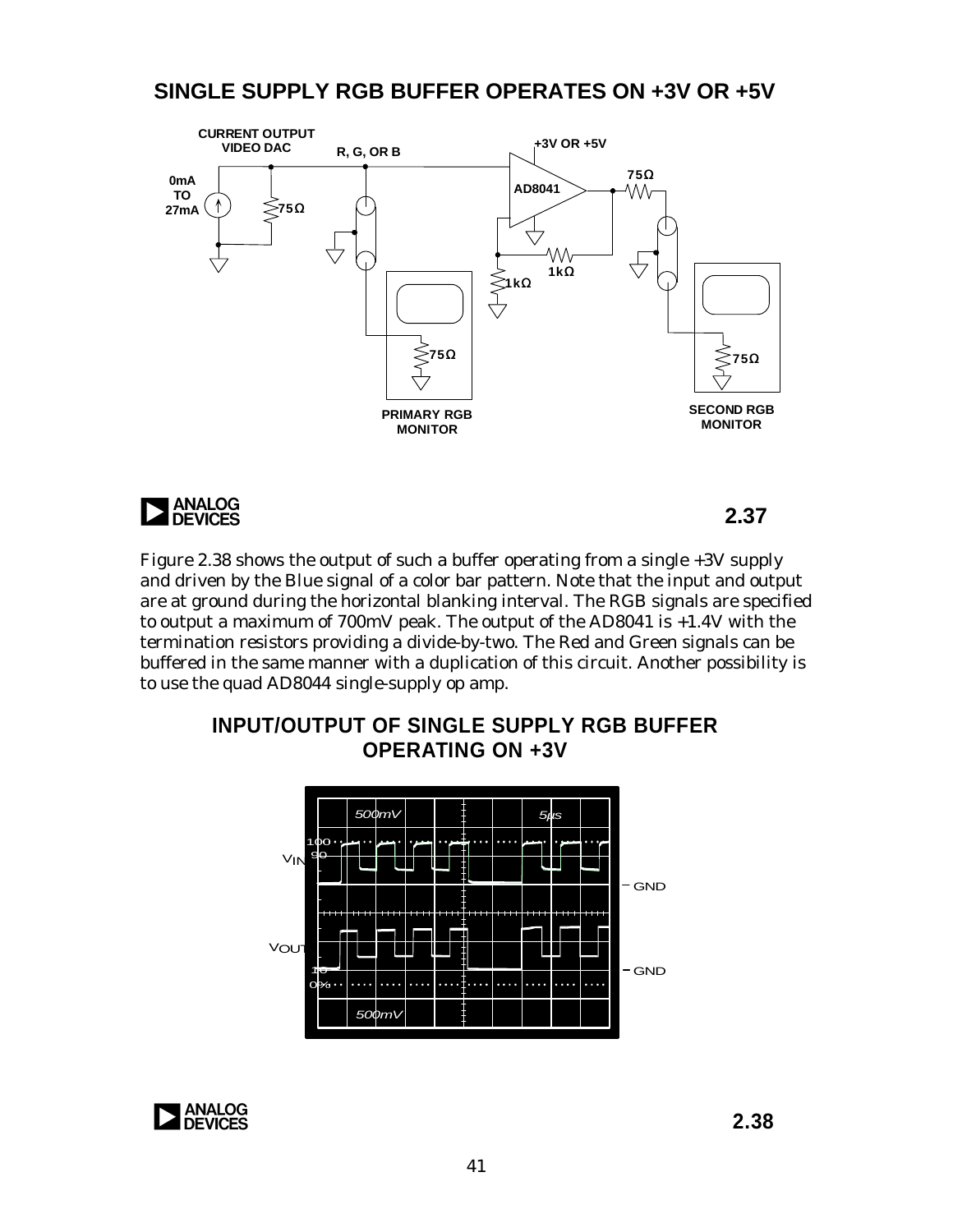## SINGLE SUPPLY RGB BUFFER OPERATES ON +3V OR +5V

CURRENT OUTPUT VIDEO DAC

0mA TO 27mA

75Ω

R, G, OR B

+3V OR +5V

AD8041

75Ω

1kΩ

1kΩ

75Ω

PRIMARY RGB MONITOR

75Ω

SECOND RGB MONITOR

2.37

Figure 2.38 shows the output of such a buffer operating from a single +3V supply and driven by the Blue signal of a color bar pattern. Note that the input and output are at ground during the horizontal blanking interval. The RGB signals are specified to output a maximum of 700mV peak. The output of the AD8041 is +1.4V with the termination resistors providing a divide-by-two. The Red and Green signals can be buffered in the same manner with a duplication of this circuit. Another possibility is to use the quad AD8044 single-supply op amp.

## INPUT/OUTPUT OF SINGLE SUPPLY RGB BUFFER OPERATING ON +3V

500mV

5μs

$V_{IN}$

GND

$V_{OUT}$

GND

500mV

2.38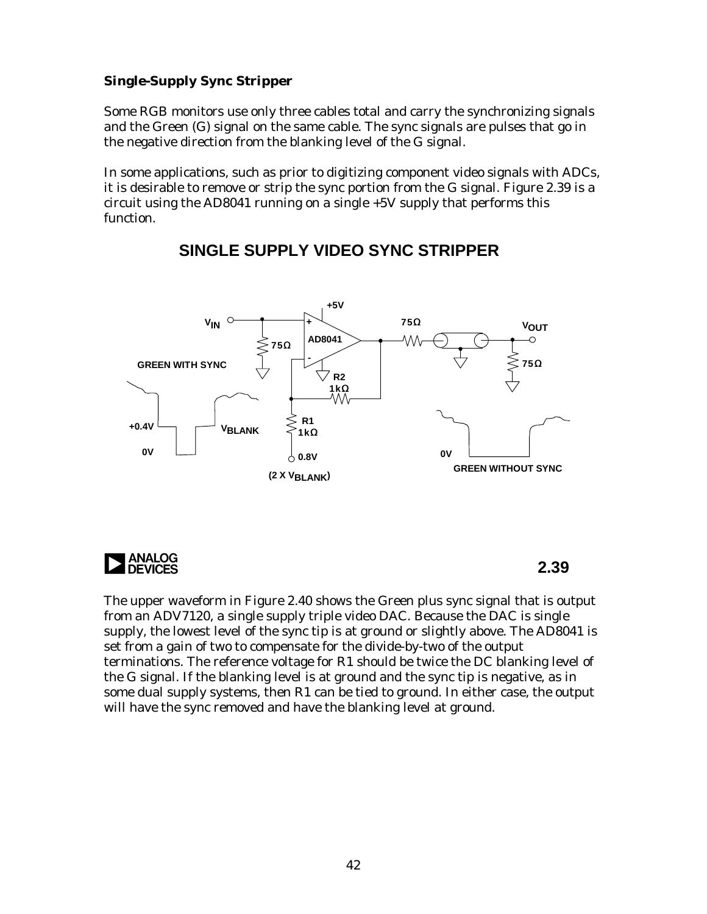### Single-Supply Sync Stripper

Some RGB monitors use only three cables total and carry the synchronizing signals and the Green (G) signal on the same cable. The sync signals are pulses that go in the negative direction from the blanking level of the G signal.

In some applications, such as prior to digitizing component video signals with ADCs, it is desirable to remove or strip the sync portion from the G signal. Figure 2.39 is a circuit using the AD8041 running on a single +5V supply that performs this function.

**SINGLE SUPPLY VIDEO SYNC STRIPPER**

2.39

The upper waveform in Figure 2.40 shows the Green plus sync signal that is output from an ADV7120, a single supply triple video DAC. Because the DAC is single supply, the lowest level of the sync tip is at ground or slightly above. The AD8041 is set from a gain of two to compensate for the divide-by-two of the output terminations. The reference voltage for R1 should be twice the DC blanking level of the G signal. If the blanking level is at ground and the sync tip is negative, as in some dual supply systems, then R1 can be tied to ground. In either case, the output will have the sync removed and have the blanking level at ground.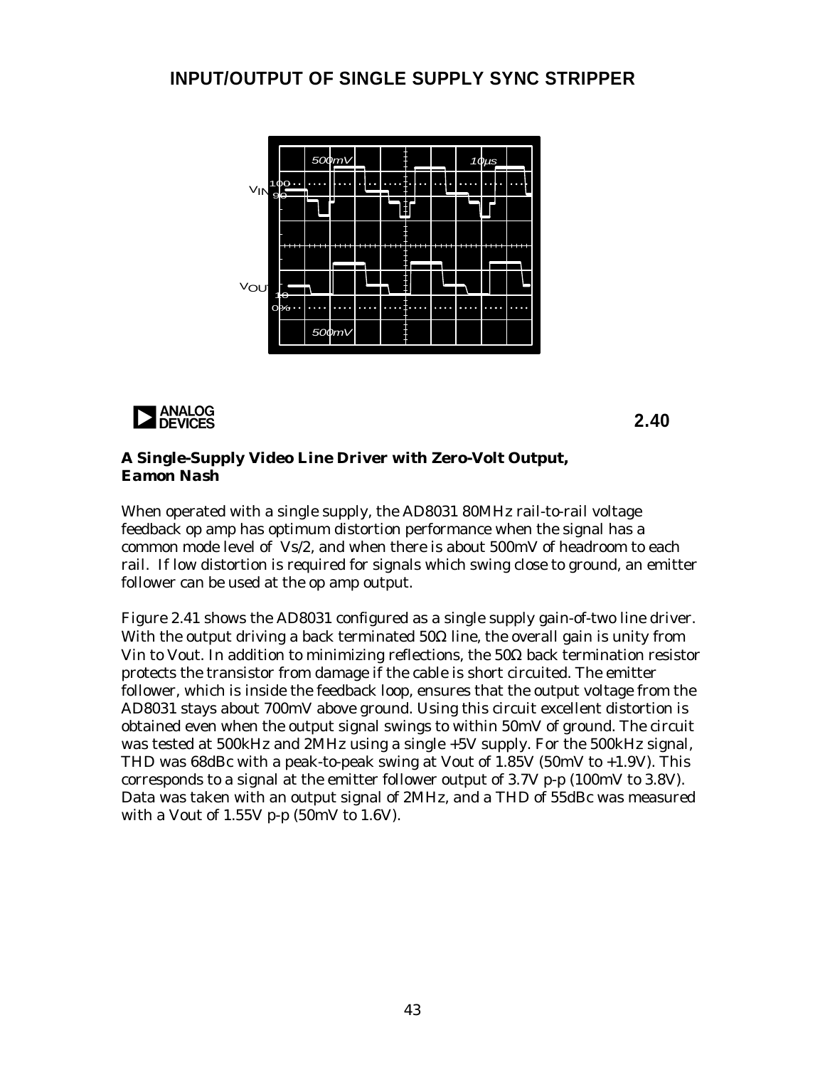## INPUT/OUTPUT OF SINGLE SUPPLY SYNC STRIPPER

2.40

### ***A Single-Supply Video Line Driver with Zero-Volt Output, Eamon Nash***

When operated with a single supply, the AD8031 80MHz rail-to-rail voltage feedback op amp has optimum distortion performance when the signal has a common mode level of Vs/2, and when there is about 500mV of headroom to each rail. If low distortion is required for signals which swing close to ground, an emitter follower can be used at the op amp output.

Figure 2.41 shows the AD8031 configured as a single supply gain-of-two line driver. With the output driving a back terminated 50Ω line, the overall gain is unity from Vin to Vout. In addition to minimizing reflections, the 50Ω back termination resistor protects the transistor from damage if the cable is short circuited. The emitter follower, which is inside the feedback loop, ensures that the output voltage from the AD8031 stays about 700mV above ground. Using this circuit excellent distortion is obtained even when the output signal swings to within 50mV of ground. The circuit was tested at 500kHz and 2MHz using a single +5V supply. For the 500kHz signal, THD was 68dBc with a peak-to-peak swing at Vout of 1.85V (50mV to +1.9V). This corresponds to a signal at the emitter follower output of 3.7V p-p (100mV to 3.8V). Data was taken with an output signal of 2MHz, and a THD of 55dBc was measured with a Vout of 1.55V p-p (50mV to 1.6V).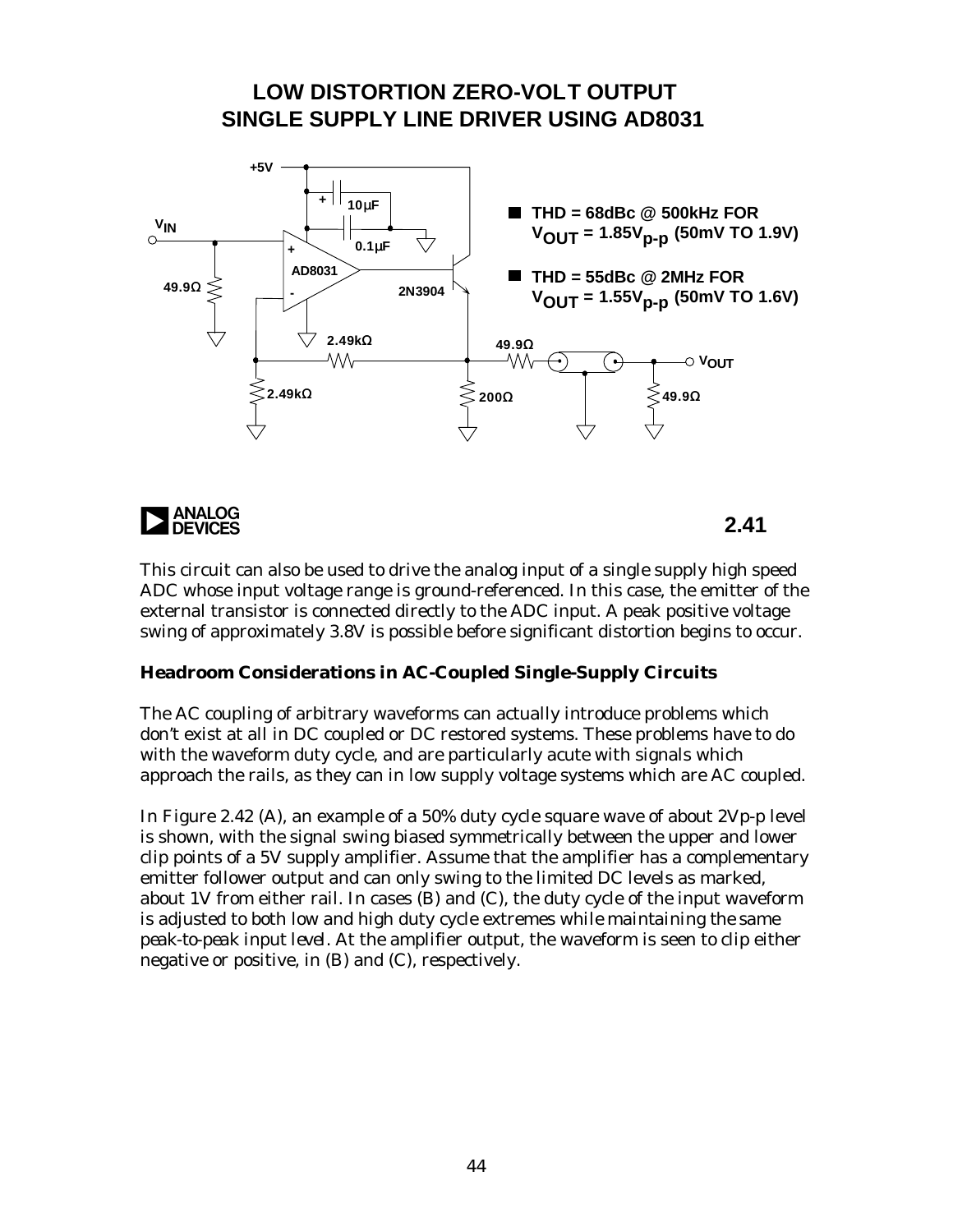# LOW DISTORTION ZERO-VOLT OUTPUT SINGLE SUPPLY LINE DRIVER USING AD8031

- THD = 68dBc @ 500kHz FOR $V_{OUT}$ = 1.85$V_{p-p}$ (50mV TO 1.9V)
- THD = 55dBc @ 2MHz FOR $V_{OUT}$ = 1.55$V_{p-p}$ (50mV TO 1.6V)

2.41

This circuit can also be used to drive the analog input of a single supply high speed ADC whose input voltage range is ground-referenced. In this case, the emitter of the external transistor is connected directly to the ADC input. A peak positive voltage swing of approximately 3.8V is possible before significant distortion begins to occur.

### Headroom Considerations in AC-Coupled Single-Supply Circuits

The AC coupling of arbitrary waveforms can actually introduce problems which don't exist at all in DC coupled or DC restored systems. These problems have to do with the waveform duty cycle, and are particularly acute with signals which approach the rails, as they can in low supply voltage systems which are AC coupled.

In Figure 2.42 (A), an example of a 50% duty cycle square wave of about 2Vp-p level is shown, with the signal swing biased symmetrically between the upper and lower clip points of a 5V supply amplifier. Assume that the amplifier has a complementary emitter follower output and can only swing to the limited DC levels as marked, about 1V from either rail. In cases (B) and (C), the duty cycle of the input waveform is adjusted to both low and high duty cycle extremes while maintaining the same peak-to-peak input level. At the amplifier output, the waveform is seen to clip either negative or positive, in (B) and (C), respectively.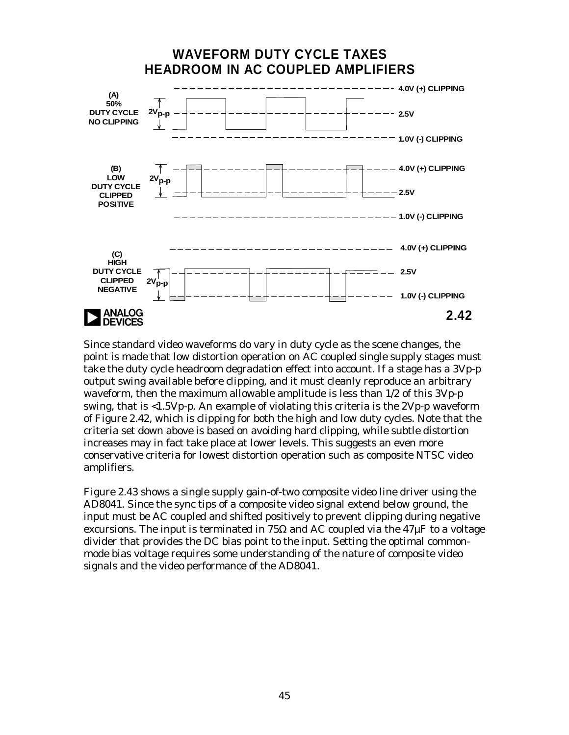## WAVEFORM DUTY CYCLE TAXES HEADROOM IN AC COUPLED AMPLIFIERS

(A) 50% DUTY CYCLE NO CLIPPING — 2Vp-p — 4.0V (+) CLIPPING, 2.5V, 1.0V (-) CLIPPING

(B) LOW DUTY CYCLE CLIPPED POSITIVE — 2Vp-p — 4.0V (+) CLIPPING, 2.5V, 1.0V (-) CLIPPING

(C) HIGH DUTY CYCLE CLIPPED NEGATIVE — 2Vp-p — 4.0V (+) CLIPPING, 2.5V, 1.0V (-) CLIPPING

2.42

Since standard video waveforms do vary in duty cycle as the scene changes, the point is made that low distortion operation on AC coupled single supply stages must take the duty cycle headroom degradation effect into account. If a stage has a 3Vp-p output swing available before clipping, and it must cleanly reproduce an arbitrary waveform, then the maximum allowable amplitude is less than 1/2 of this 3Vp-p swing, that is <1.5Vp-p. An example of violating this criteria is the 2Vp-p waveform of Figure 2.42, which is clipping for both the high and low duty cycles. Note that the criteria set down above is based on avoiding hard clipping, while subtle distortion increases may in fact take place at lower levels. This suggests an even more conservative criteria for lowest distortion operation such as composite NTSC video amplifiers.

Figure 2.43 shows a single supply gain-of-two composite video line driver using the AD8041. Since the sync tips of a composite video signal extend below ground, the input must be AC coupled and shifted positively to prevent clipping during negative excursions. The input is terminated in 75Ω and AC coupled via the 47µF to a voltage divider that provides the DC bias point to the input. Setting the optimal common-mode bias voltage requires some understanding of the nature of composite video signals and the video performance of the AD8041.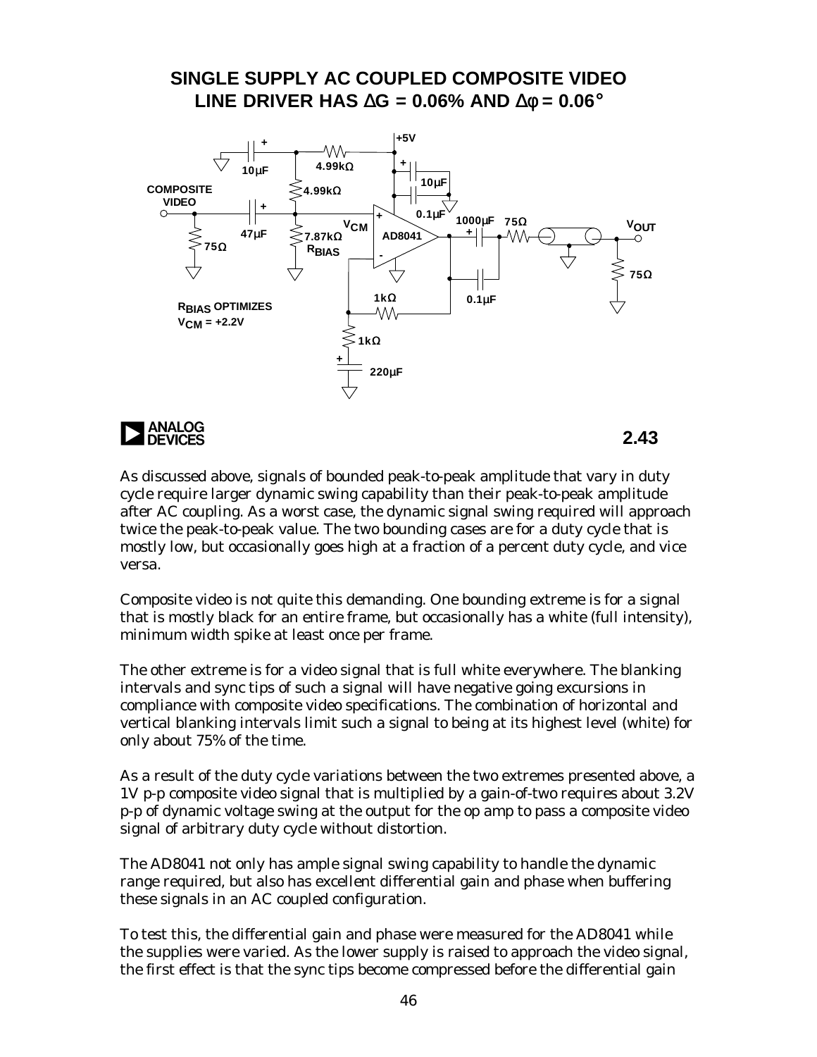**SINGLE SUPPLY AC COUPLED COMPOSITE VIDEO LINE DRIVER HAS ΔG = 0.06% AND Δφ = 0.06°**

+5V

10µF

4.99kΩ

10µF

COMPOSITE VIDEO

4.99kΩ

0.1µF

47µF

$V_{CM}$

1000µF

75Ω

$V_{OUT}$

75Ω

7.87kΩ

$R_{BIAS}$

AD8041

0.1µF

75Ω

1kΩ

$R_{BIAS}$ OPTIMIZES $V_{CM}$ = +2.2V

1kΩ

220µF

As discussed above, signals of bounded peak-to-peak amplitude that vary in duty cycle require larger dynamic swing capability than their peak-to-peak amplitude after AC coupling. As a worst case, the dynamic signal swing required will approach twice the peak-to-peak value. The two bounding cases are for a duty cycle that is mostly low, but occasionally goes high at a fraction of a percent duty cycle, and vice versa.

Composite video is not quite this demanding. One bounding extreme is for a signal that is mostly black for an entire frame, but occasionally has a white (full intensity), minimum width spike at least once per frame.

The other extreme is for a video signal that is full white everywhere. The blanking intervals and sync tips of such a signal will have negative going excursions in compliance with composite video specifications. The combination of horizontal and vertical blanking intervals limit such a signal to being at its highest level (white) for only about 75% of the time.

As a result of the duty cycle variations between the two extremes presented above, a 1V p-p composite video signal that is multiplied by a gain-of-two requires about 3.2V p-p of dynamic voltage swing at the output for the op amp to pass a composite video signal of arbitrary duty cycle without distortion.

The AD8041 not only has ample signal swing capability to handle the dynamic range required, but also has excellent differential gain and phase when buffering these signals in an AC coupled configuration.

To test this, the differential gain and phase were measured for the AD8041 while the supplies were varied. As the lower supply is raised to approach the video signal, the first effect is that the sync tips become compressed before the differential gain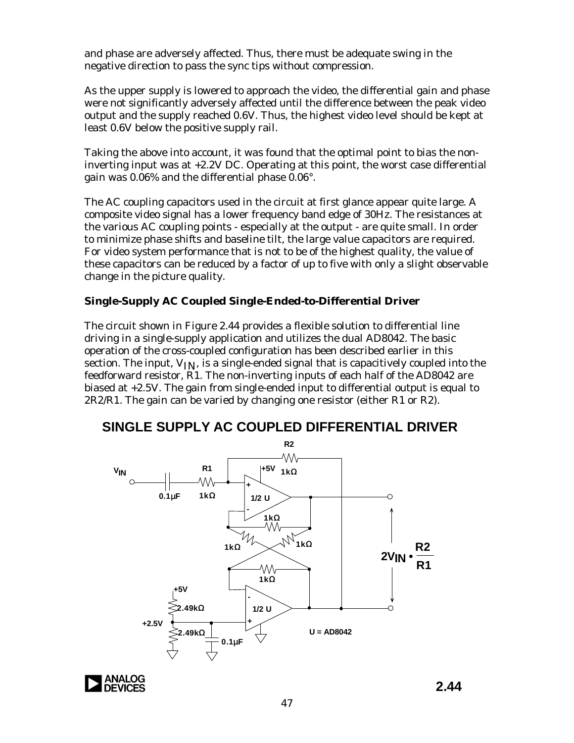and phase are adversely affected. Thus, there must be adequate swing in the negative direction to pass the sync tips without compression.

As the upper supply is lowered to approach the video, the differential gain and phase were not significantly adversely affected until the difference between the peak video output and the supply reached 0.6V. Thus, the highest video level should be kept at least 0.6V below the positive supply rail.

Taking the above into account, it was found that the optimal point to bias the non-inverting input was at +2.2V DC. Operating at this point, the worst case differential gain was 0.06% and the differential phase 0.06°.

The AC coupling capacitors used in the circuit at first glance appear quite large. A composite video signal has a lower frequency band edge of 30Hz. The resistances at the various AC coupling points - especially at the output - are quite small. In order to minimize phase shifts and baseline tilt, the large value capacitors are required. For video system performance that is not to be of the highest quality, the value of these capacitors can be reduced by a factor of up to five with only a slight observable change in the picture quality.

### Single-Supply AC Coupled Single-Ended-to-Differential Driver

The circuit shown in Figure 2.44 provides a flexible solution to differential line driving in a single-supply application and utilizes the dual AD8042. The basic operation of the cross-coupled configuration has been described earlier in this section. The input, $V_{IN}$, is a single-ended signal that is capacitively coupled into the feedforward resistor, R1. The non-inverting inputs of each half of the AD8042 are biased at +2.5V. The gain from single-ended input to differential output is equal to 2R2/R1. The gain can be varied by changing one resistor (either R1 or R2).

## SINGLE SUPPLY AC COUPLED DIFFERENTIAL DRIVER

$V_{IN}$ — 0.1µF — R1 1kΩ; R2 1kΩ; +5V; 1/2 U; 1kΩ; 1kΩ; 1kΩ; 1kΩ; +5V; 2.49kΩ; +2.5V; 2.49kΩ; 0.1µF; 1/2 U; U = AD8042

$$2V_{IN} \cdot \frac{R2}{R1}$$

2.44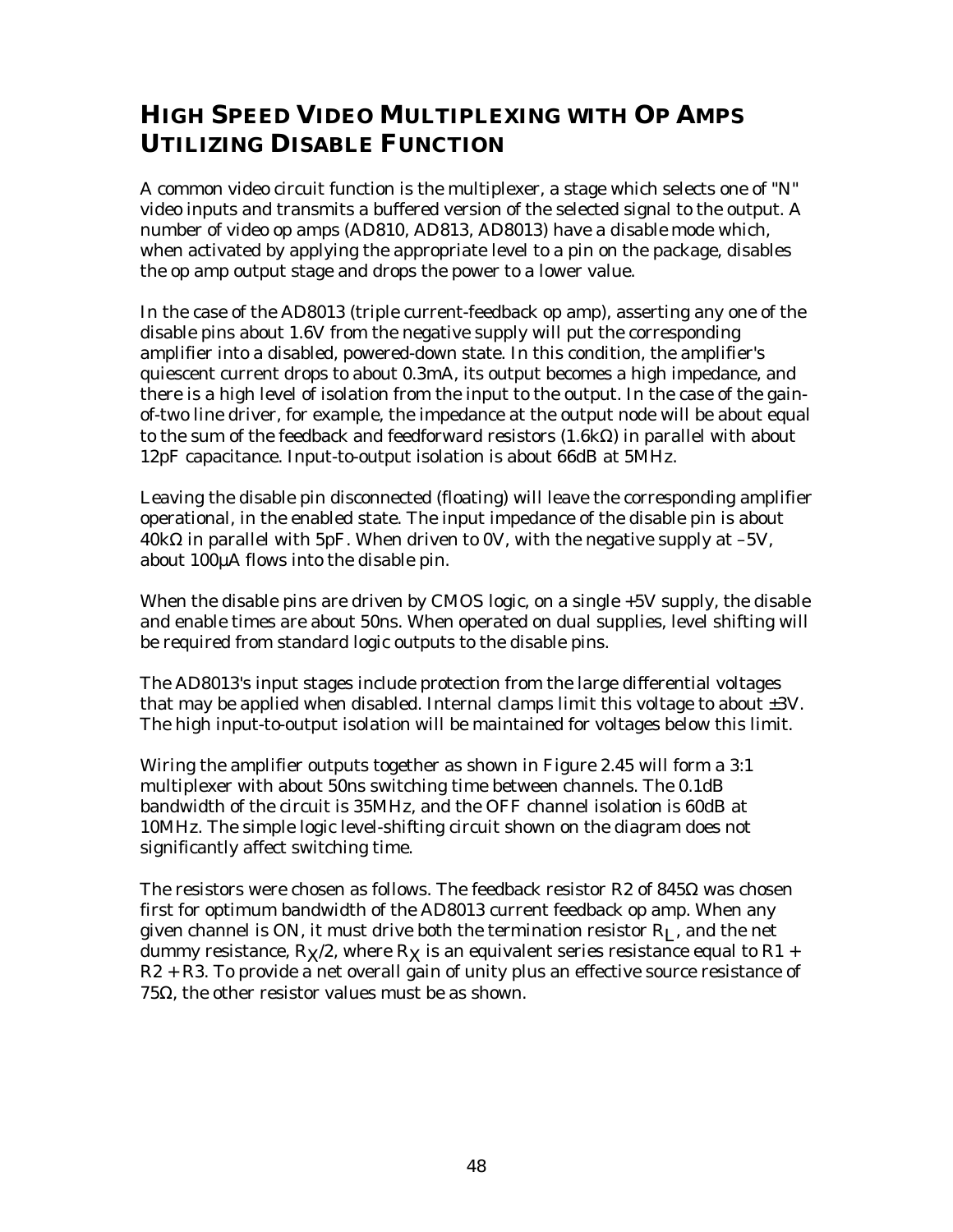# HIGH SPEED VIDEO MULTIPLEXING WITH OP AMPS UTILIZING DISABLE FUNCTION

A common video circuit function is the multiplexer, a stage which selects one of "N" video inputs and transmits a buffered version of the selected signal to the output. A number of video op amps (AD810, AD813, AD8013) have a disable mode which, when activated by applying the appropriate level to a pin on the package, disables the op amp output stage and drops the power to a lower value.

In the case of the AD8013 (triple current-feedback op amp), asserting any one of the disable pins about 1.6V from the negative supply will put the corresponding amplifier into a disabled, powered-down state. In this condition, the amplifier's quiescent current drops to about 0.3mA, its output becomes a high impedance, and there is a high level of isolation from the input to the output. In the case of the gain-of-two line driver, for example, the impedance at the output node will be about equal to the sum of the feedback and feedforward resistors (1.6kΩ) in parallel with about 12pF capacitance. Input-to-output isolation is about 66dB at 5MHz.

Leaving the disable pin disconnected (floating) will leave the corresponding amplifier operational, in the enabled state. The input impedance of the disable pin is about 40kΩ in parallel with 5pF. When driven to 0V, with the negative supply at –5V, about 100µA flows into the disable pin.

When the disable pins are driven by CMOS logic, on a single +5V supply, the disable and enable times are about 50ns. When operated on dual supplies, level shifting will be required from standard logic outputs to the disable pins.

The AD8013's input stages include protection from the large differential voltages that may be applied when disabled. Internal clamps limit this voltage to about ±3V. The high input-to-output isolation will be maintained for voltages below this limit.

Wiring the amplifier outputs together as shown in Figure 2.45 will form a 3:1 multiplexer with about 50ns switching time between channels. The 0.1dB bandwidth of the circuit is 35MHz, and the OFF channel isolation is 60dB at 10MHz. The simple logic level-shifting circuit shown on the diagram does not significantly affect switching time.

The resistors were chosen as follows. The feedback resistor R2 of 845Ω was chosen first for optimum bandwidth of the AD8013 current feedback op amp. When any given channel is ON, it must drive both the termination resistor $R_L$, and the net dummy resistance, $R_X/2$, where $R_X$ is an equivalent series resistance equal to R1 + R2 + R3. To provide a net overall gain of unity plus an effective source resistance of 75Ω, the other resistor values must be as shown.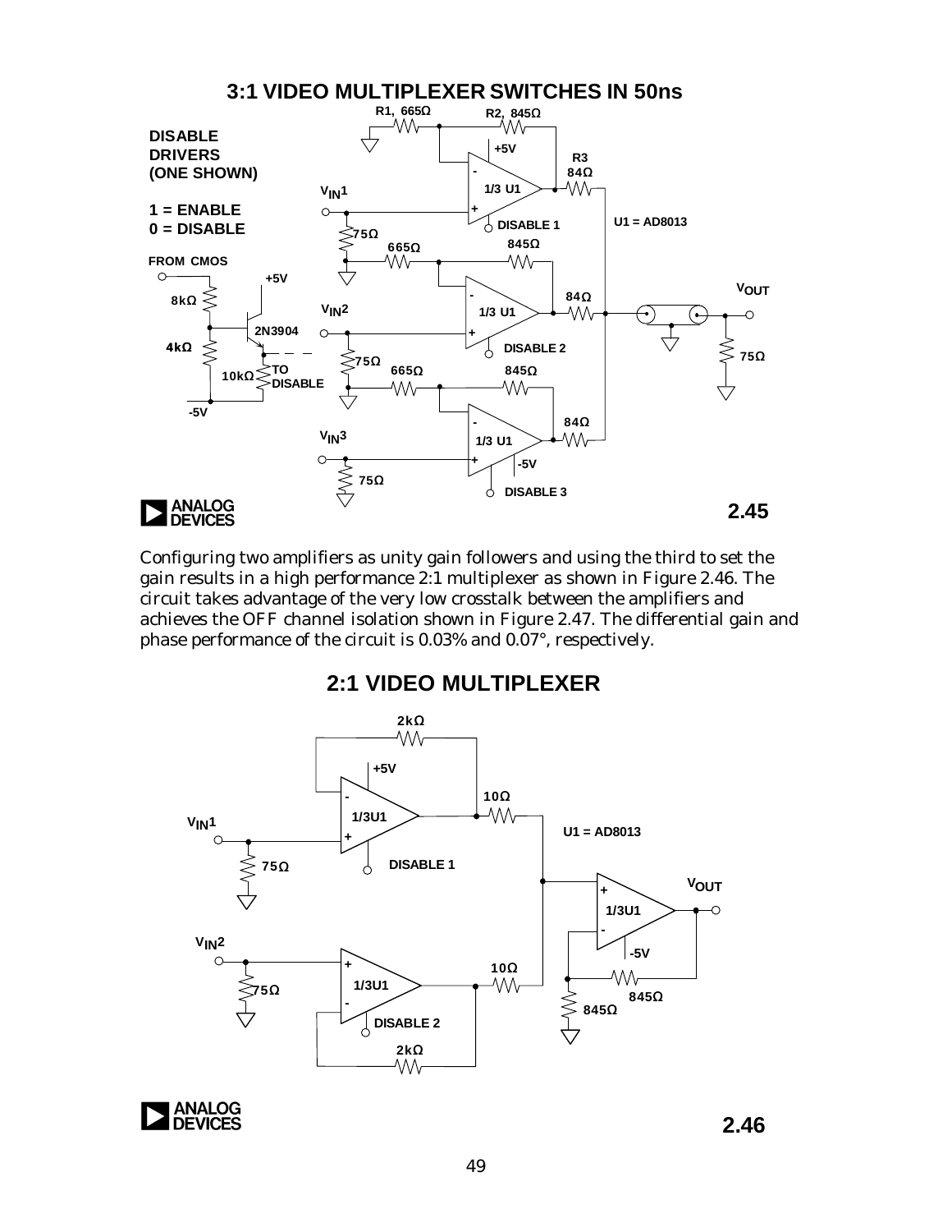## 3:1 VIDEO MULTIPLEXER SWITCHES IN 50ns

DISABLE DRIVERS (ONE SHOWN)

1 = ENABLE
0 = DISABLE

FROM CMOS

U1 = AD8013

2.45

Configuring two amplifiers as unity gain followers and using the third to set the gain results in a high performance 2:1 multiplexer as shown in Figure 2.46. The circuit takes advantage of the very low crosstalk between the amplifiers and achieves the OFF channel isolation shown in Figure 2.47. The differential gain and phase performance of the circuit is 0.03% and 0.07°, respectively.

## 2:1 VIDEO MULTIPLEXER

U1 = AD8013

2.46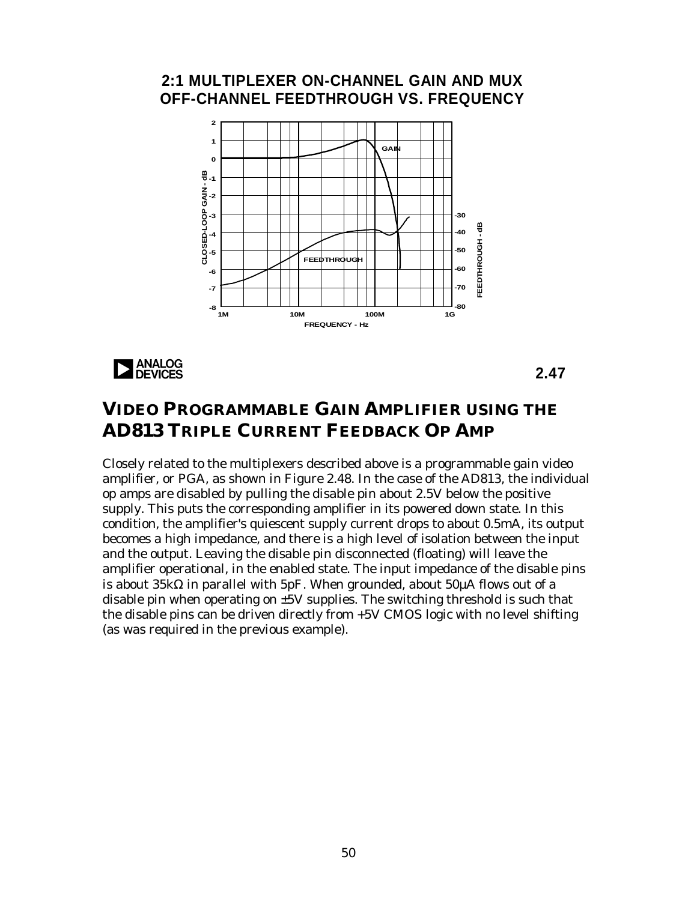## 2:1 MULTIPLEXER ON-CHANNEL GAIN AND MUX OFF-CHANNEL FEEDTHROUGH VS. FREQUENCY

2.47

## VIDEO PROGRAMMABLE GAIN AMPLIFIER USING THE AD813 TRIPLE CURRENT FEEDBACK OP AMP

Closely related to the multiplexers described above is a programmable gain video amplifier, or PGA, as shown in Figure 2.48. In the case of the AD813, the individual op amps are disabled by pulling the disable pin about 2.5V below the positive supply. This puts the corresponding amplifier in its powered down state. In this condition, the amplifier's quiescent supply current drops to about 0.5mA, its output becomes a high impedance, and there is a high level of isolation between the input and the output. Leaving the disable pin disconnected (floating) will leave the amplifier operational, in the enabled state. The input impedance of the disable pins is about 35kΩ in parallel with 5pF. When grounded, about 50µA flows out of a disable pin when operating on ±5V supplies. The switching threshold is such that the disable pins can be driven directly from +5V CMOS logic with no level shifting (as was required in the previous example).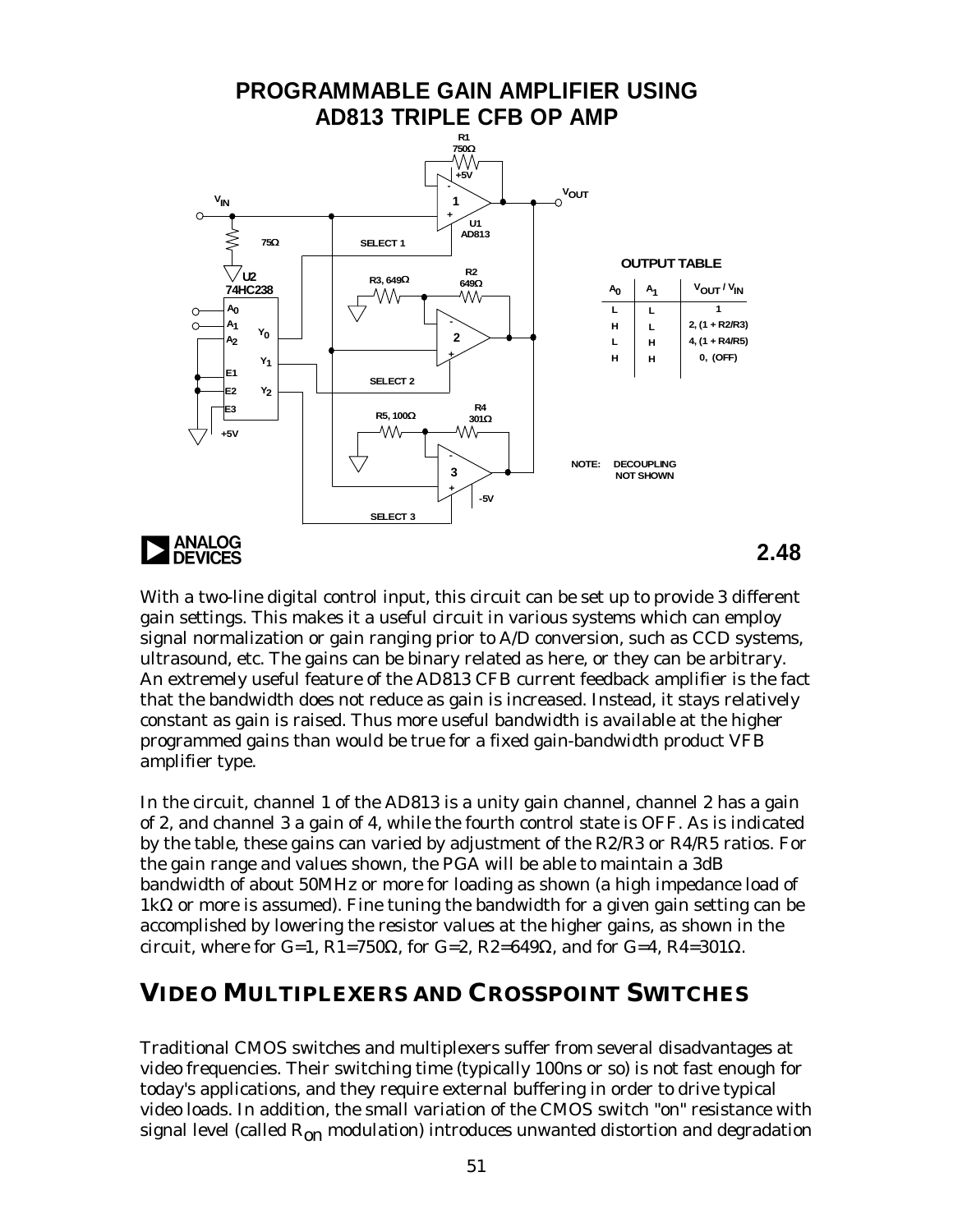## PROGRAMMABLE GAIN AMPLIFIER USING AD813 TRIPLE CFB OP AMP

**OUTPUT TABLE**

| $A_0$ | $A_1$ | $V_{OUT} / V_{IN}$ |
|---|---|---|
| L | L | 1 |
| H | L | 2, (1 + R2/R3) |
| L | H | 4, (1 + R4/R5) |
| H | H | 0, (OFF) |

NOTE: DECOUPLING NOT SHOWN

2.48

With a two-line digital control input, this circuit can be set up to provide 3 different gain settings. This makes it a useful circuit in various systems which can employ signal normalization or gain ranging prior to A/D conversion, such as CCD systems, ultrasound, etc. The gains can be binary related as here, or they can be arbitrary. An extremely useful feature of the AD813 CFB current feedback amplifier is the fact that the bandwidth does not reduce as gain is increased. Instead, it stays relatively constant as gain is raised. Thus more useful bandwidth is available at the higher programmed gains than would be true for a fixed gain-bandwidth product VFB amplifier type.

In the circuit, channel 1 of the AD813 is a unity gain channel, channel 2 has a gain of 2, and channel 3 a gain of 4, while the fourth control state is OFF. As is indicated by the table, these gains can varied by adjustment of the R2/R3 or R4/R5 ratios. For the gain range and values shown, the PGA will be able to maintain a 3dB bandwidth of about 50MHz or more for loading as shown (a high impedance load of 1kΩ or more is assumed). Fine tuning the bandwidth for a given gain setting can be accomplished by lowering the resistor values at the higher gains, as shown in the circuit, where for G=1, R1=750Ω, for G=2, R2=649Ω, and for G=4, R4=301Ω.

## VIDEO MULTIPLEXERS AND CROSSPOINT SWITCHES

Traditional CMOS switches and multiplexers suffer from several disadvantages at video frequencies. Their switching time (typically 100ns or so) is not fast enough for today's applications, and they require external buffering in order to drive typical video loads. In addition, the small variation of the CMOS switch "on" resistance with signal level (called $R_{on}$ modulation) introduces unwanted distortion and degradation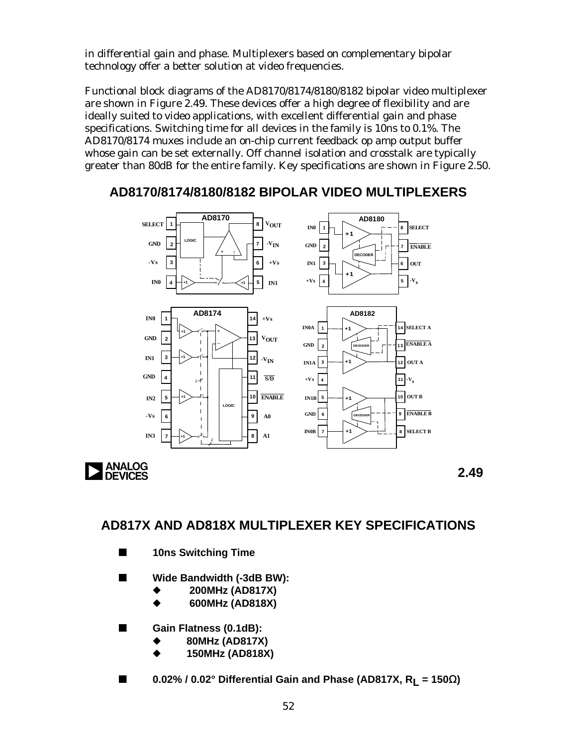in differential gain and phase. Multiplexers based on complementary bipolar technology offer a better solution at video frequencies.

Functional block diagrams of the AD8170/8174/8180/8182 bipolar video multiplexer are shown in Figure 2.49. These devices offer a high degree of flexibility and are ideally suited to video applications, with excellent differential gain and phase specifications. Switching time for all devices in the family is 10ns to 0.1%. The AD8170/8174 muxes include an on-chip current feedback op amp output buffer whose gain can be set externally. Off channel isolation and crosstalk are typically greater than 80dB for the entire family. Key specifications are shown in Figure 2.50.

## AD8170/8174/8180/8182 BIPOLAR VIDEO MULTIPLEXERS

2.49

## AD817X AND AD818X MULTIPLEXER KEY SPECIFICATIONS

- **10ns Switching Time**
- **Wide Bandwidth (-3dB BW):**
  - **200MHz (AD817X)**
  - **600MHz (AD818X)**
- **Gain Flatness (0.1dB):**
  - **80MHz (AD817X)**
  - **150MHz (AD818X)**
- **0.02% / 0.02° Differential Gain and Phase (AD817X, $R_L$ = 150Ω)**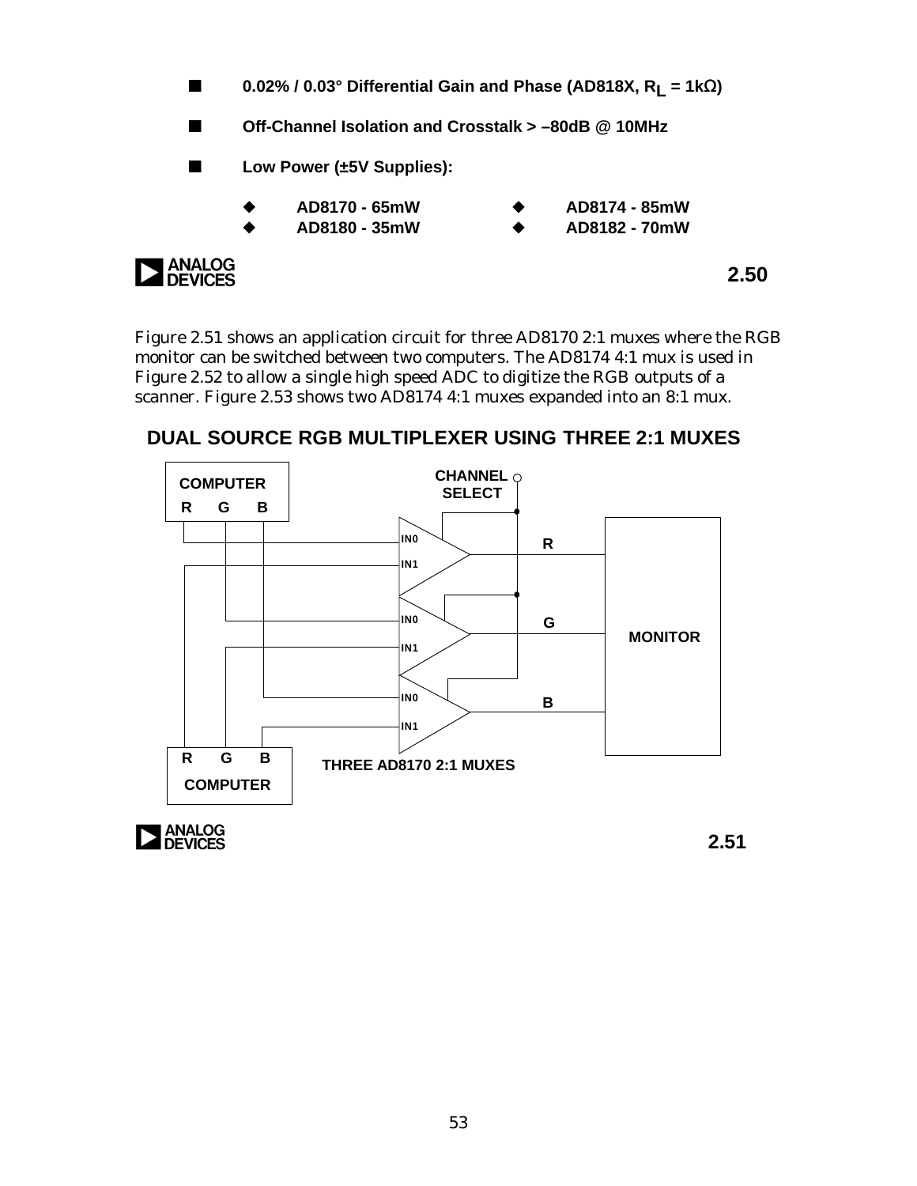- **0.02% / 0.03° Differential Gain and Phase (AD818X, $R_L$ = 1kΩ)**
- **Off-Channel Isolation and Crosstalk > –80dB @ 10MHz**
- **Low Power (±5V Supplies):**
  - **AD8170 - 65mW**
  - **AD8174 - 85mW**
  - **AD8180 - 35mW**
  - **AD8182 - 70mW**

**2.50**

Figure 2.51 shows an application circuit for three AD8170 2:1 muxes where the RGB monitor can be switched between two computers. The AD8174 4:1 mux is used in Figure 2.52 to allow a single high speed ADC to digitize the RGB outputs of a scanner. Figure 2.53 shows two AD8174 4:1 muxes expanded into an 8:1 mux.

## DUAL SOURCE RGB MULTIPLEXER USING THREE 2:1 MUXES

COMPUTER R G B — CHANNEL SELECT — IN0 / IN1 — R — G — B — MONITOR — THREE AD8170 2:1 MUXES — R G B COMPUTER

**2.51**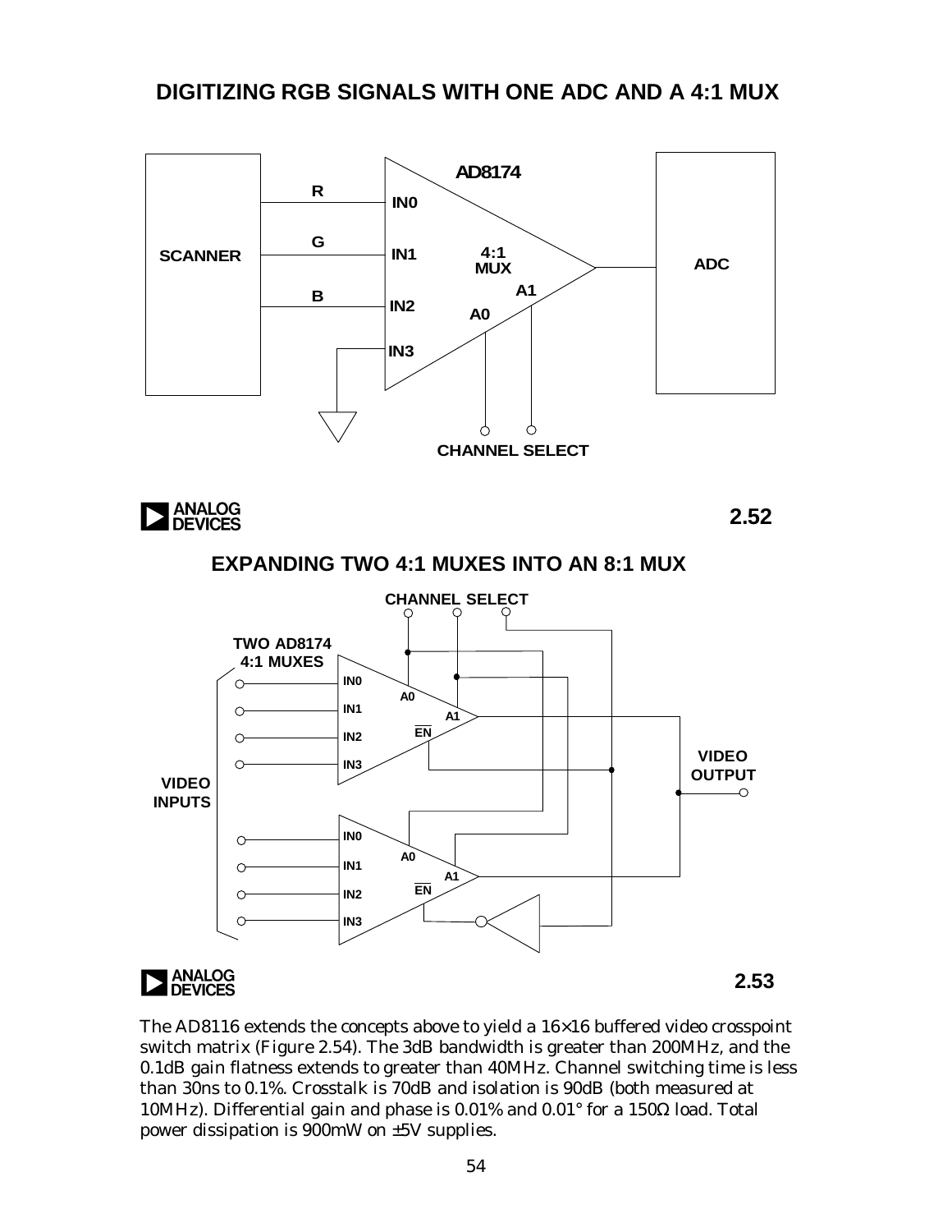## DIGITIZING RGB SIGNALS WITH ONE ADC AND A 4:1 MUX

SCANNER — R → IN0, G → IN1, B → IN2, IN3 (grounded) — AD8174 4:1 MUX — A0, A1 — CHANNEL SELECT — ADC

2.52

## EXPANDING TWO 4:1 MUXES INTO AN 8:1 MUX

CHANNEL SELECT

TWO AD8174 4:1 MUXES

VIDEO INPUTS — IN0, IN1, IN2, IN3 — A0, A1, $\overline{EN}$

VIDEO OUTPUT

2.53

The AD8116 extends the concepts above to yield a 16×16 buffered video crosspoint switch matrix (Figure 2.54). The 3dB bandwidth is greater than 200MHz, and the 0.1dB gain flatness extends to greater than 40MHz. Channel switching time is less than 30ns to 0.1%. Crosstalk is 70dB and isolation is 90dB (both measured at 10MHz). Differential gain and phase is 0.01% and 0.01° for a 150Ω load. Total power dissipation is 900mW on ±5V supplies.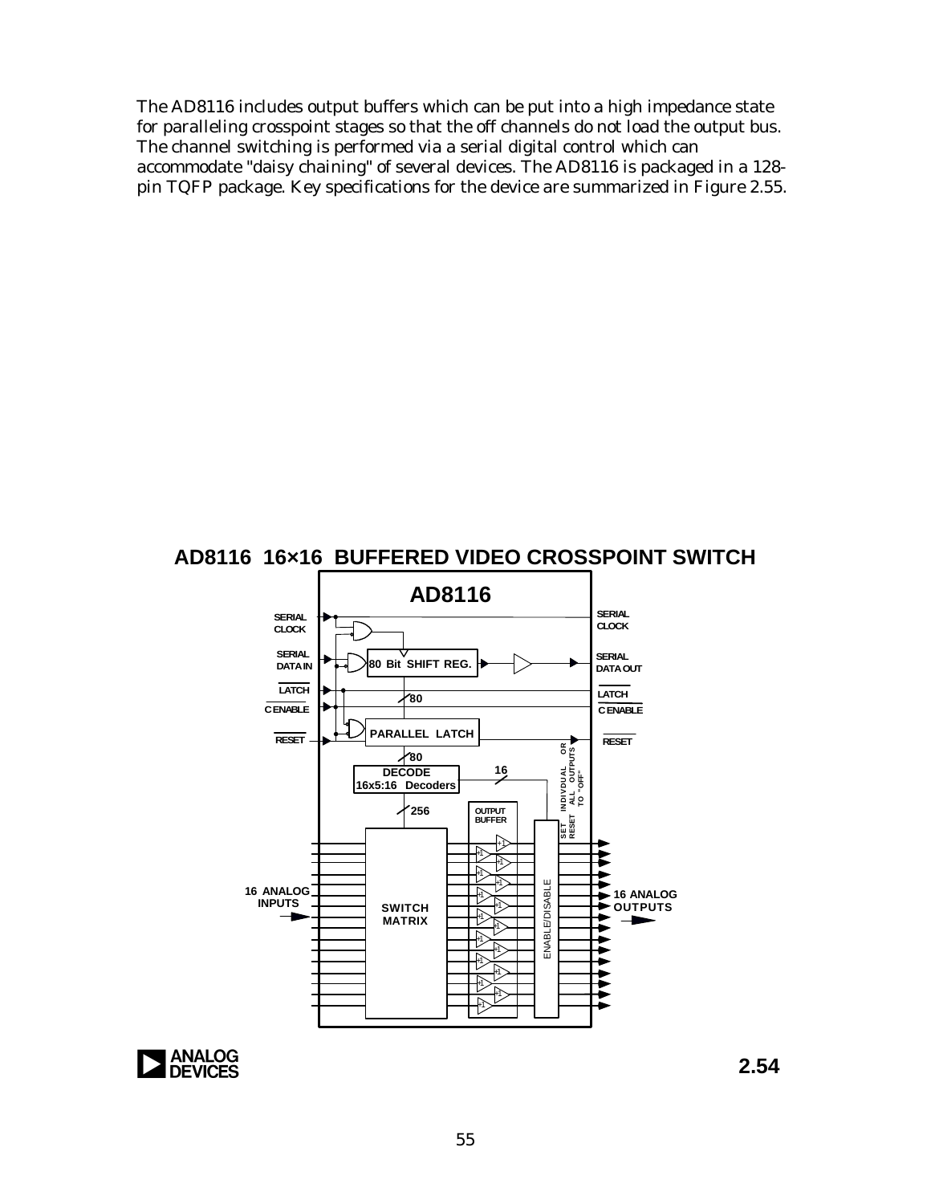The AD8116 includes output buffers which can be put into a high impedance state for paralleling crosspoint stages so that the off channels do not load the output bus. The channel switching is performed via a serial digital control which can accommodate "daisy chaining" of several devices. The AD8116 is packaged in a 128-pin TQFP package. Key specifications for the device are summarized in Figure 2.55.

**AD8116 16×16 BUFFERED VIDEO CROSSPOINT SWITCH**

AD8116

SERIAL CLOCK — SERIAL CLOCK

SERIAL DATA IN — 80 Bit SHIFT REG. — SERIAL DATA OUT

LATCH — LATCH

CE NABLE — CE NABLE

PARALLEL LATCH

RESET — RESET

80

DECODE 16x5:16 Decoders

16

256

OUTPUT BUFFER

SET INDIVIDUAL OR RESET ALL OUTPUTS TO "OFF"

16 ANALOG INPUTS — SWITCH MATRIX — ENABLE/DISABLE — 16 ANALOG OUTPUTS

2.54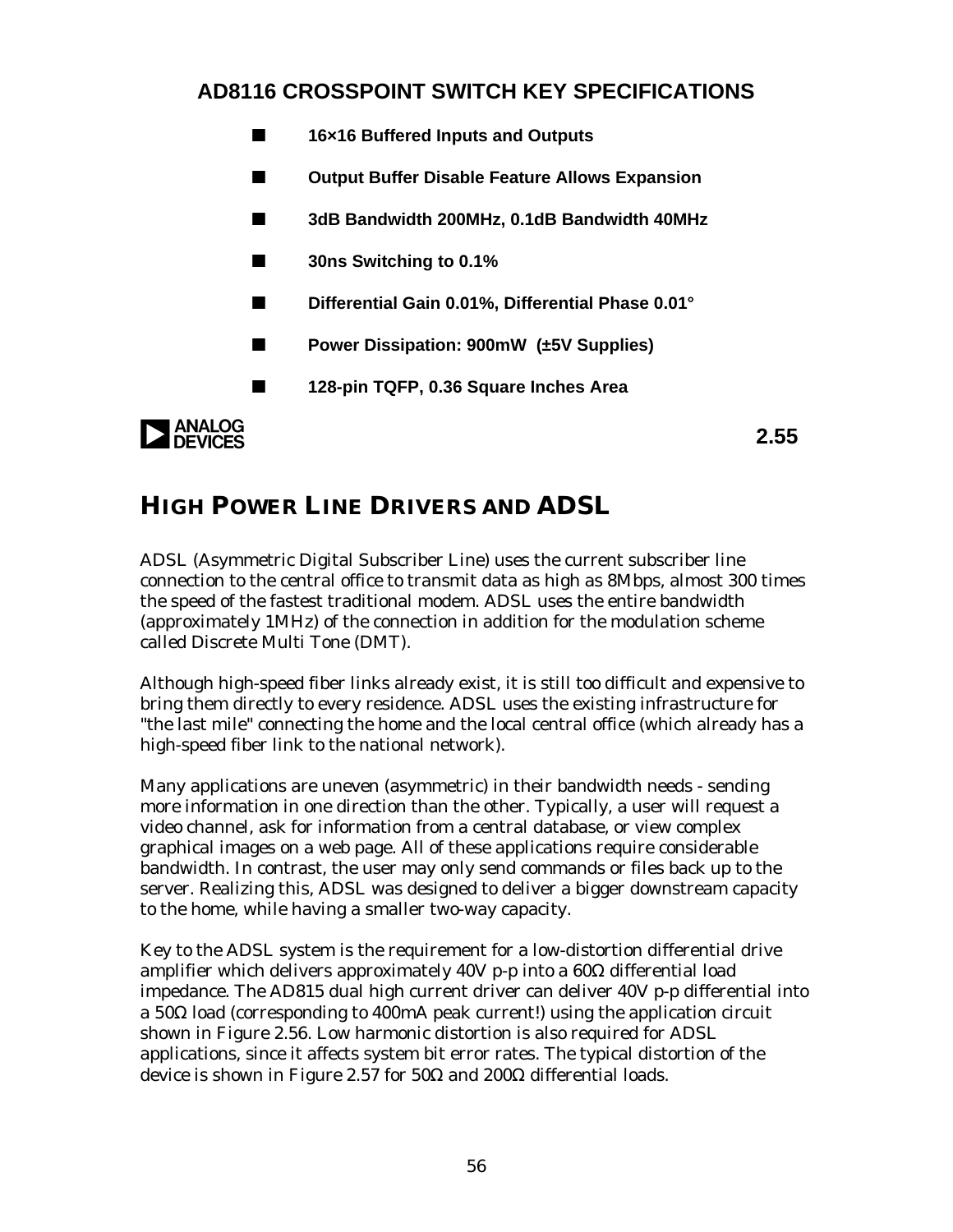## AD8116 CROSSPOINT SWITCH KEY SPECIFICATIONS

- **16×16 Buffered Inputs and Outputs**
- **Output Buffer Disable Feature Allows Expansion**
- **3dB Bandwidth 200MHz, 0.1dB Bandwidth 40MHz**
- **30ns Switching to 0.1%**
- **Differential Gain 0.01%, Differential Phase 0.01°**
- **Power Dissipation: 900mW (±5V Supplies)**
- **128-pin TQFP, 0.36 Square Inches Area**

ANALOG DEVICES

**2.55**

# HIGH POWER LINE DRIVERS AND ADSL

ADSL (Asymmetric Digital Subscriber Line) uses the current subscriber line connection to the central office to transmit data as high as 8Mbps, almost 300 times the speed of the fastest traditional modem. ADSL uses the entire bandwidth (approximately 1MHz) of the connection in addition for the modulation scheme called Discrete Multi Tone (DMT).

Although high-speed fiber links already exist, it is still too difficult and expensive to bring them directly to every residence. ADSL uses the existing infrastructure for "the last mile" connecting the home and the local central office (which already has a high-speed fiber link to the national network).

Many applications are uneven (asymmetric) in their bandwidth needs - sending more information in one direction than the other. Typically, a user will request a video channel, ask for information from a central database, or view complex graphical images on a web page. All of these applications require considerable bandwidth. In contrast, the user may only send commands or files back up to the server. Realizing this, ADSL was designed to deliver a bigger downstream capacity to the home, while having a smaller two-way capacity.

Key to the ADSL system is the requirement for a low-distortion differential drive amplifier which delivers approximately 40V p-p into a 60Ω differential load impedance. The AD815 dual high current driver can deliver 40V p-p differential into a 50Ω load (corresponding to 400mA peak current!) using the application circuit shown in Figure 2.56. Low harmonic distortion is also required for ADSL applications, since it affects system bit error rates. The typical distortion of the device is shown in Figure 2.57 for 50Ω and 200Ω differential loads.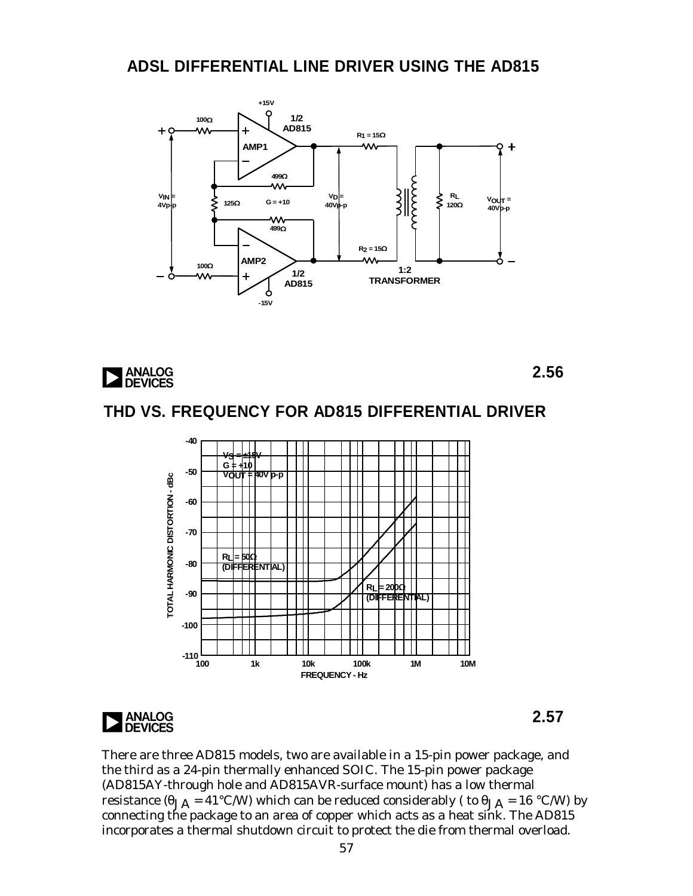## ADSL DIFFERENTIAL LINE DRIVER USING THE AD815

## THD VS. FREQUENCY FOR AD815 DIFFERENTIAL DRIVER

There are three AD815 models, two are available in a 15-pin power package, and the third as a 24-pin thermally enhanced SOIC. The 15-pin power package (AD815AY-through hole and AD815AVR-surface mount) has a low thermal resistance ($\theta_{JA}$ = 41°C/W) which can be reduced considerably ( to $\theta_{JA}$ = 16 °C/W) by connecting the package to an area of copper which acts as a heat sink. The AD815 incorporates a thermal shutdown circuit to protect the die from thermal overload.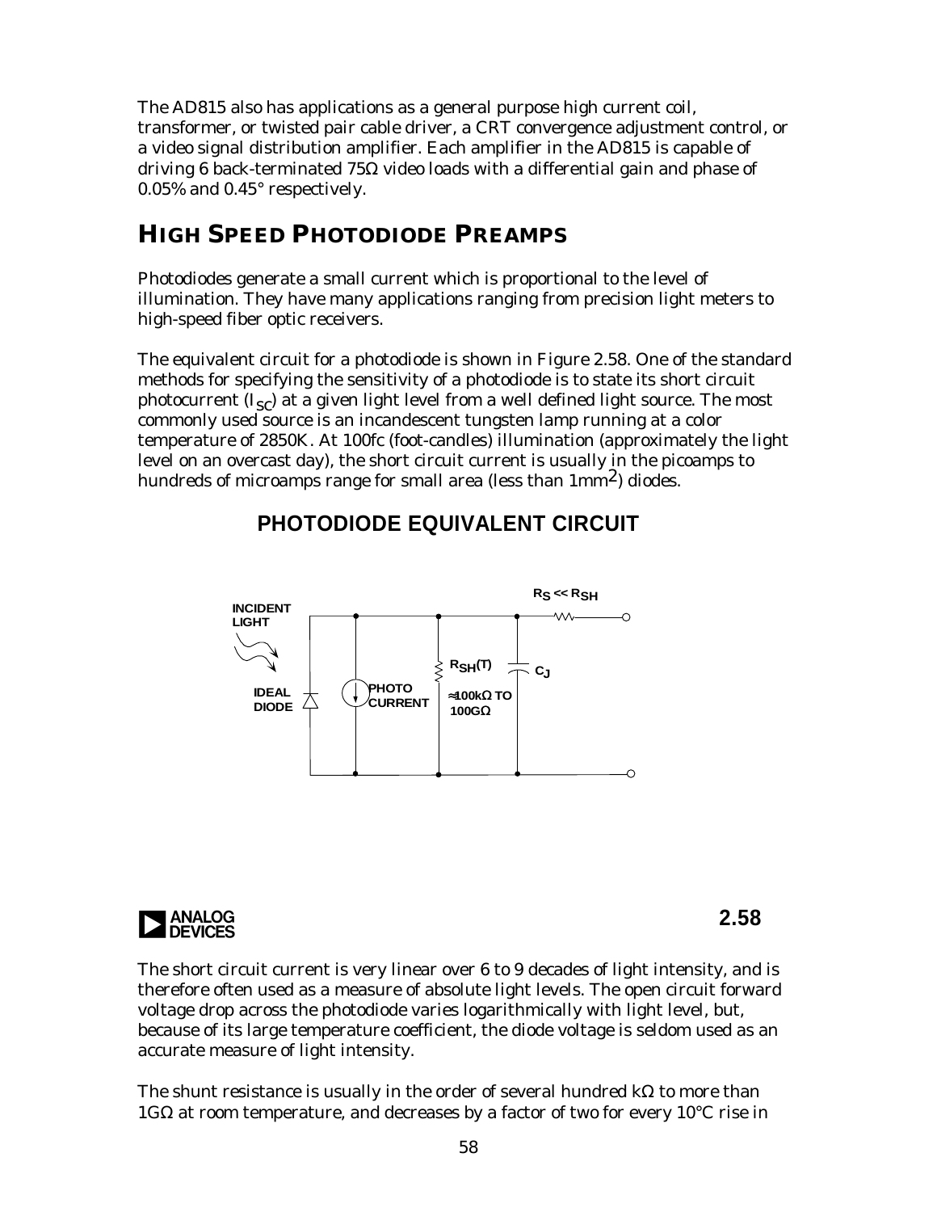The AD815 also has applications as a general purpose high current coil, transformer, or twisted pair cable driver, a CRT convergence adjustment control, or a video signal distribution amplifier. Each amplifier in the AD815 is capable of driving 6 back-terminated 75Ω video loads with a differential gain and phase of 0.05% and 0.45° respectively.

## HIGH SPEED PHOTODIODE PREAMPS

Photodiodes generate a small current which is proportional to the level of illumination. They have many applications ranging from precision light meters to high-speed fiber optic receivers.

The equivalent circuit for a photodiode is shown in Figure 2.58. One of the standard methods for specifying the sensitivity of a photodiode is to state its short circuit photocurrent ($I_{SC}$) at a given light level from a well defined light source. The most commonly used source is an incandescent tungsten lamp running at a color temperature of 2850K. At 100fc (foot-candles) illumination (approximately the light level on an overcast day), the short circuit current is usually in the picoamps to hundreds of microamps range for small area (less than 1mm$^2$) diodes.

### PHOTODIODE EQUIVALENT CIRCUIT

INCIDENT LIGHT

IDEAL DIODE

PHOTO CURRENT

$R_{SH}(T)$

≈100kΩ TO 100GΩ

$C_J$

$R_S << R_{SH}$

2.58

The short circuit current is very linear over 6 to 9 decades of light intensity, and is therefore often used as a measure of absolute light levels. The open circuit forward voltage drop across the photodiode varies logarithmically with light level, but, because of its large temperature coefficient, the diode voltage is seldom used as an accurate measure of light intensity.

The shunt resistance is usually in the order of several hundred kΩ to more than 1GΩ at room temperature, and decreases by a factor of two for every 10°C rise in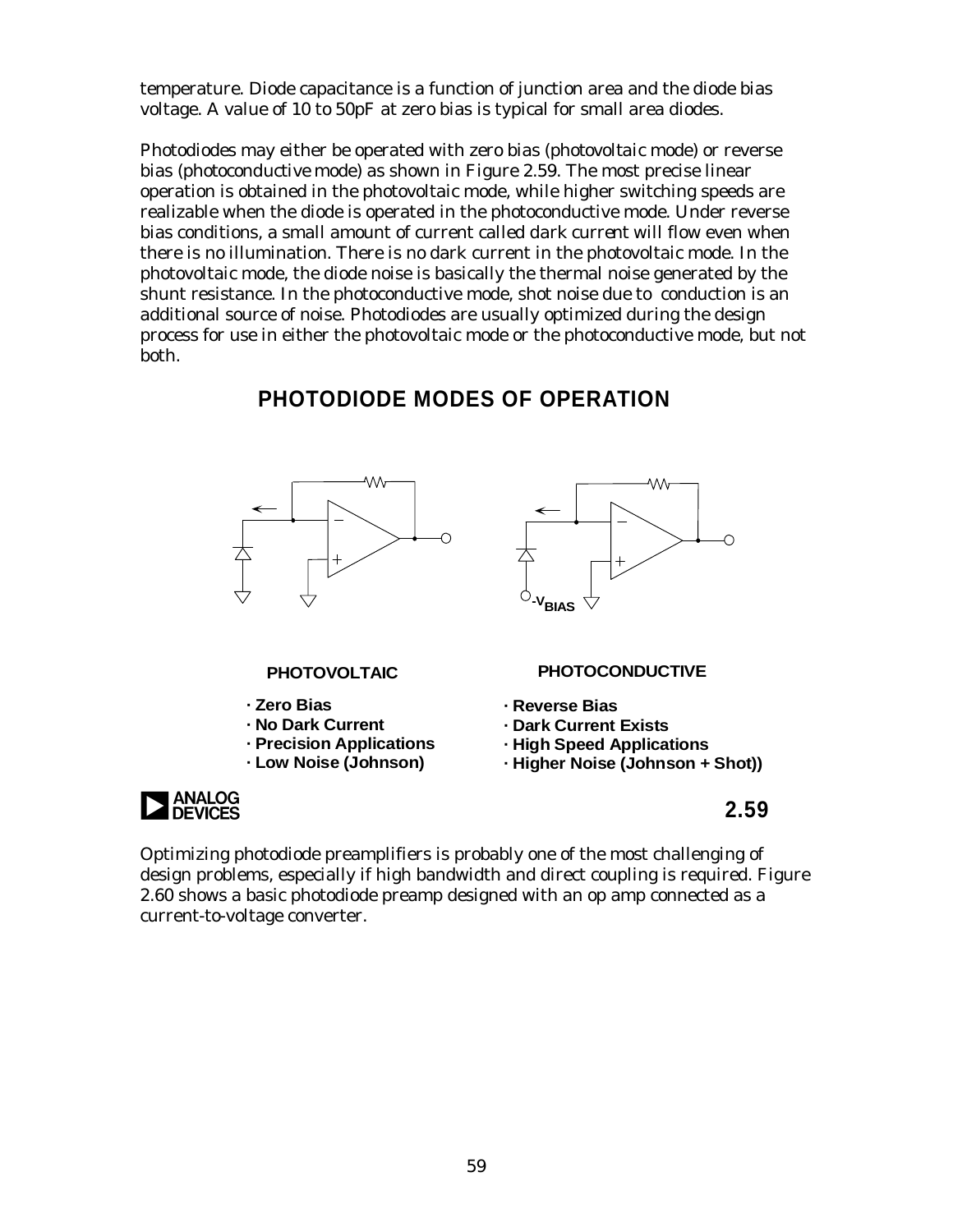temperature. Diode capacitance is a function of junction area and the diode bias voltage. A value of 10 to 50pF at zero bias is typical for small area diodes.

Photodiodes may either be operated with zero bias (photovoltaic mode) or reverse bias (photoconductive mode) as shown in Figure 2.59. The most precise linear operation is obtained in the photovoltaic mode, while higher switching speeds are realizable when the diode is operated in the photoconductive mode. Under reverse bias conditions, a small amount of current called dark current will flow even when there is no illumination. There is no dark current in the photovoltaic mode. In the photovoltaic mode, the diode noise is basically the thermal noise generated by the shunt resistance. In the photoconductive mode, shot noise due to conduction is an additional source of noise. Photodiodes are usually optimized during the design process for use in either the photovoltaic mode or the photoconductive mode, but not both.

## PHOTODIODE MODES OF OPERATION

$-V_{BIAS}$

**PHOTOVOLTAIC**

- **Zero Bias**
- **No Dark Current**
- **Precision Applications**
- **Low Noise (Johnson)**

**PHOTOCONDUCTIVE**

- **Reverse Bias**
- **Dark Current Exists**
- **High Speed Applications**
- **Higher Noise (Johnson + Shot))**

**2.59**

Optimizing photodiode preamplifiers is probably one of the most challenging of design problems, especially if high bandwidth and direct coupling is required. Figure 2.60 shows a basic photodiode preamp designed with an op amp connected as a current-to-voltage converter.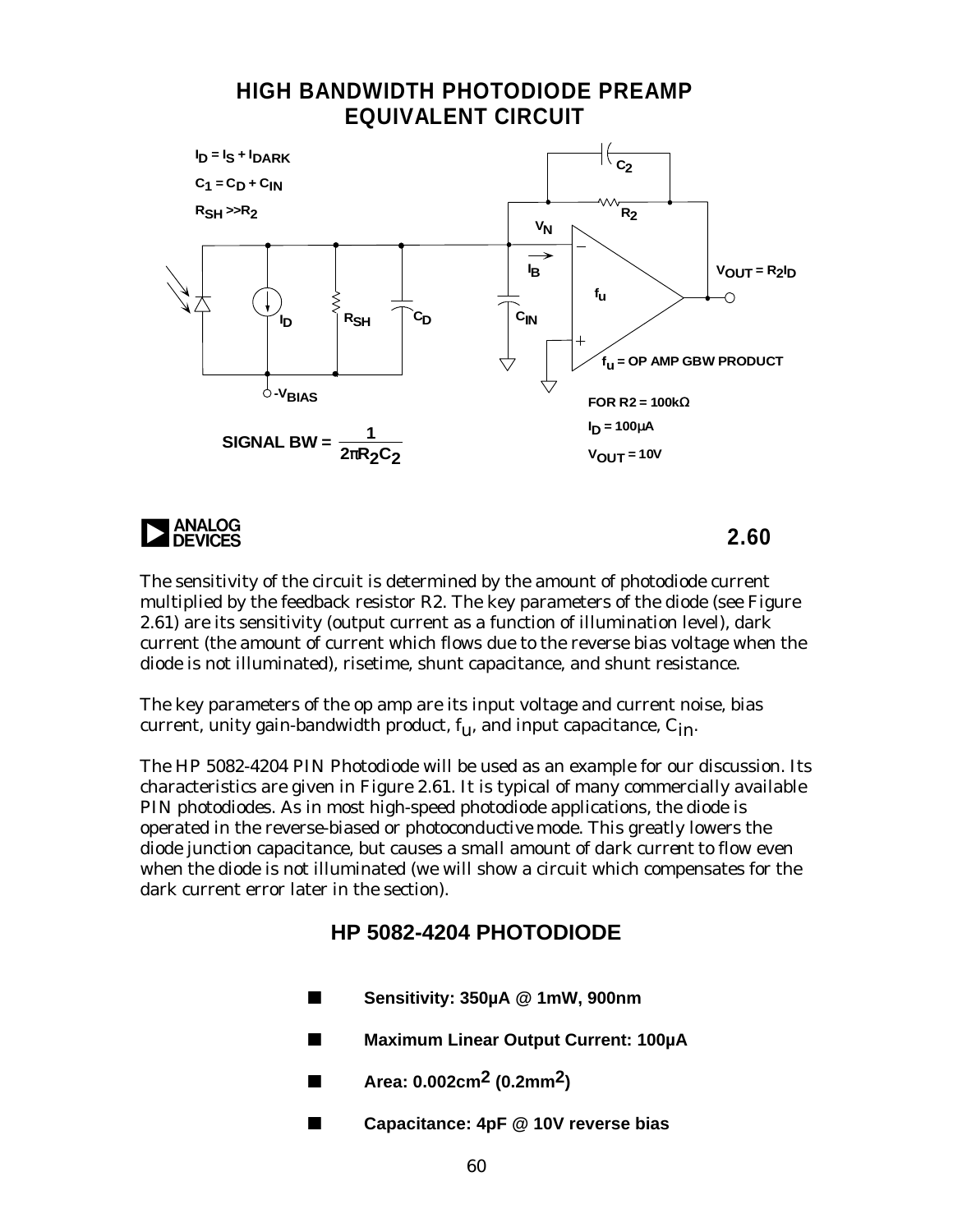## HIGH BANDWIDTH PHOTODIODE PREAMP EQUIVALENT CIRCUIT

$I_D = I_S + I_{DARK}$

$C_1 = C_D + C_{IN}$

$R_{SH} >> R_2$

$V_{OUT} = R_2 I_D$

$f_u$ = OP AMP GBW PRODUCT

FOR R2 = 100kΩ

$I_D = 100\mu A$

$V_{OUT} = 10V$

$$\text{SIGNAL BW} = \frac{1}{2\pi R_2 C_2}$$

2.60

The sensitivity of the circuit is determined by the amount of photodiode current multiplied by the feedback resistor R2. The key parameters of the diode (see Figure 2.61) are its sensitivity (output current as a function of illumination level), dark current (the amount of current which flows due to the reverse bias voltage when the diode is not illuminated), risetime, shunt capacitance, and shunt resistance.

The key parameters of the op amp are its input voltage and current noise, bias current, unity gain-bandwidth product, $f_u$, and input capacitance, $C_{in}$.

The HP 5082-4204 PIN Photodiode will be used as an example for our discussion. Its characteristics are given in Figure 2.61. It is typical of many commercially available PIN photodiodes. As in most high-speed photodiode applications, the diode is operated in the reverse-biased or photoconductive mode. This greatly lowers the diode junction capacitance, but causes a small amount of dark current to flow even when the diode is not illuminated (we will show a circuit which compensates for the dark current error later in the section).

## HP 5082-4204 PHOTODIODE

- **Sensitivity: 350µA @ 1mW, 900nm**
- **Maximum Linear Output Current: 100µA**
- **Area: 0.002cm$^2$ (0.2mm$^2$)**
- **Capacitance: 4pF @ 10V reverse bias**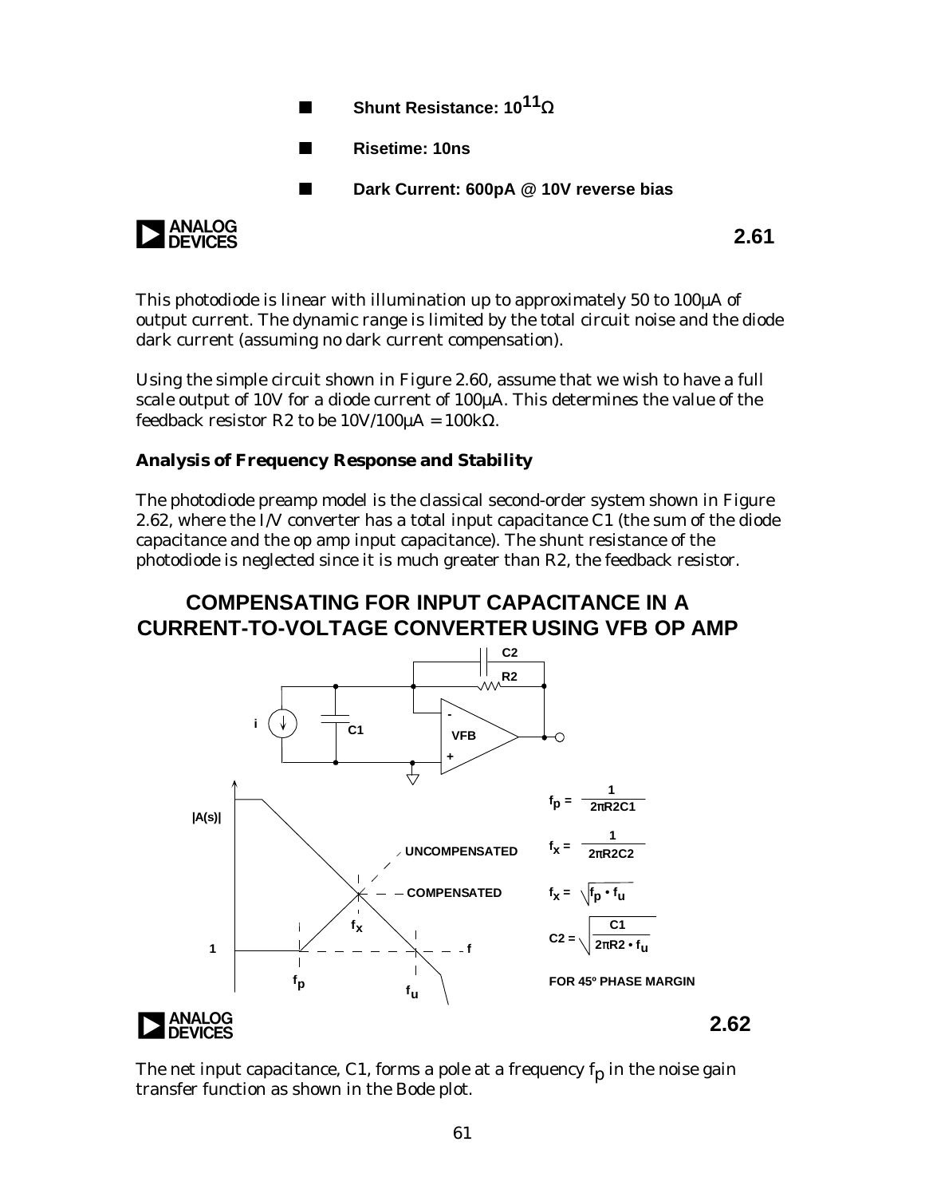- Shunt Resistance: $10^{11}\Omega$
- Risetime: 10ns
- Dark Current: 600pA @ 10V reverse bias

2.61

This photodiode is linear with illumination up to approximately 50 to 100µA of output current. The dynamic range is limited by the total circuit noise and the diode dark current (assuming no dark current compensation).

Using the simple circuit shown in Figure 2.60, assume that we wish to have a full scale output of 10V for a diode current of 100µA. This determines the value of the feedback resistor R2 to be 10V/100µA = 100kΩ.

### Analysis of Frequency Response and Stability

The photodiode preamp model is the classical second-order system shown in Figure 2.62, where the I/V converter has a total input capacitance C1 (the sum of the diode capacitance and the op amp input capacitance). The shunt resistance of the photodiode is neglected since it is much greater than R2, the feedback resistor.

## COMPENSATING FOR INPUT CAPACITANCE IN A CURRENT-TO-VOLTAGE CONVERTER USING VFB OP AMP

$$f_p = \frac{1}{2\pi R2C1}$$

$$f_x = \frac{1}{2\pi R2C2}$$

$$f_x = \sqrt{f_p \cdot f_u}$$

$$C2 = \sqrt{\frac{C1}{2\pi R2 \cdot f_u}}$$

FOR 45° PHASE MARGIN

2.62

The net input capacitance, C1, forms a pole at a frequency $f_p$ in the noise gain transfer function as shown in the Bode plot.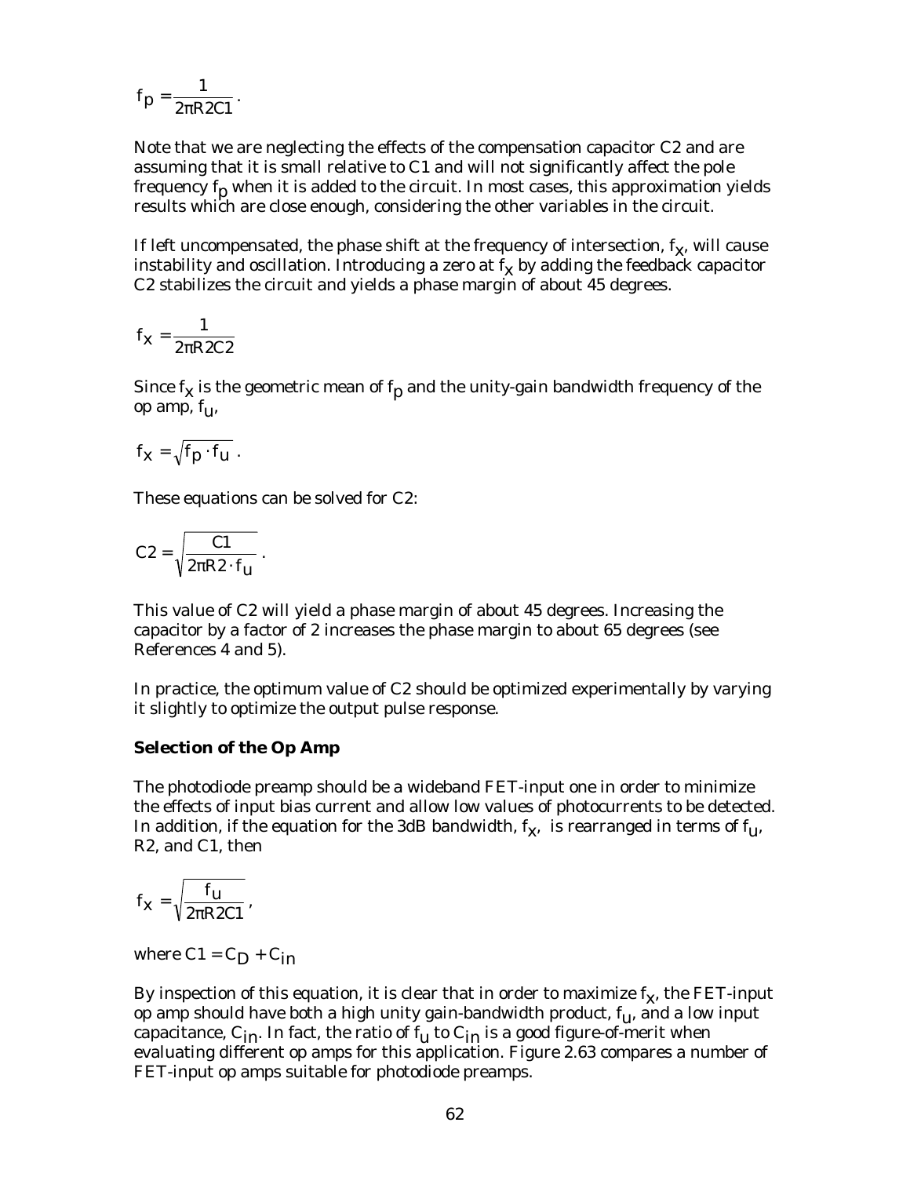$$f_p = \frac{1}{2\pi R2C1}.$$

Note that we are neglecting the effects of the compensation capacitor C2 and are assuming that it is small relative to C1 and will not significantly affect the pole frequency $f_p$ when it is added to the circuit. In most cases, this approximation yields results which are close enough, considering the other variables in the circuit.

If left uncompensated, the phase shift at the frequency of intersection, $f_x$, will cause instability and oscillation. Introducing a zero at $f_x$ by adding the feedback capacitor C2 stabilizes the circuit and yields a phase margin of about 45 degrees.

$$f_x = \frac{1}{2\pi R2C2}$$

Since $f_x$ is the geometric mean of $f_p$ and the unity-gain bandwidth frequency of the op amp, $f_u$,

$$f_x = \sqrt{f_p \cdot f_u}.$$

These equations can be solved for C2:

$$C2 = \sqrt{\frac{C1}{2\pi R2 \cdot f_u}}.$$

This value of C2 will yield a phase margin of about 45 degrees. Increasing the capacitor by a factor of 2 increases the phase margin to about 65 degrees (see References 4 and 5).

In practice, the optimum value of C2 should be optimized experimentally by varying it slightly to optimize the output pulse response.

### Selection of the Op Amp

The photodiode preamp should be a wideband FET-input one in order to minimize the effects of input bias current and allow low values of photocurrents to be detected. In addition, if the equation for the 3dB bandwidth, $f_x$, is rearranged in terms of $f_u$, R2, and C1, then

$$f_x = \sqrt{\frac{f_u}{2\pi R2C1}},$$

where $C1 = C_D + C_{in}$

By inspection of this equation, it is clear that in order to maximize $f_x$, the FET-input op amp should have both a high unity gain-bandwidth product, $f_u$, and a low input capacitance, $C_{in}$. In fact, the ratio of $f_u$ to $C_{in}$ is a good figure-of-merit when evaluating different op amps for this application. Figure 2.63 compares a number of FET-input op amps suitable for photodiode preamps.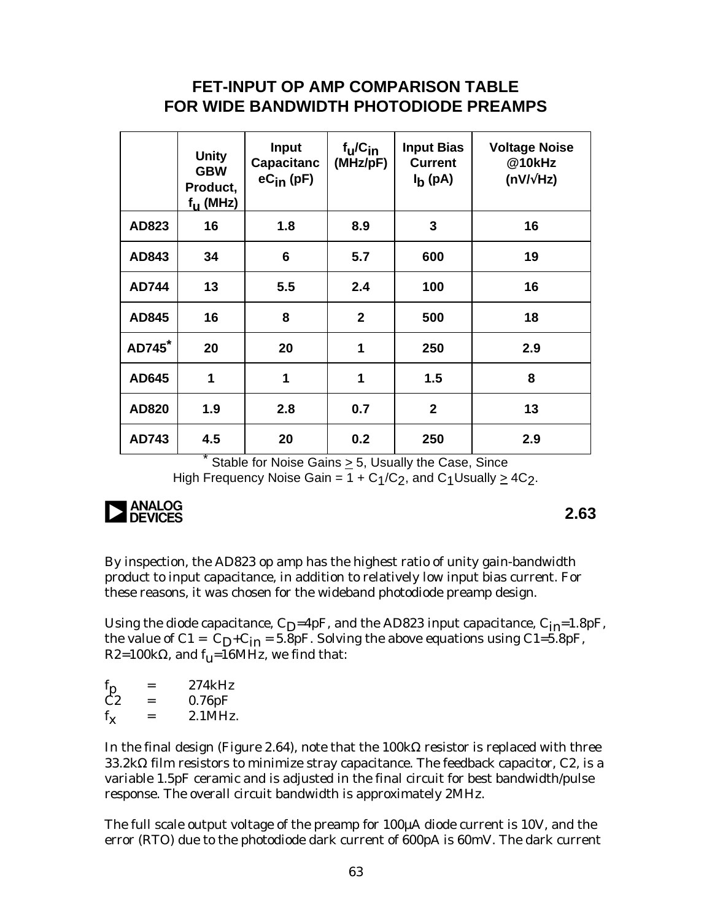## FET-INPUT OP AMP COMPARISON TABLE FOR WIDE BANDWIDTH PHOTODIODE PREAMPS

| | Unity GBW Product, $f_u$ (MHz) | Input Capacitanc e$C_{in}$ (pF) | $f_u/C_{in}$ (MHz/pF) | Input Bias Current $I_b$ (pA) | Voltage Noise @10kHz (nV/√Hz) |
|---|---|---|---|---|---|
| AD823 | 16 | 1.8 | 8.9 | 3 | 16 |
| AD843 | 34 | 6 | 5.7 | 600 | 19 |
| AD744 | 13 | 5.5 | 2.4 | 100 | 16 |
| AD845 | 16 | 8 | 2 | 500 | 18 |
| AD745* | 20 | 20 | 1 | 250 | 2.9 |
| AD645 | 1 | 1 | 1 | 1.5 | 8 |
| AD820 | 1.9 | 2.8 | 0.7 | 2 | 13 |
| AD743 | 4.5 | 20 | 0.2 | 250 | 2.9 |

* Stable for Noise Gains ≥ 5, Usually the Case, Since High Frequency Noise Gain = $1 + C_1/C_2$, and $C_1$ Usually ≥ $4C_2$.

**2.63**

By inspection, the AD823 op amp has the highest ratio of unity gain-bandwidth product to input capacitance, in addition to relatively low input bias current. For these reasons, it was chosen for the wideband photodiode preamp design.

Using the diode capacitance, $C_D$=4pF, and the AD823 input capacitance, $C_{in}$=1.8pF, the value of $C1 = C_D+C_{in}$ = 5.8pF. Solving the above equations using C1=5.8pF, R2=100kΩ, and $f_u$=16MHz, we find that:

$f_p$ = 274kHz
C2 = 0.76pF
$f_x$ = 2.1MHz.

In the final design (Figure 2.64), note that the 100kΩ resistor is replaced with three 33.2kΩ film resistors to minimize stray capacitance. The feedback capacitor, C2, is a variable 1.5pF ceramic and is adjusted in the final circuit for best bandwidth/pulse response. The overall circuit bandwidth is approximately 2MHz.

The full scale output voltage of the preamp for 100µA diode current is 10V, and the error (RTO) due to the photodiode dark current of 600pA is 60mV. The dark current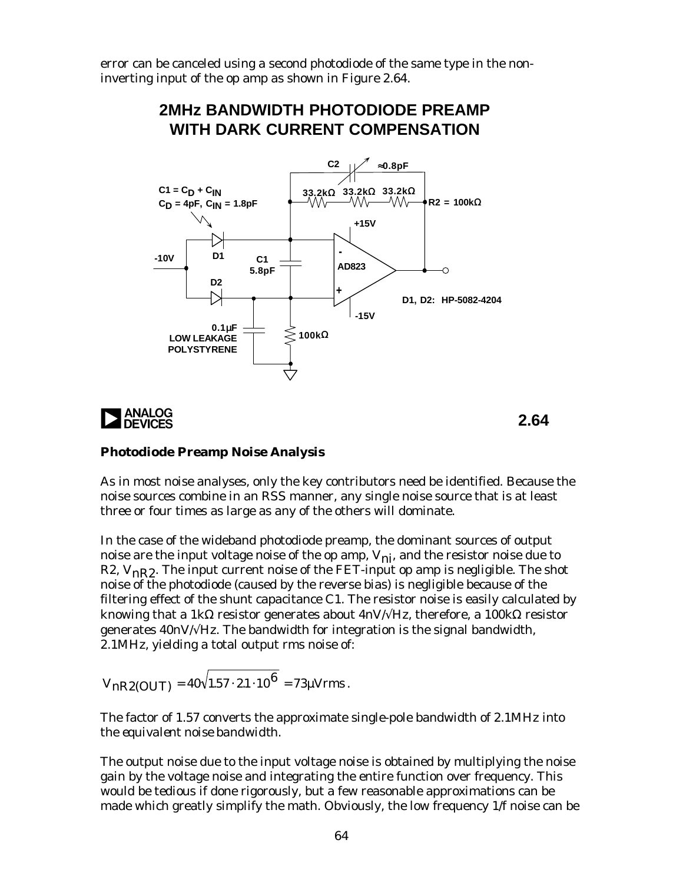error can be canceled using a second photodiode of the same type in the non-inverting input of the op amp as shown in Figure 2.64.

**2MHz BANDWIDTH PHOTODIODE PREAMP WITH DARK CURRENT COMPENSATION**

C2 ≈0.8pF

$C1 = C_D + C_{IN}$

$C_D$ = 4pF, $C_{IN}$ = 1.8pF

33.2kΩ 33.2kΩ 33.2kΩ R2 = 100kΩ

+15V

-10V D1 C1 5.8pF AD823

D2

D1, D2: HP-5082-4204

-15V

0.1µF LOW LEAKAGE POLYSTYRENE

100kΩ

ANALOG DEVICES

2.64

**Photodiode Preamp Noise Analysis**

As in most noise analyses, only the key contributors need be identified. Because the noise sources combine in an RSS manner, any single noise source that is at least three or four times as large as any of the others will dominate.

In the case of the wideband photodiode preamp, the dominant sources of output noise are the input voltage noise of the op amp, $V_{ni}$, and the resistor noise due to R2, $V_{nR2}$. The input current noise of the FET-input op amp is negligible. The shot noise of the photodiode (caused by the reverse bias) is negligible because of the filtering effect of the shunt capacitance C1. The resistor noise is easily calculated by knowing that a 1kΩ resistor generates about 4nV/√Hz, therefore, a 100kΩ resistor generates 40nV/√Hz. The bandwidth for integration is the signal bandwidth, 2.1MHz, yielding a total output rms noise of:

$$V_{nR2(OUT)} = 40\sqrt{1.57 \cdot 2.1 \cdot 10^6} = 73\mu Vrms.$$

The factor of 1.57 converts the approximate single-pole bandwidth of 2.1MHz into the *equivalent noise bandwidth*.

The output noise due to the input voltage noise is obtained by multiplying the noise gain by the voltage noise and integrating the entire function over frequency. This would be tedious if done rigorously, but a few reasonable approximations can be made which greatly simplify the math. Obviously, the low frequency 1/f noise can be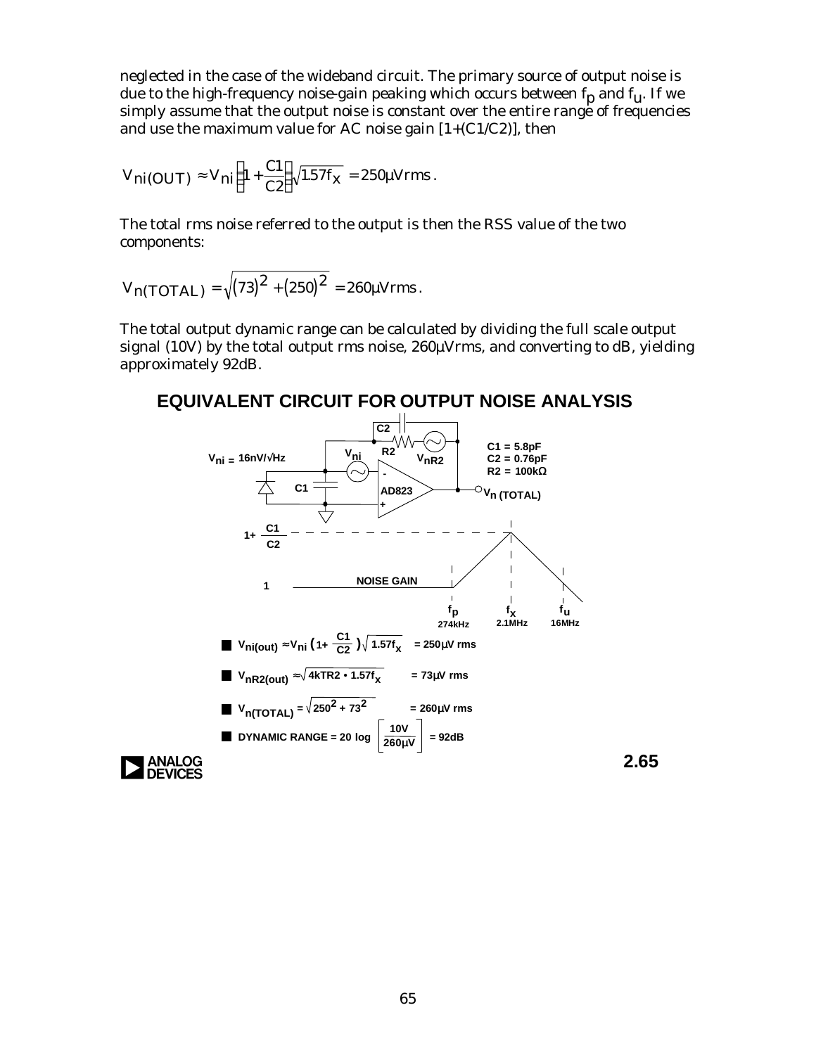neglected in the case of the wideband circuit. The primary source of output noise is due to the high-frequency noise-gain peaking which occurs between $f_p$ and $f_u$. If we simply assume that the output noise is constant over the entire range of frequencies and use the maximum value for AC noise gain [1+(C1/C2)], then

$$V_{ni(OUT)} \approx V_{ni}\left(1+\frac{C1}{C2}\right)\sqrt{1.57f_X} = 250\mu Vrms.$$

The total rms noise referred to the output is then the RSS value of the two components:

$$V_{n(TOTAL)} = \sqrt{(73)^2 + (250)^2} = 260\mu Vrms.$$

The total output dynamic range can be calculated by dividing the full scale output signal (10V) by the total output rms noise, 260µVrms, and converting to dB, yielding approximately 92dB.

## EQUIVALENT CIRCUIT FOR OUTPUT NOISE ANALYSIS

$V_{ni}$ = 16nV/√Hz

C1 = 5.8pF
C2 = 0.76pF
R2 = 100kΩ

AD823, $V_{n\,(TOTAL)}$, $V_{nR2}$

NOISE GAIN: 1 to $1+\frac{C1}{C2}$; $f_p$ = 274kHz, $f_x$ = 2.1MHz, $f_u$ = 16MHz

- $V_{ni(out)} \approx V_{ni}\left(1+\frac{C1}{C2}\right)\sqrt{1.57f_x}$ = 250µV rms
- $V_{nR2(out)} \approx \sqrt{4kTR2 \cdot 1.57f_x}$ = 73µV rms
- $V_{n(TOTAL)} = \sqrt{250^2 + 73^2}$ = 260µV rms
- DYNAMIC RANGE = $20\log\left[\frac{10V}{260\mu V}\right]$ = 92dB

2.65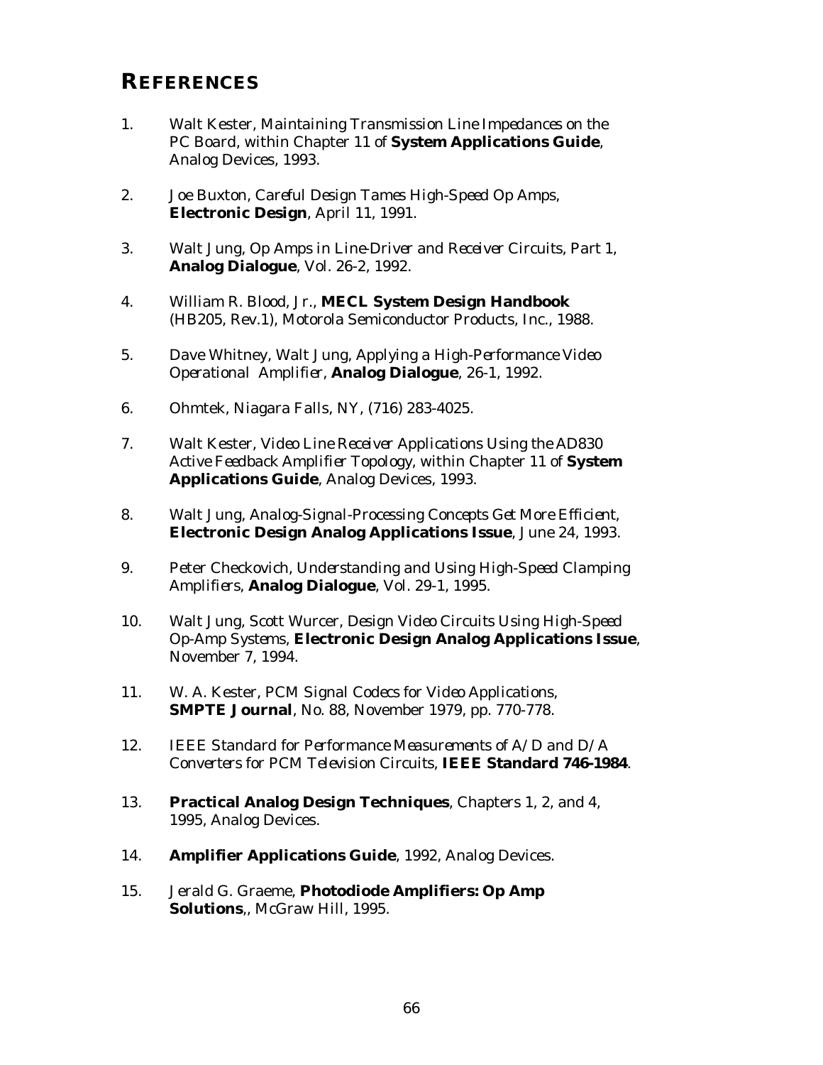## REFERENCES

1. Walt Kester, *Maintaining Transmission Line Impedances on the PC Board*, within Chapter 11 of **System Applications Guide**, Analog Devices, 1993.

2. Joe Buxton, *Careful Design Tames High-Speed Op Amps*, **Electronic Design**, April 11, 1991.

3. Walt Jung, *Op Amps in Line-Driver and Receiver Circuits, Part 1*, **Analog Dialogue**, Vol. 26-2, 1992.

4. William R. Blood, Jr., **MECL System Design Handbook** (HB205, Rev.1), Motorola Semiconductor Products, Inc., 1988.

5. Dave Whitney, Walt Jung, *Applying a High-Performance Video Operational Amplifier*, **Analog Dialogue**, 26-1, 1992.

6. Ohmtek, Niagara Falls, NY, (716) 283-4025.

7. Walt Kester, *Video Line Receiver Applications Using the AD830 Active Feedback Amplifier Topology*, within Chapter 11 of **System Applications Guide**, Analog Devices, 1993.

8. Walt Jung, *Analog-Signal-Processing Concepts Get More Efficient*, **Electronic Design Analog Applications Issue**, June 24, 1993.

9. Peter Checkovich, *Understanding and Using High-Speed Clamping Amplifiers*, **Analog Dialogue**, Vol. 29-1, 1995.

10. Walt Jung, Scott Wurcer, *Design Video Circuits Using High-Speed Op-Amp Systems*, **Electronic Design Analog Applications Issue**, November 7, 1994.

11. W. A. Kester, *PCM Signal Codecs for Video Applications*, **SMPTE Journal**, No. 88, November 1979, pp. 770-778.

12. *IEEE Standard for Performance Measurements of A/D and D/A Converters for PCM Television Circuits*, **IEEE Standard 746-1984**.

13. **Practical Analog Design Techniques**, Chapters 1, 2, and 4, 1995, Analog Devices.

14. **Amplifier Applications Guide**, 1992, Analog Devices.

15. Jerald G. Graeme, **Photodiode Amplifiers: Op Amp Solutions**,, McGraw Hill, 1995.